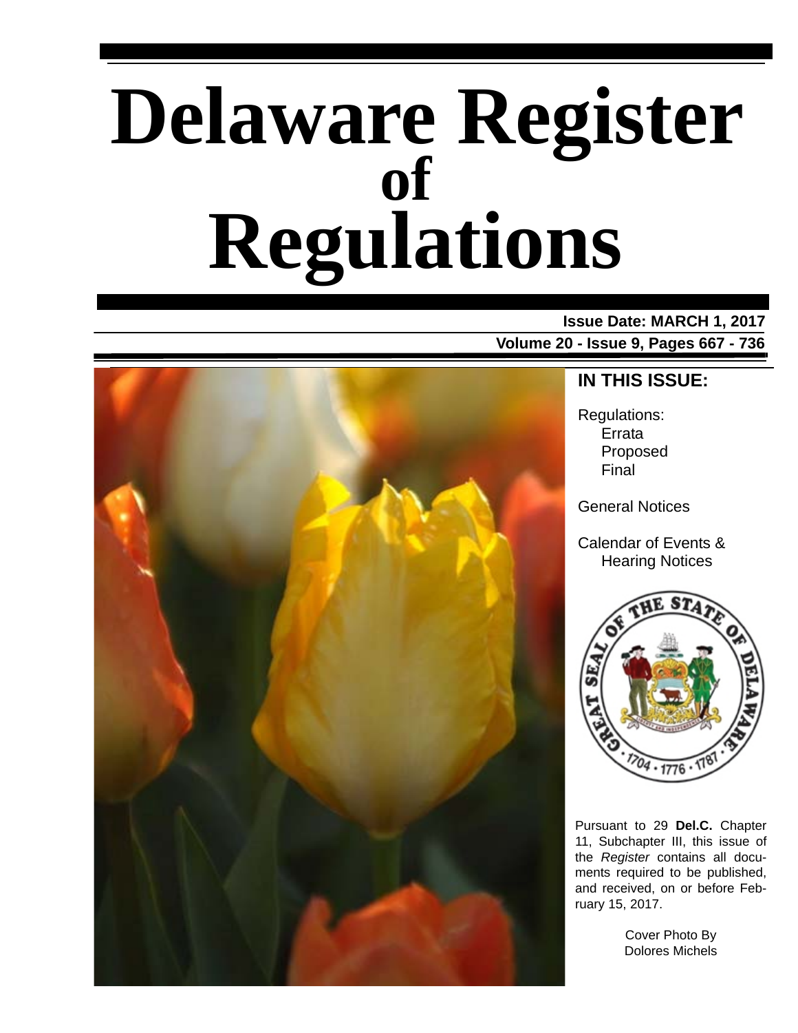# Delaware Register of Regulations

**Issue Date: MARCH 1, 2017**

**Volume 20 - Issue 9, Pages 667 - 736**

## IN THIS ISSUE:

Regulations:
- Errata
- Proposed
- Final

General Notices

Calendar of Events & Hearing Notices

Pursuant to 29 **Del.C.** Chapter 11, Subchapter III, this issue of the *Register* contains all documents required to be published, and received, on or before February 15, 2017.

Cover Photo By Dolores Michels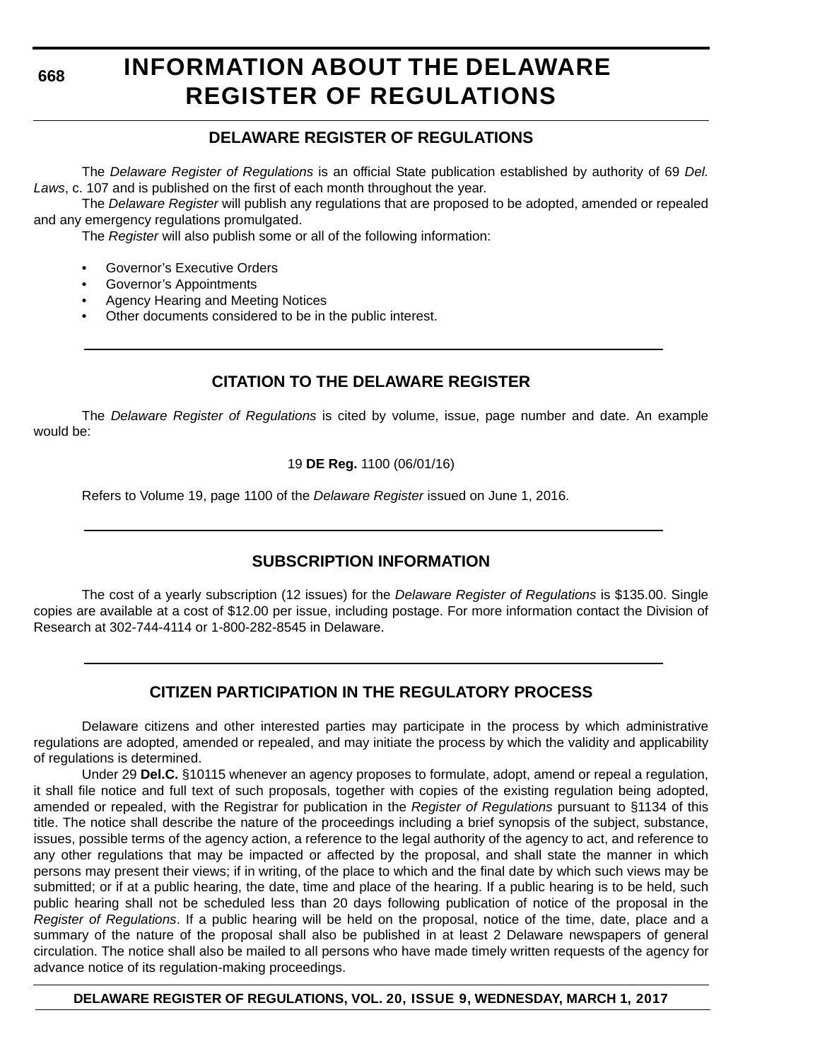# INFORMATION ABOUT THE DELAWARE REGISTER OF REGULATIONS

## DELAWARE REGISTER OF REGULATIONS

The *Delaware Register of Regulations* is an official State publication established by authority of 69 *Del. Laws*, c. 107 and is published on the first of each month throughout the year.

The *Delaware Register* will publish any regulations that are proposed to be adopted, amended or repealed and any emergency regulations promulgated.

The *Register* will also publish some or all of the following information:

- Governor's Executive Orders
- Governor's Appointments
- Agency Hearing and Meeting Notices
- Other documents considered to be in the public interest.

## CITATION TO THE DELAWARE REGISTER

The *Delaware Register of Regulations* is cited by volume, issue, page number and date. An example would be:

19 **DE Reg.** 1100 (06/01/16)

Refers to Volume 19, page 1100 of the *Delaware Register* issued on June 1, 2016.

## SUBSCRIPTION INFORMATION

The cost of a yearly subscription (12 issues) for the *Delaware Register of Regulations* is $135.00. Single copies are available at a cost of $12.00 per issue, including postage. For more information contact the Division of Research at 302-744-4114 or 1-800-282-8545 in Delaware.

## CITIZEN PARTICIPATION IN THE REGULATORY PROCESS

Delaware citizens and other interested parties may participate in the process by which administrative regulations are adopted, amended or repealed, and may initiate the process by which the validity and applicability of regulations is determined.

Under 29 **Del.C.** §10115 whenever an agency proposes to formulate, adopt, amend or repeal a regulation, it shall file notice and full text of such proposals, together with copies of the existing regulation being adopted, amended or repealed, with the Registrar for publication in the *Register of Regulations* pursuant to §1134 of this title. The notice shall describe the nature of the proceedings including a brief synopsis of the subject, substance, issues, possible terms of the agency action, a reference to the legal authority of the agency to act, and reference to any other regulations that may be impacted or affected by the proposal, and shall state the manner in which persons may present their views; if in writing, of the place to which and the final date by which such views may be submitted; or if at a public hearing, the date, time and place of the hearing. If a public hearing is to be held, such public hearing shall not be scheduled less than 20 days following publication of notice of the proposal in the *Register of Regulations*. If a public hearing will be held on the proposal, notice of the time, date, place and a summary of the nature of the proposal shall also be published in at least 2 Delaware newspapers of general circulation. The notice shall also be mailed to all persons who have made timely written requests of the agency for advance notice of its regulation-making proceedings.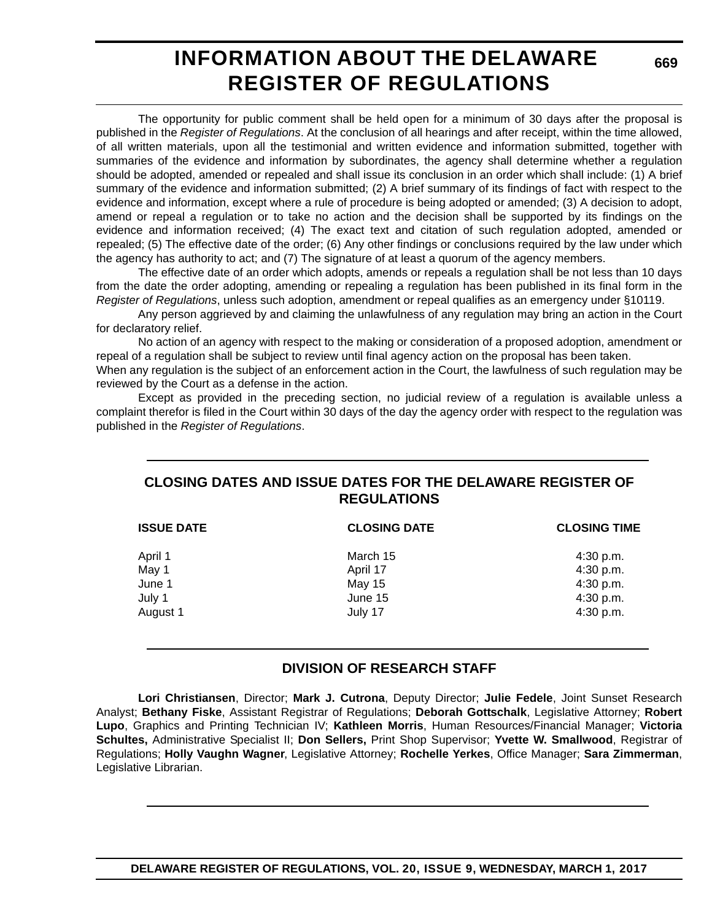The opportunity for public comment shall be held open for a minimum of 30 days after the proposal is published in the *Register of Regulations*. At the conclusion of all hearings and after receipt, within the time allowed, of all written materials, upon all the testimonial and written evidence and information submitted, together with summaries of the evidence and information by subordinates, the agency shall determine whether a regulation should be adopted, amended or repealed and shall issue its conclusion in an order which shall include: (1) A brief summary of the evidence and information submitted; (2) A brief summary of its findings of fact with respect to the evidence and information, except where a rule of procedure is being adopted or amended; (3) A decision to adopt, amend or repeal a regulation or to take no action and the decision shall be supported by its findings on the evidence and information received; (4) The exact text and citation of such regulation adopted, amended or repealed; (5) The effective date of the order; (6) Any other findings or conclusions required by the law under which the agency has authority to act; and (7) The signature of at least a quorum of the agency members.

The effective date of an order which adopts, amends or repeals a regulation shall be not less than 10 days from the date the order adopting, amending or repealing a regulation has been published in its final form in the *Register of Regulations*, unless such adoption, amendment or repeal qualifies as an emergency under §10119.

Any person aggrieved by and claiming the unlawfulness of any regulation may bring an action in the Court for declaratory relief.

No action of an agency with respect to the making or consideration of a proposed adoption, amendment or repeal of a regulation shall be subject to review until final agency action on the proposal has been taken.

When any regulation is the subject of an enforcement action in the Court, the lawfulness of such regulation may be reviewed by the Court as a defense in the action.

Except as provided in the preceding section, no judicial review of a regulation is available unless a complaint therefor is filed in the Court within 30 days of the day the agency order with respect to the regulation was published in the *Register of Regulations*.

## CLOSING DATES AND ISSUE DATES FOR THE DELAWARE REGISTER OF REGULATIONS

| ISSUE DATE | CLOSING DATE | CLOSING TIME |
|---|---|---|
| April 1 | March 15 | 4:30 p.m. |
| May 1 | April 17 | 4:30 p.m. |
| June 1 | May 15 | 4:30 p.m. |
| July 1 | June 15 | 4:30 p.m. |
| August 1 | July 17 | 4:30 p.m. |

## DIVISION OF RESEARCH STAFF

**Lori Christiansen**, Director; **Mark J. Cutrona**, Deputy Director; **Julie Fedele**, Joint Sunset Research Analyst; **Bethany Fiske**, Assistant Registrar of Regulations; **Deborah Gottschalk**, Legislative Attorney; **Robert Lupo**, Graphics and Printing Technician IV; **Kathleen Morris**, Human Resources/Financial Manager; **Victoria Schultes,** Administrative Specialist II; **Don Sellers,** Print Shop Supervisor; **Yvette W. Smallwood**, Registrar of Regulations; **Holly Vaughn Wagner**, Legislative Attorney; **Rochelle Yerkes**, Office Manager; **Sara Zimmerman**, Legislative Librarian.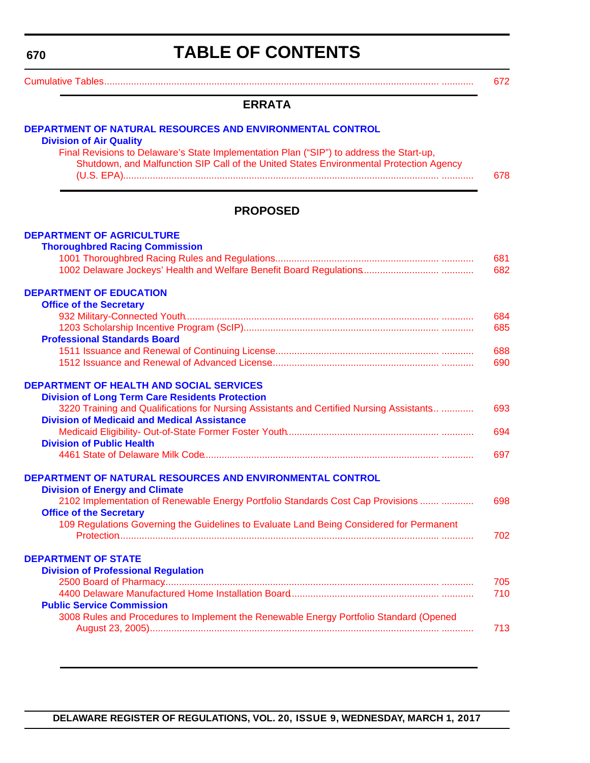# TABLE OF CONTENTS

Cumulative Tables ........................................................................ 672

## ERRATA

**DEPARTMENT OF NATURAL RESOURCES AND ENVIRONMENTAL CONTROL**

**Division of Air Quality**

Final Revisions to Delaware's State Implementation Plan ("SIP") to address the Start-up, Shutdown, and Malfunction SIP Call of the United States Environmental Protection Agency (U.S. EPA)........................................................................ 678

## PROPOSED

**DEPARTMENT OF AGRICULTURE**

**Thoroughbred Racing Commission**

1001 Thoroughbred Racing Rules and Regulations........................................ 681

1002 Delaware Jockeys' Health and Welfare Benefit Board Regulations........................ 682

**DEPARTMENT OF EDUCATION**

**Office of the Secretary**

932 Military-Connected Youth........................................ 684

1203 Scholarship Incentive Program (ScIP)........................................ 685

**Professional Standards Board**

1511 Issuance and Renewal of Continuing License........................................ 688

1512 Issuance and Renewal of Advanced License........................................ 690

**DEPARTMENT OF HEALTH AND SOCIAL SERVICES**

**Division of Long Term Care Residents Protection**

3220 Training and Qualifications for Nursing Assistants and Certified Nursing Assistants........ 693

**Division of Medicaid and Medical Assistance**

Medicaid Eligibility- Out-of-State Former Foster Youth........................................ 694

**Division of Public Health**

4461 State of Delaware Milk Code........................................ 697

**DEPARTMENT OF NATURAL RESOURCES AND ENVIRONMENTAL CONTROL**

**Division of Energy and Climate**

2102 Implementation of Renewable Energy Portfolio Standards Cost Cap Provisions........ 698

**Office of the Secretary**

109 Regulations Governing the Guidelines to Evaluate Land Being Considered for Permanent Protection........................................ 702

**DEPARTMENT OF STATE**

**Division of Professional Regulation**

2500 Board of Pharmacy........................................ 705

4400 Delaware Manufactured Home Installation Board........................................ 710

**Public Service Commission**

3008 Rules and Procedures to Implement the Renewable Energy Portfolio Standard (Opened August 23, 2005)........................................ 713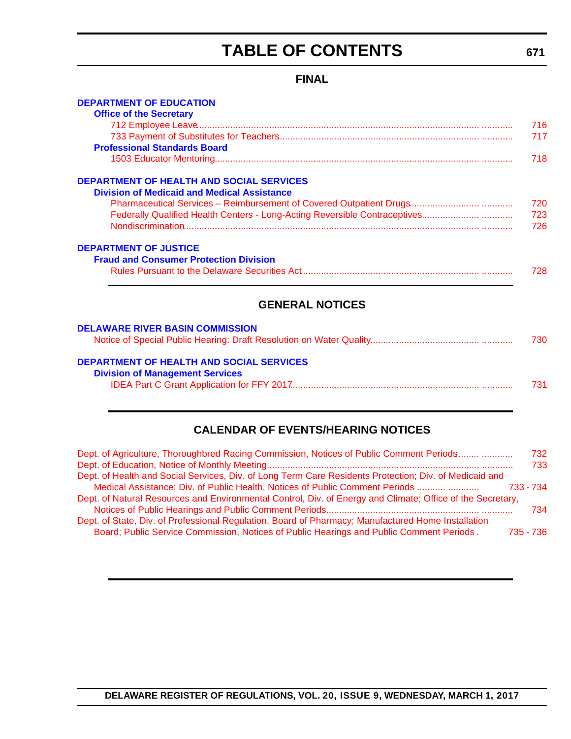# TABLE OF CONTENTS

## FINAL

**DEPARTMENT OF EDUCATION**

**Office of the Secretary**

712 Employee Leave ............ 716

733 Payment of Substitutes for Teachers ............ 717

**Professional Standards Board**

1503 Educator Mentoring ............ 718

**DEPARTMENT OF HEALTH AND SOCIAL SERVICES**

**Division of Medicaid and Medical Assistance**

Pharmaceutical Services – Reimbursement of Covered Outpatient Drugs ............ 720

Federally Qualified Health Centers - Long-Acting Reversible Contraceptives ............ 723

Nondiscrimination ............ 726

**DEPARTMENT OF JUSTICE**

**Fraud and Consumer Protection Division**

Rules Pursuant to the Delaware Securities Act ............ 728

## GENERAL NOTICES

**DELAWARE RIVER BASIN COMMISSION**

Notice of Special Public Hearing: Draft Resolution on Water Quality ............ 730

**DEPARTMENT OF HEALTH AND SOCIAL SERVICES**

**Division of Management Services**

IDEA Part C Grant Application for FFY 2017 ............ 731

## CALENDAR OF EVENTS/HEARING NOTICES

Dept. of Agriculture, Thoroughbred Racing Commission, Notices of Public Comment Periods ............ 732

Dept. of Education, Notice of Monthly Meeting ............ 733

Dept. of Health and Social Services, Div. of Long Term Care Residents Protection; Div. of Medicaid and Medical Assistance; Div. of Public Health, Notices of Public Comment Periods ............ 733 - 734

Dept. of Natural Resources and Environmental Control, Div. of Energy and Climate; Office of the Secretary, Notices of Public Hearings and Public Comment Periods ............ 734

Dept. of State, Div. of Professional Regulation, Board of Pharmacy; Manufactured Home Installation Board; Public Service Commission, Notices of Public Hearings and Public Comment Periods . 735 - 736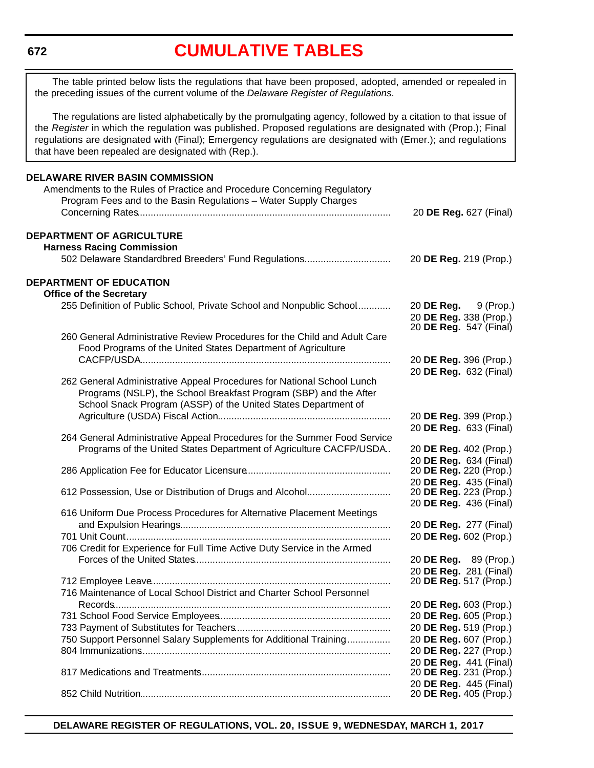# CUMULATIVE TABLES

The table printed below lists the regulations that have been proposed, adopted, amended or repealed in the preceding issues of the current volume of the *Delaware Register of Regulations*.

The regulations are listed alphabetically by the promulgating agency, followed by a citation to that issue of the *Register* in which the regulation was published. Proposed regulations are designated with (Prop.); Final regulations are designated with (Final); Emergency regulations are designated with (Emer.); and regulations that have been repealed are designated with (Rep.).

**DELAWARE RIVER BASIN COMMISSION**

Amendments to the Rules of Practice and Procedure Concerning Regulatory Program Fees and to the Basin Regulations – Water Supply Charges Concerning Rates ........ 20 **DE Reg.** 627 (Final)

**DEPARTMENT OF AGRICULTURE**

**Harness Racing Commission**

502 Delaware Standardbred Breeders' Fund Regulations ........ 20 **DE Reg.** 219 (Prop.)

**DEPARTMENT OF EDUCATION**

**Office of the Secretary**

255 Definition of Public School, Private School and Nonpublic School ........ 20 **DE Reg.** 9 (Prop.)
20 **DE Reg.** 338 (Prop.)
20 **DE Reg.** 547 (Final)

260 General Administrative Review Procedures for the Child and Adult Care Food Programs of the United States Department of Agriculture CACFP/USDA ........ 20 **DE Reg.** 396 (Prop.)
20 **DE Reg.** 632 (Final)

262 General Administrative Appeal Procedures for National School Lunch Programs (NSLP), the School Breakfast Program (SBP) and the After School Snack Program (ASSP) of the United States Department of Agriculture (USDA) Fiscal Action ........ 20 **DE Reg.** 399 (Prop.)
20 **DE Reg.** 633 (Final)

264 General Administrative Appeal Procedures for the Summer Food Service Programs of the United States Department of Agriculture CACFP/USDA ........ 20 **DE Reg.** 402 (Prop.)
20 **DE Reg.** 634 (Final)

286 Application Fee for Educator Licensure ........ 20 **DE Reg.** 220 (Prop.)
20 **DE Reg.** 435 (Final)

612 Possession, Use or Distribution of Drugs and Alcohol ........ 20 **DE Reg.** 223 (Prop.)
20 **DE Reg.** 436 (Final)

616 Uniform Due Process Procedures for Alternative Placement Meetings and Expulsion Hearings ........ 20 **DE Reg.** 277 (Final)

701 Unit Count ........ 20 **DE Reg.** 602 (Prop.)

706 Credit for Experience for Full Time Active Duty Service in the Armed Forces of the United States ........ 20 **DE Reg.** 89 (Prop.)
20 **DE Reg.** 281 (Final)

712 Employee Leave ........ 20 **DE Reg.** 517 (Prop.)

716 Maintenance of Local School District and Charter School Personnel Records ........ 20 **DE Reg.** 603 (Prop.)

731 School Food Service Employees ........ 20 **DE Reg.** 605 (Prop.)

733 Payment of Substitutes for Teachers ........ 20 **DE Reg.** 519 (Prop.)

750 Support Personnel Salary Supplements for Additional Training ........ 20 **DE Reg.** 607 (Prop.)

804 Immunizations ........ 20 **DE Reg.** 227 (Prop.)
20 **DE Reg.** 441 (Final)

817 Medications and Treatments ........ 20 **DE Reg.** 231 (Prop.)
20 **DE Reg.** 445 (Final)

852 Child Nutrition ........ 20 **DE Reg.** 405 (Prop.)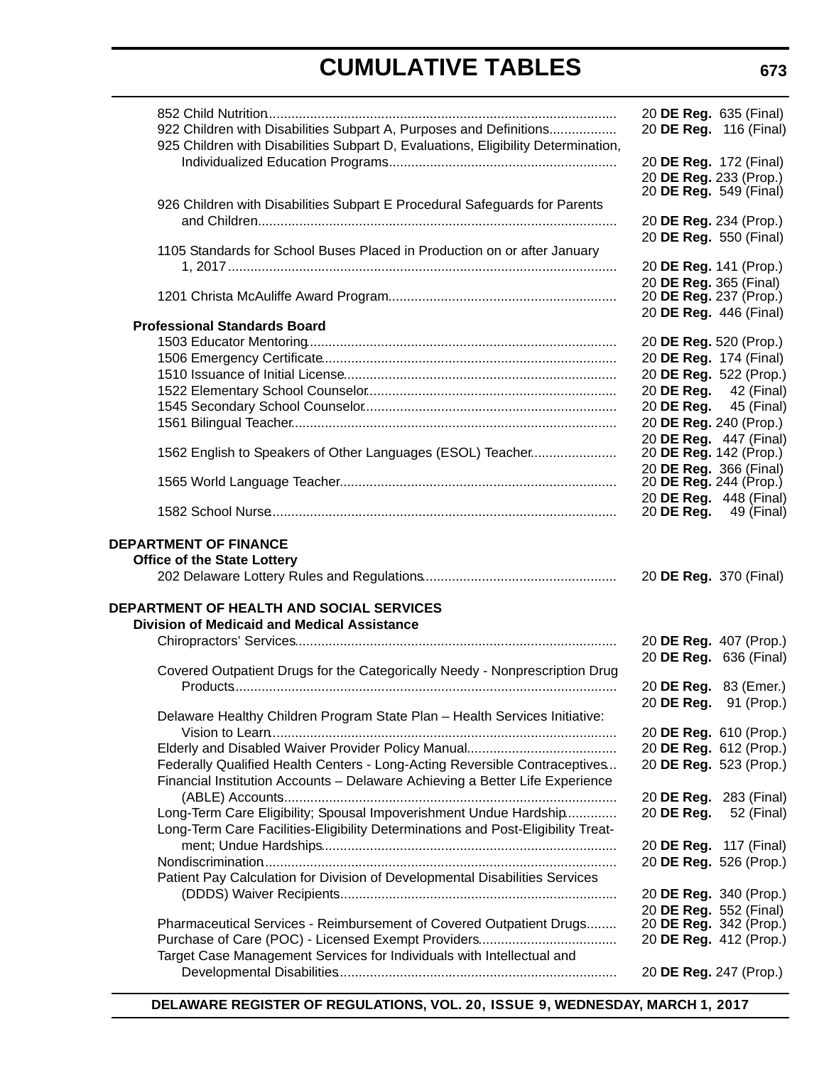# CUMULATIVE TABLES

852 Child Nutrition.......... 20 **DE Reg.** 635 (Final)
922 Children with Disabilities Subpart A, Purposes and Definitions.......... 20 **DE Reg.** 116 (Final)
925 Children with Disabilities Subpart D, Evaluations, Eligibility Determination, Individualized Education Programs.......... 20 **DE Reg.** 172 (Final)
20 **DE Reg.** 233 (Prop.)
20 **DE Reg.** 549 (Final)
926 Children with Disabilities Subpart E Procedural Safeguards for Parents and Children.......... 20 **DE Reg.** 234 (Prop.)
20 **DE Reg.** 550 (Final)
1105 Standards for School Buses Placed in Production on or after January 1, 2017.......... 20 **DE Reg.** 141 (Prop.)
20 **DE Reg.** 365 (Final)
1201 Christa McAuliffe Award Program.......... 20 **DE Reg.** 237 (Prop.)
20 **DE Reg.** 446 (Final)

**Professional Standards Board**

1503 Educator Mentoring.......... 20 **DE Reg.** 520 (Prop.)
1506 Emergency Certificate.......... 20 **DE Reg.** 174 (Final)
1510 Issuance of Initial License.......... 20 **DE Reg.** 522 (Prop.)
1522 Elementary School Counselor.......... 20 **DE Reg.** 42 (Final)
1545 Secondary School Counselor.......... 20 **DE Reg.** 45 (Final)
1561 Bilingual Teacher.......... 20 **DE Reg.** 240 (Prop.)
20 **DE Reg.** 447 (Final)
1562 English to Speakers of Other Languages (ESOL) Teacher.......... 20 **DE Reg.** 142 (Prop.)
20 **DE Reg.** 366 (Final)
1565 World Language Teacher.......... 20 **DE Reg.** 244 (Prop.)
20 **DE Reg.** 448 (Final)
1582 School Nurse.......... 20 **DE Reg.** 49 (Final)

**DEPARTMENT OF FINANCE**

**Office of the State Lottery**

202 Delaware Lottery Rules and Regulations.......... 20 **DE Reg.** 370 (Final)

**DEPARTMENT OF HEALTH AND SOCIAL SERVICES**

**Division of Medicaid and Medical Assistance**

Chiropractors' Services.......... 20 **DE Reg.** 407 (Prop.)
20 **DE Reg.** 636 (Final)
Covered Outpatient Drugs for the Categorically Needy - Nonprescription Drug Products.......... 20 **DE Reg.** 83 (Emer.)
20 **DE Reg.** 91 (Prop.)
Delaware Healthy Children Program State Plan – Health Services Initiative: Vision to Learn.......... 20 **DE Reg.** 610 (Prop.)
Elderly and Disabled Waiver Provider Policy Manual.......... 20 **DE Reg.** 612 (Prop.)
Federally Qualified Health Centers - Long-Acting Reversible Contraceptives.......... 20 **DE Reg.** 523 (Prop.)
Financial Institution Accounts – Delaware Achieving a Better Life Experience (ABLE) Accounts.......... 20 **DE Reg.** 283 (Final)
Long-Term Care Eligibility; Spousal Impoverishment Undue Hardship.......... 20 **DE Reg.** 52 (Final)
Long-Term Care Facilities-Eligibility Determinations and Post-Eligibility Treatment; Undue Hardships.......... 20 **DE Reg.** 117 (Final)
Nondiscrimination.......... 20 **DE Reg.** 526 (Prop.)
Patient Pay Calculation for Division of Developmental Disabilities Services (DDDS) Waiver Recipients.......... 20 **DE Reg.** 340 (Prop.)
20 **DE Reg.** 552 (Final)
Pharmaceutical Services - Reimbursement of Covered Outpatient Drugs.......... 20 **DE Reg.** 342 (Prop.)
Purchase of Care (POC) - Licensed Exempt Providers.......... 20 **DE Reg.** 412 (Prop.)
Target Case Management Services for Individuals with Intellectual and Developmental Disabilities.......... 20 **DE Reg.** 247 (Prop.)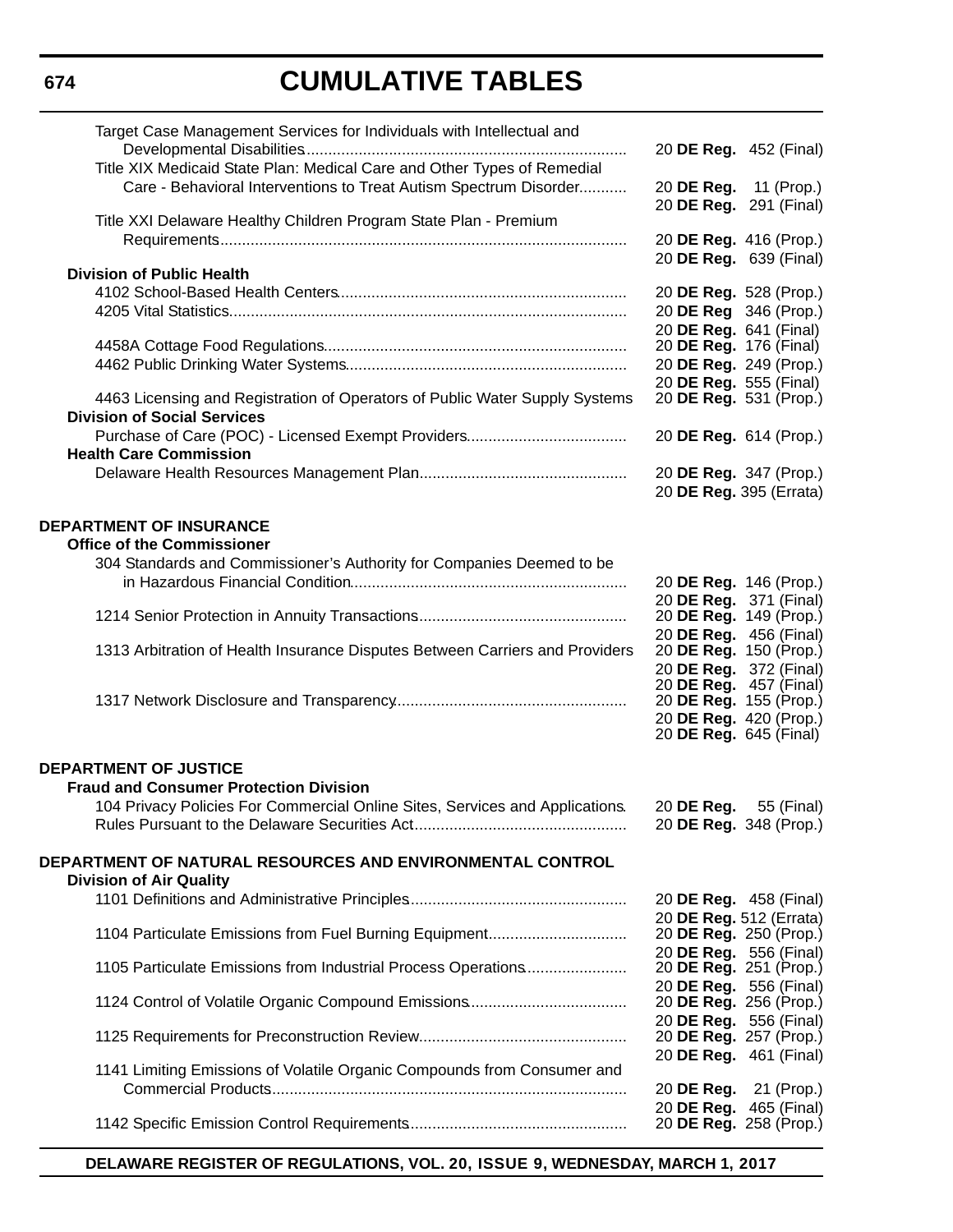# CUMULATIVE TABLES

| Regulation | Citation |
|---|---|
| Target Case Management Services for Individuals with Intellectual and Developmental Disabilities | 20 **DE Reg.** 452 (Final) |
| Title XIX Medicaid State Plan: Medical Care and Other Types of Remedial Care - Behavioral Interventions to Treat Autism Spectrum Disorder | 20 **DE Reg.** 11 (Prop.) |
| | 20 **DE Reg.** 291 (Final) |
| Title XXI Delaware Healthy Children Program State Plan - Premium Requirements | 20 **DE Reg.** 416 (Prop.) |
| | 20 **DE Reg.** 639 (Final) |
| **Division of Public Health** | |
| 4102 School-Based Health Centers | 20 **DE Reg.** 528 (Prop.) |
| 4205 Vital Statistics | 20 **DE Reg** 346 (Prop.) |
| | 20 **DE Reg.** 641 (Final) |
| 4458A Cottage Food Regulations | 20 **DE Reg.** 176 (Final) |
| 4462 Public Drinking Water Systems | 20 **DE Reg.** 249 (Prop.) |
| | 20 **DE Reg.** 555 (Final) |
| 4463 Licensing and Registration of Operators of Public Water Supply Systems | 20 **DE Reg.** 531 (Prop.) |
| **Division of Social Services** | |
| Purchase of Care (POC) - Licensed Exempt Providers | 20 **DE Reg.** 614 (Prop.) |
| **Health Care Commission** | |
| Delaware Health Resources Management Plan | 20 **DE Reg.** 347 (Prop.) |
| | 20 **DE Reg.** 395 (Errata) |

## DEPARTMENT OF INSURANCE

| Regulation | Citation |
|---|---|
| **Office of the Commissioner** | |
| 304 Standards and Commissioner's Authority for Companies Deemed to be in Hazardous Financial Condition | 20 **DE Reg.** 146 (Prop.) |
| | 20 **DE Reg.** 371 (Final) |
| 1214 Senior Protection in Annuity Transactions | 20 **DE Reg.** 149 (Prop.) |
| | 20 **DE Reg.** 456 (Final) |
| 1313 Arbitration of Health Insurance Disputes Between Carriers and Providers | 20 **DE Reg.** 150 (Prop.) |
| | 20 **DE Reg.** 372 (Final) |
| | 20 **DE Reg.** 457 (Final) |
| 1317 Network Disclosure and Transparency | 20 **DE Reg.** 155 (Prop.) |
| | 20 **DE Reg.** 420 (Prop.) |
| | 20 **DE Reg.** 645 (Final) |

## DEPARTMENT OF JUSTICE

| Regulation | Citation |
|---|---|
| **Fraud and Consumer Protection Division** | |
| 104 Privacy Policies For Commercial Online Sites, Services and Applications | 20 **DE Reg.** 55 (Final) |
| Rules Pursuant to the Delaware Securities Act | 20 **DE Reg.** 348 (Prop.) |

## DEPARTMENT OF NATURAL RESOURCES AND ENVIRONMENTAL CONTROL

| Regulation | Citation |
|---|---|
| **Division of Air Quality** | |
| 1101 Definitions and Administrative Principles | 20 **DE Reg.** 458 (Final) |
| | 20 **DE Reg.** 512 (Errata) |
| 1104 Particulate Emissions from Fuel Burning Equipment | 20 **DE Reg.** 250 (Prop.) |
| | 20 **DE Reg.** 556 (Final) |
| 1105 Particulate Emissions from Industrial Process Operations | 20 **DE Reg.** 251 (Prop.) |
| | 20 **DE Reg.** 556 (Final) |
| 1124 Control of Volatile Organic Compound Emissions | 20 **DE Reg.** 256 (Prop.) |
| | 20 **DE Reg.** 556 (Final) |
| 1125 Requirements for Preconstruction Review | 20 **DE Reg.** 257 (Prop.) |
| | 20 **DE Reg.** 461 (Final) |
| 1141 Limiting Emissions of Volatile Organic Compounds from Consumer and Commercial Products | 20 **DE Reg.** 21 (Prop.) |
| | 20 **DE Reg.** 465 (Final) |
| 1142 Specific Emission Control Requirements | 20 **DE Reg.** 258 (Prop.) |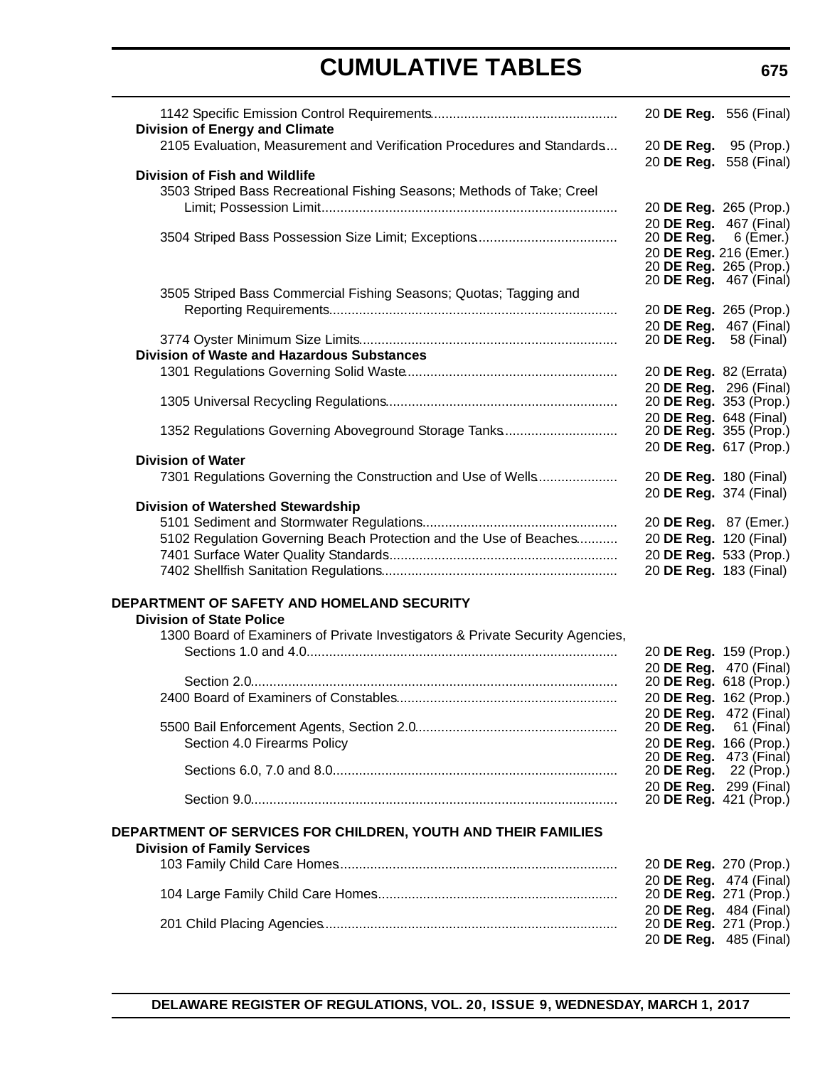# CUMULATIVE TABLES

| Regulation | Citation |
|---|---|
| 1142 Specific Emission Control Requirements | 20 **DE Reg.** 556 (Final) |
| **Division of Energy and Climate** | |
| 2105 Evaluation, Measurement and Verification Procedures and Standards | 20 **DE Reg.** 95 (Prop.) |
| | 20 **DE Reg.** 558 (Final) |
| **Division of Fish and Wildlife** | |
| 3503 Striped Bass Recreational Fishing Seasons; Methods of Take; Creel Limit; Possession Limit | 20 **DE Reg.** 265 (Prop.) |
| | 20 **DE Reg.** 467 (Final) |
| 3504 Striped Bass Possession Size Limit; Exceptions | 20 **DE Reg.** 6 (Emer.) |
| | 20 **DE Reg.** 216 (Emer.) |
| | 20 **DE Reg.** 265 (Prop.) |
| | 20 **DE Reg.** 467 (Final) |
| 3505 Striped Bass Commercial Fishing Seasons; Quotas; Tagging and Reporting Requirements | 20 **DE Reg.** 265 (Prop.) |
| | 20 **DE Reg.** 467 (Final) |
| 3774 Oyster Minimum Size Limits | 20 **DE Reg.** 58 (Final) |
| **Division of Waste and Hazardous Substances** | |
| 1301 Regulations Governing Solid Waste | 20 **DE Reg.** 82 (Errata) |
| | 20 **DE Reg.** 296 (Final) |
| 1305 Universal Recycling Regulations | 20 **DE Reg.** 353 (Prop.) |
| | 20 **DE Reg.** 648 (Final) |
| 1352 Regulations Governing Aboveground Storage Tanks | 20 **DE Reg.** 355 (Prop.) |
| | 20 **DE Reg.** 617 (Prop.) |
| **Division of Water** | |
| 7301 Regulations Governing the Construction and Use of Wells | 20 **DE Reg.** 180 (Final) |
| | 20 **DE Reg.** 374 (Final) |
| **Division of Watershed Stewardship** | |
| 5101 Sediment and Stormwater Regulations | 20 **DE Reg.** 87 (Emer.) |
| 5102 Regulation Governing Beach Protection and the Use of Beaches | 20 **DE Reg.** 120 (Final) |
| 7401 Surface Water Quality Standards | 20 **DE Reg.** 533 (Prop.) |
| 7402 Shellfish Sanitation Regulations | 20 **DE Reg.** 183 (Final) |

**DEPARTMENT OF SAFETY AND HOMELAND SECURITY**

| Regulation | Citation |
|---|---|
| **Division of State Police** | |
| 1300 Board of Examiners of Private Investigators & Private Security Agencies, Sections 1.0 and 4.0 | 20 **DE Reg.** 159 (Prop.) |
| | 20 **DE Reg.** 470 (Final) |
| Section 2.0 | 20 **DE Reg.** 618 (Prop.) |
| 2400 Board of Examiners of Constables | 20 **DE Reg.** 162 (Prop.) |
| | 20 **DE Reg.** 472 (Final) |
| 5500 Bail Enforcement Agents, Section 2.0 | 20 **DE Reg.** 61 (Final) |
| Section 4.0 Firearms Policy | 20 **DE Reg.** 166 (Prop.) |
| | 20 **DE Reg.** 473 (Final) |
| Sections 6.0, 7.0 and 8.0 | 20 **DE Reg.** 22 (Prop.) |
| | 20 **DE Reg.** 299 (Final) |
| Section 9.0 | 20 **DE Reg.** 421 (Prop.) |

**DEPARTMENT OF SERVICES FOR CHILDREN, YOUTH AND THEIR FAMILIES**

| Regulation | Citation |
|---|---|
| **Division of Family Services** | |
| 103 Family Child Care Homes | 20 **DE Reg.** 270 (Prop.) |
| | 20 **DE Reg.** 474 (Final) |
| 104 Large Family Child Care Homes | 20 **DE Reg.** 271 (Prop.) |
| | 20 **DE Reg.** 484 (Final) |
| 201 Child Placing Agencies | 20 **DE Reg.** 271 (Prop.) |
| | 20 **DE Reg.** 485 (Final) |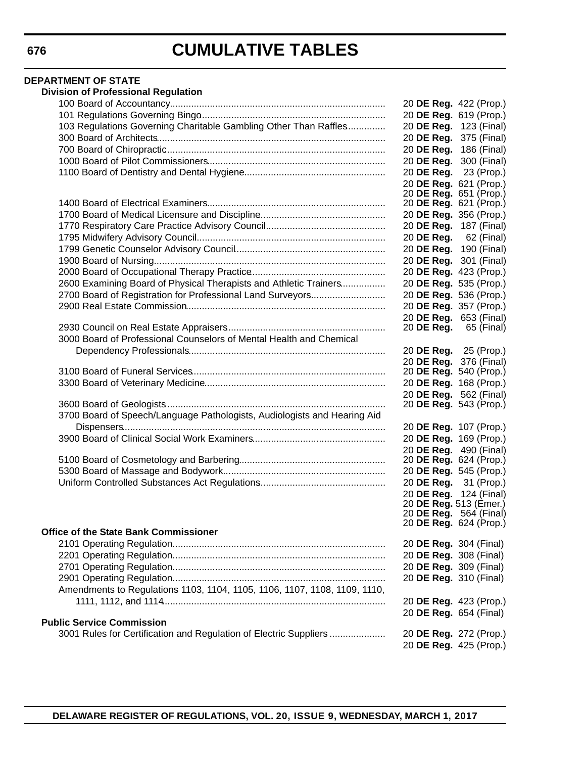# CUMULATIVE TABLES

**DEPARTMENT OF STATE**

**Division of Professional Regulation**

| Regulation | Citation |
|---|---|
| 100 Board of Accountancy | 20 **DE Reg.** 422 (Prop.) |
| 101 Regulations Governing Bingo | 20 **DE Reg.** 619 (Prop.) |
| 103 Regulations Governing Charitable Gambling Other Than Raffles | 20 **DE Reg.** 123 (Final) |
| 300 Board of Architects | 20 **DE Reg.** 375 (Final) |
| 700 Board of Chiropractic | 20 **DE Reg.** 186 (Final) |
| 1000 Board of Pilot Commissioners | 20 **DE Reg.** 300 (Final) |
| 1100 Board of Dentistry and Dental Hygiene | 20 **DE Reg.** 23 (Prop.) |
| | 20 **DE Reg.** 621 (Prop.) |
| | 20 **DE Reg.** 651 (Prop.) |
| 1400 Board of Electrical Examiners | 20 **DE Reg.** 621 (Prop.) |
| 1700 Board of Medical Licensure and Discipline | 20 **DE Reg.** 356 (Prop.) |
| 1770 Respiratory Care Practice Advisory Council | 20 **DE Reg.** 187 (Final) |
| 1795 Midwifery Advisory Council | 20 **DE Reg.** 62 (Final) |
| 1799 Genetic Counselor Advisory Council | 20 **DE Reg.** 190 (Final) |
| 1900 Board of Nursing | 20 **DE Reg.** 301 (Final) |
| 2000 Board of Occupational Therapy Practice | 20 **DE Reg.** 423 (Prop.) |
| 2600 Examining Board of Physical Therapists and Athletic Trainers | 20 **DE Reg.** 535 (Prop.) |
| 2700 Board of Registration for Professional Land Surveyors | 20 **DE Reg.** 536 (Prop.) |
| 2900 Real Estate Commission | 20 **DE Reg.** 357 (Prop.) |
| | 20 **DE Reg.** 653 (Final) |
| 2930 Council on Real Estate Appraisers | 20 **DE Reg.** 65 (Final) |
| 3000 Board of Professional Counselors of Mental Health and Chemical Dependency Professionals | 20 **DE Reg.** 25 (Prop.) |
| | 20 **DE Reg.** 376 (Final) |
| 3100 Board of Funeral Services | 20 **DE Reg.** 540 (Prop.) |
| 3300 Board of Veterinary Medicine | 20 **DE Reg.** 168 (Prop.) |
| | 20 **DE Reg.** 562 (Final) |
| 3600 Board of Geologists | 20 **DE Reg.** 543 (Prop.) |
| 3700 Board of Speech/Language Pathologists, Audiologists and Hearing Aid Dispensers | 20 **DE Reg.** 107 (Prop.) |
| 3900 Board of Clinical Social Work Examiners | 20 **DE Reg.** 169 (Prop.) |
| | 20 **DE Reg.** 490 (Final) |
| 5100 Board of Cosmetology and Barbering | 20 **DE Reg.** 624 (Prop.) |
| 5300 Board of Massage and Bodywork | 20 **DE Reg.** 545 (Prop.) |
| Uniform Controlled Substances Act Regulations | 20 **DE Reg.** 31 (Prop.) |
| | 20 **DE Reg.** 124 (Final) |
| | 20 **DE Reg.** 513 (Emer.) |
| | 20 **DE Reg.** 564 (Final) |
| | 20 **DE Reg.** 624 (Prop.) |

**Office of the State Bank Commissioner**

| Regulation | Citation |
|---|---|
| 2101 Operating Regulation | 20 **DE Reg.** 304 (Final) |
| 2201 Operating Regulation | 20 **DE Reg.** 308 (Final) |
| 2701 Operating Regulation | 20 **DE Reg.** 309 (Final) |
| 2901 Operating Regulation | 20 **DE Reg.** 310 (Final) |
| Amendments to Regulations 1103, 1104, 1105, 1106, 1107, 1108, 1109, 1110, 1111, 1112, and 1114 | 20 **DE Reg.** 423 (Prop.) |
| | 20 **DE Reg.** 654 (Final) |

**Public Service Commission**

| Regulation | Citation |
|---|---|
| 3001 Rules for Certification and Regulation of Electric Suppliers | 20 **DE Reg.** 272 (Prop.) |
| | 20 **DE Reg.** 425 (Prop.) |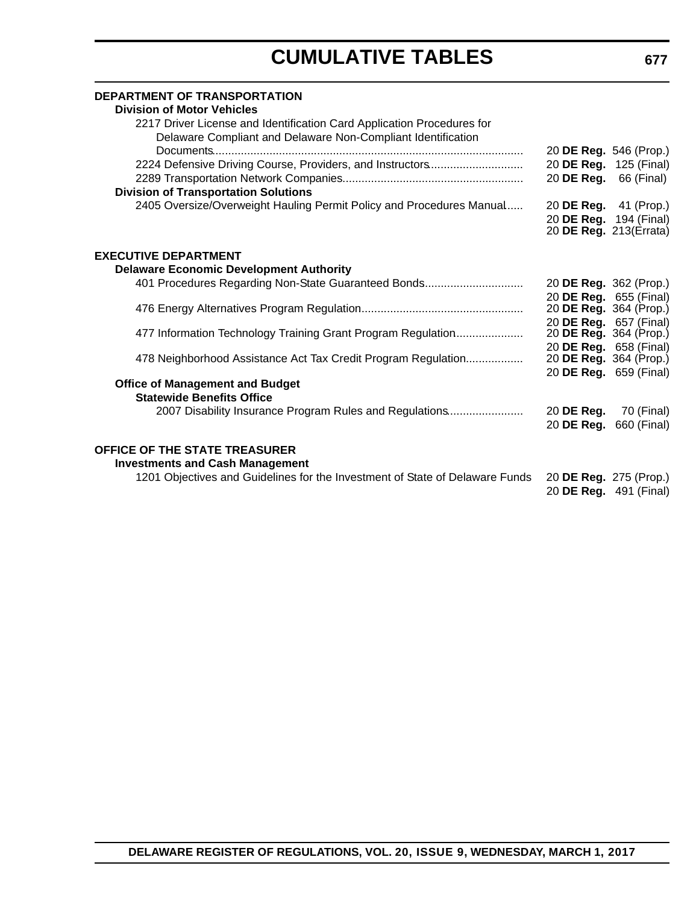**DEPARTMENT OF TRANSPORTATION**

**Division of Motor Vehicles**

2217 Driver License and Identification Card Application Procedures for Delaware Compliant and Delaware Non-Compliant Identification Documents ..... 20 **DE Reg.** 546 (Prop.)

2224 Defensive Driving Course, Providers, and Instructors ..... 20 **DE Reg.** 125 (Final)

2289 Transportation Network Companies ..... 20 **DE Reg.** 66 (Final)

**Division of Transportation Solutions**

2405 Oversize/Overweight Hauling Permit Policy and Procedures Manual ..... 20 **DE Reg.** 41 (Prop.)
20 **DE Reg.** 194 (Final)
20 **DE Reg.** 213(Errata)

**EXECUTIVE DEPARTMENT**

**Delaware Economic Development Authority**

401 Procedures Regarding Non-State Guaranteed Bonds ..... 20 **DE Reg.** 362 (Prop.)
20 **DE Reg.** 655 (Final)

476 Energy Alternatives Program Regulation ..... 20 **DE Reg.** 364 (Prop.)
20 **DE Reg.** 657 (Final)

477 Information Technology Training Grant Program Regulation ..... 20 **DE Reg.** 364 (Prop.)
20 **DE Reg.** 658 (Final)

478 Neighborhood Assistance Act Tax Credit Program Regulation ..... 20 **DE Reg.** 364 (Prop.)
20 **DE Reg.** 659 (Final)

**Office of Management and Budget**

**Statewide Benefits Office**

2007 Disability Insurance Program Rules and Regulations ..... 20 **DE Reg.** 70 (Final)
20 **DE Reg.** 660 (Final)

**OFFICE OF THE STATE TREASURER**

**Investments and Cash Management**

1201 Objectives and Guidelines for the Investment of State of Delaware Funds 20 **DE Reg.** 275 (Prop.)
20 **DE Reg.** 491 (Final)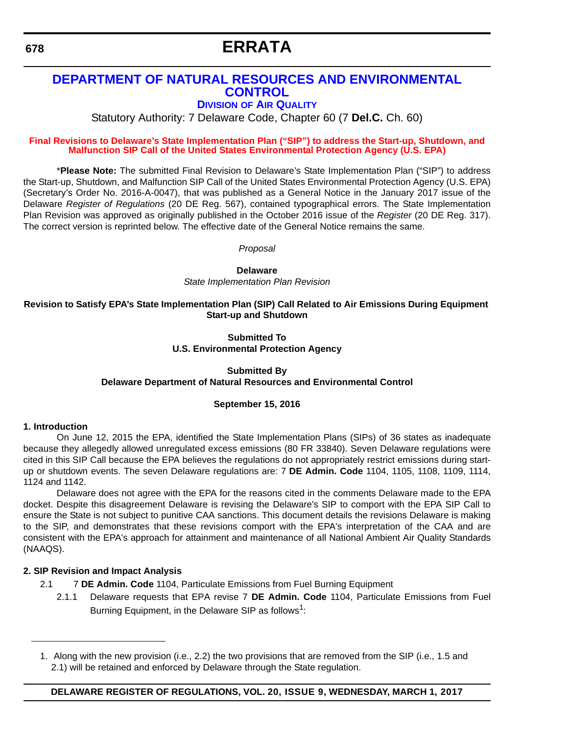# ERRATA

## DEPARTMENT OF NATURAL RESOURCES AND ENVIRONMENTAL CONTROL

### DIVISION OF AIR QUALITY

Statutory Authority: 7 Delaware Code, Chapter 60 (7 **Del.C.** Ch. 60)

**Final Revisions to Delaware's State Implementation Plan ("SIP") to address the Start-up, Shutdown, and Malfunction SIP Call of the United States Environmental Protection Agency (U.S. EPA)**

\***Please Note:** The submitted Final Revision to Delaware's State Implementation Plan ("SIP") to address the Start-up, Shutdown, and Malfunction SIP Call of the United States Environmental Protection Agency (U.S. EPA) (Secretary's Order No. 2016-A-0047), that was published as a General Notice in the January 2017 issue of the Delaware *Register of Regulations* (20 DE Reg. 567), contained typographical errors. The State Implementation Plan Revision was approved as originally published in the October 2016 issue of the *Register* (20 DE Reg. 317). The correct version is reprinted below. The effective date of the General Notice remains the same.

*Proposal*

**Delaware**

*State Implementation Plan Revision*

**Revision to Satisfy EPA's State Implementation Plan (SIP) Call Related to Air Emissions During Equipment Start-up and Shutdown**

**Submitted To**
**U.S. Environmental Protection Agency**

**Submitted By**
**Delaware Department of Natural Resources and Environmental Control**

**September 15, 2016**

**1. Introduction**

On June 12, 2015 the EPA, identified the State Implementation Plans (SIPs) of 36 states as inadequate because they allegedly allowed unregulated excess emissions (80 FR 33840). Seven Delaware regulations were cited in this SIP Call because the EPA believes the regulations do not appropriately restrict emissions during start-up or shutdown events. The seven Delaware regulations are: 7 **DE Admin. Code** 1104, 1105, 1108, 1109, 1114, 1124 and 1142.

Delaware does not agree with the EPA for the reasons cited in the comments Delaware made to the EPA docket. Despite this disagreement Delaware is revising the Delaware's SIP to comport with the EPA SIP Call to ensure the State is not subject to punitive CAA sanctions. This document details the revisions Delaware is making to the SIP, and demonstrates that these revisions comport with the EPA's interpretation of the CAA and are consistent with the EPA's approach for attainment and maintenance of all National Ambient Air Quality Standards (NAAQS).

**2. SIP Revision and Impact Analysis**

2.1 7 **DE Admin. Code** 1104, Particulate Emissions from Fuel Burning Equipment

2.1.1 Delaware requests that EPA revise 7 **DE Admin. Code** 1104, Particulate Emissions from Fuel Burning Equipment, in the Delaware SIP as follows[1]:

1. Along with the new provision (i.e., 2.2) the two provisions that are removed from the SIP (i.e., 1.5 and 2.1) will be retained and enforced by Delaware through the State regulation.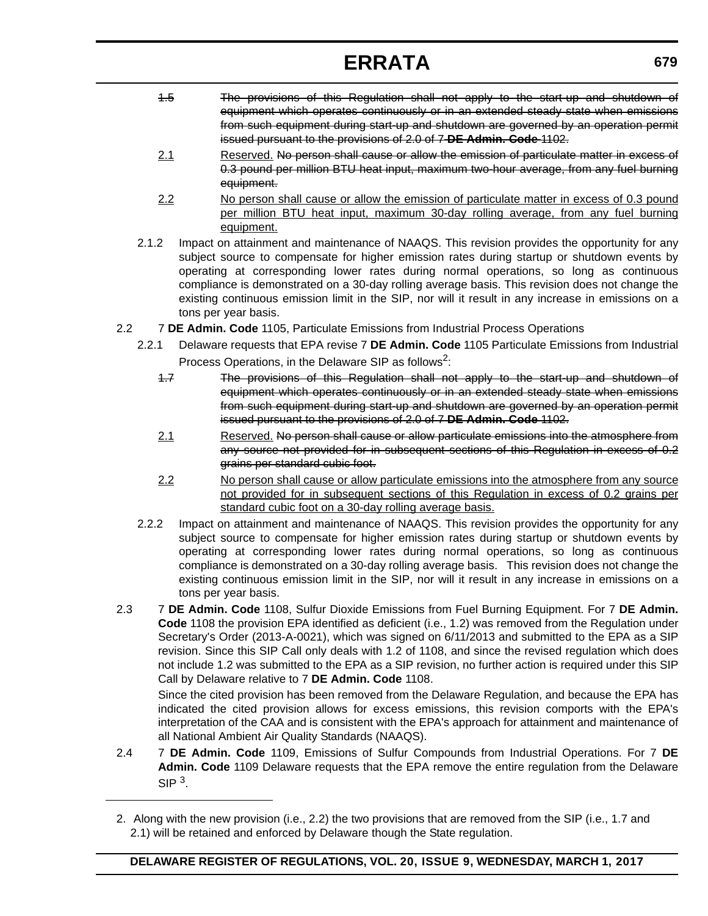# ERRATA

~~1.5 The provisions of this Regulation shall not apply to the start-up and shutdown of equipment which operates continuously or in an extended steady state when emissions from such equipment during start-up and shutdown are governed by an operation permit issued pursuant to the provisions of 2.0 of 7 **DE Admin. Code** 1102.~~

2.1 Reserved. ~~No person shall cause or allow the emission of particulate matter in excess of 0.3 pound per million BTU heat input, maximum two-hour average, from any fuel burning equipment.~~

2.2 No person shall cause or allow the emission of particulate matter in excess of 0.3 pound per million BTU heat input, maximum 30-day rolling average, from any fuel burning equipment.

2.1.2 Impact on attainment and maintenance of NAAQS. This revision provides the opportunity for any subject source to compensate for higher emission rates during startup or shutdown events by operating at corresponding lower rates during normal operations, so long as continuous compliance is demonstrated on a 30-day rolling average basis. This revision does not change the existing continuous emission limit in the SIP, nor will it result in any increase in emissions on a tons per year basis.

2.2 7 **DE Admin. Code** 1105, Particulate Emissions from Industrial Process Operations

2.2.1 Delaware requests that EPA revise 7 **DE Admin. Code** 1105 Particulate Emissions from Industrial Process Operations, in the Delaware SIP as follows[2]:

~~1.7 The provisions of this Regulation shall not apply to the start-up and shutdown of equipment which operates continuously or in an extended steady state when emissions from such equipment during start-up and shutdown are governed by an operation permit issued pursuant to the provisions of 2.0 of 7 **DE Admin. Code** 1102.~~

2.1 Reserved. ~~No person shall cause or allow particulate emissions into the atmosphere from any source not provided for in subsequent sections of this Regulation in excess of 0.2 grains per standard cubic foot.~~

2.2 No person shall cause or allow particulate emissions into the atmosphere from any source not provided for in subsequent sections of this Regulation in excess of 0.2 grains per standard cubic foot on a 30-day rolling average basis.

2.2.2 Impact on attainment and maintenance of NAAQS. This revision provides the opportunity for any subject source to compensate for higher emission rates during startup or shutdown events by operating at corresponding lower rates during normal operations, so long as continuous compliance is demonstrated on a 30-day rolling average basis. This revision does not change the existing continuous emission limit in the SIP, nor will it result in any increase in emissions on a tons per year basis.

2.3 7 **DE Admin. Code** 1108, Sulfur Dioxide Emissions from Fuel Burning Equipment. For 7 **DE Admin. Code** 1108 the provision EPA identified as deficient (i.e., 1.2) was removed from the Regulation under Secretary's Order (2013-A-0021), which was signed on 6/11/2013 and submitted to the EPA as a SIP revision. Since this SIP Call only deals with 1.2 of 1108, and since the revised regulation which does not include 1.2 was submitted to the EPA as a SIP revision, no further action is required under this SIP Call by Delaware relative to 7 **DE Admin. Code** 1108.

Since the cited provision has been removed from the Delaware Regulation, and because the EPA has indicated the cited provision allows for excess emissions, this revision comports with the EPA's interpretation of the CAA and is consistent with the EPA's approach for attainment and maintenance of all National Ambient Air Quality Standards (NAAQS).

2.4 7 **DE Admin. Code** 1109, Emissions of Sulfur Compounds from Industrial Operations. For 7 **DE Admin. Code** 1109 Delaware requests that the EPA remove the entire regulation from the Delaware SIP [3].

---

2. Along with the new provision (i.e., 2.2) the two provisions that are removed from the SIP (i.e., 1.7 and 2.1) will be retained and enforced by Delaware though the State regulation.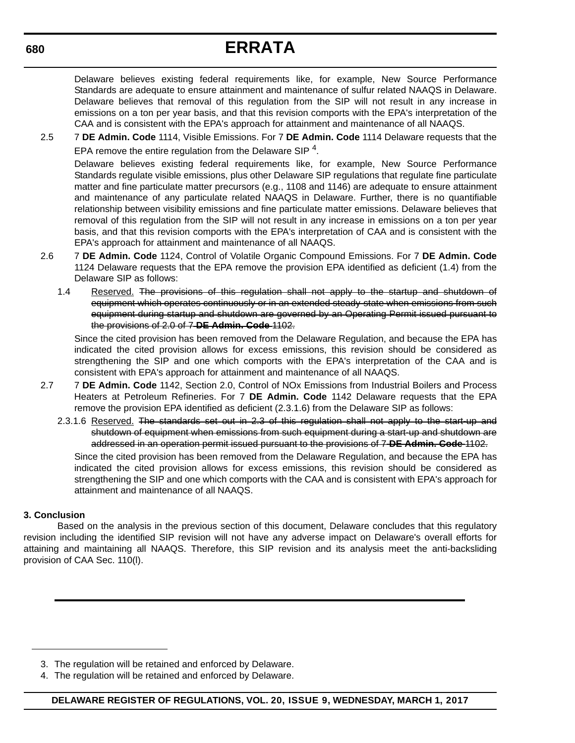Delaware believes existing federal requirements like, for example, New Source Performance Standards are adequate to ensure attainment and maintenance of sulfur related NAAQS in Delaware. Delaware believes that removal of this regulation from the SIP will not result in any increase in emissions on a ton per year basis, and that this revision comports with the EPA's interpretation of the CAA and is consistent with the EPA's approach for attainment and maintenance of all NAAQS.

2.5 7 **DE Admin. Code** 1114, Visible Emissions. For 7 **DE Admin. Code** 1114 Delaware requests that the EPA remove the entire regulation from the Delaware SIP [4].

Delaware believes existing federal requirements like, for example, New Source Performance Standards regulate visible emissions, plus other Delaware SIP regulations that regulate fine particulate matter and fine particulate matter precursors (e.g., 1108 and 1146) are adequate to ensure attainment and maintenance of any particulate related NAAQS in Delaware. Further, there is no quantifiable relationship between visibility emissions and fine particulate matter emissions. Delaware believes that removal of this regulation from the SIP will not result in any increase in emissions on a ton per year basis, and that this revision comports with the EPA's interpretation of CAA and is consistent with the EPA's approach for attainment and maintenance of all NAAQS.

2.6 7 **DE Admin. Code** 1124, Control of Volatile Organic Compound Emissions. For 7 **DE Admin. Code** 1124 Delaware requests that the EPA remove the provision EPA identified as deficient (1.4) from the Delaware SIP as follows:

1.4 <u>Reserved.</u> ~~The provisions of this regulation shall not apply to the startup and shutdown of equipment which operates continuously or in an extended steady-state when emissions from such equipment during startup and shutdown are governed by an Operating Permit issued pursuant to the provisions of 2.0 of 7 **DE Admin. Code** 1102.~~

Since the cited provision has been removed from the Delaware Regulation, and because the EPA has indicated the cited provision allows for excess emissions, this revision should be considered as strengthening the SIP and one which comports with the EPA's interpretation of the CAA and is consistent with EPA's approach for attainment and maintenance of all NAAQS.

2.7 7 **DE Admin. Code** 1142, Section 2.0, Control of NOx Emissions from Industrial Boilers and Process Heaters at Petroleum Refineries. For 7 **DE Admin. Code** 1142 Delaware requests that the EPA remove the provision EPA identified as deficient (2.3.1.6) from the Delaware SIP as follows:

2.3.1.6 <u>Reserved.</u> ~~The standards set out in 2.3 of this regulation shall not apply to the start-up and shutdown of equipment when emissions from such equipment during a start-up and shutdown are addressed in an operation permit issued pursuant to the provisions of 7 **DE Admin. Code** 1102.~~

Since the cited provision has been removed from the Delaware Regulation, and because the EPA has indicated the cited provision allows for excess emissions, this revision should be considered as strengthening the SIP and one which comports with the CAA and is consistent with EPA's approach for attainment and maintenance of all NAAQS.

**3. Conclusion**

Based on the analysis in the previous section of this document, Delaware concludes that this regulatory revision including the identified SIP revision will not have any adverse impact on Delaware's overall efforts for attaining and maintaining all NAAQS. Therefore, this SIP revision and its analysis meet the anti-backsliding provision of CAA Sec. 110(l).

---

3. The regulation will be retained and enforced by Delaware.
4. The regulation will be retained and enforced by Delaware.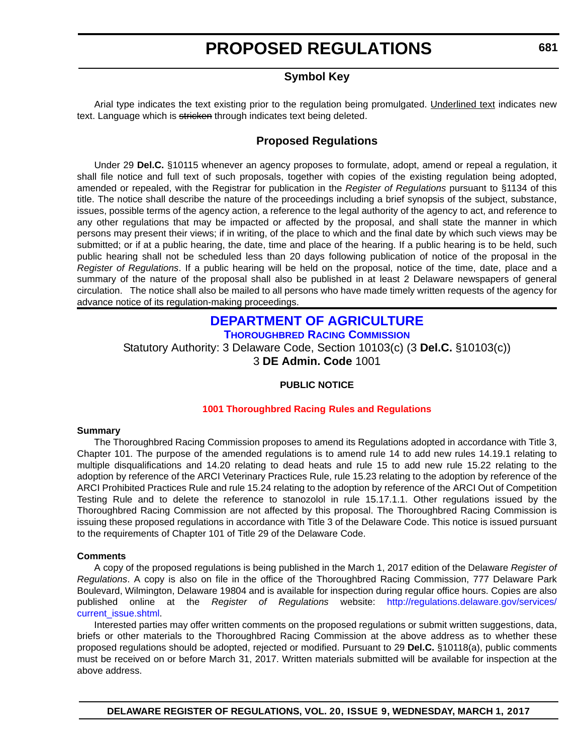# PROPOSED REGULATIONS

## Symbol Key

Arial type indicates the text existing prior to the regulation being promulgated. <u>Underlined text</u> indicates new text. Language which is ~~stricken~~ through indicates text being deleted.

## Proposed Regulations

Under 29 **Del.C.** §10115 whenever an agency proposes to formulate, adopt, amend or repeal a regulation, it shall file notice and full text of such proposals, together with copies of the existing regulation being adopted, amended or repealed, with the Registrar for publication in the *Register of Regulations* pursuant to §1134 of this title. The notice shall describe the nature of the proceedings including a brief synopsis of the subject, substance, issues, possible terms of the agency action, a reference to the legal authority of the agency to act, and reference to any other regulations that may be impacted or affected by the proposal, and shall state the manner in which persons may present their views; if in writing, of the place to which and the final date by which such views may be submitted; or if at a public hearing, the date, time and place of the hearing. If a public hearing is to be held, such public hearing shall not be scheduled less than 20 days following publication of notice of the proposal in the *Register of Regulations*. If a public hearing will be held on the proposal, notice of the time, date, place and a summary of the nature of the proposal shall also be published in at least 2 Delaware newspapers of general circulation. The notice shall also be mailed to all persons who have made timely written requests of the agency for advance notice of its regulation-making proceedings.

## DEPARTMENT OF AGRICULTURE

### THOROUGHBRED RACING COMMISSION

Statutory Authority: 3 Delaware Code, Section 10103(c) (3 **Del.C.** §10103(c))
3 **DE Admin. Code** 1001

**PUBLIC NOTICE**

**1001 Thoroughbred Racing Rules and Regulations**

**Summary**

The Thoroughbred Racing Commission proposes to amend its Regulations adopted in accordance with Title 3, Chapter 101. The purpose of the amended regulations is to amend rule 14 to add new rules 14.19.1 relating to multiple disqualifications and 14.20 relating to dead heats and rule 15 to add new rule 15.22 relating to the adoption by reference of the ARCI Veterinary Practices Rule, rule 15.23 relating to the adoption by reference of the ARCI Prohibited Practices Rule and rule 15.24 relating to the adoption by reference of the ARCI Out of Competition Testing Rule and to delete the reference to stanozolol in rule 15.17.1.1. Other regulations issued by the Thoroughbred Racing Commission are not affected by this proposal. The Thoroughbred Racing Commission is issuing these proposed regulations in accordance with Title 3 of the Delaware Code. This notice is issued pursuant to the requirements of Chapter 101 of Title 29 of the Delaware Code.

**Comments**

A copy of the proposed regulations is being published in the March 1, 2017 edition of the Delaware *Register of Regulations*. A copy is also on file in the office of the Thoroughbred Racing Commission, 777 Delaware Park Boulevard, Wilmington, Delaware 19804 and is available for inspection during regular office hours. Copies are also published online at the *Register of Regulations* website: http://regulations.delaware.gov/services/current_issue.shtml.

Interested parties may offer written comments on the proposed regulations or submit written suggestions, data, briefs or other materials to the Thoroughbred Racing Commission at the above address as to whether these proposed regulations should be adopted, rejected or modified. Pursuant to 29 **Del.C.** §10118(a), public comments must be received on or before March 31, 2017. Written materials submitted will be available for inspection at the above address.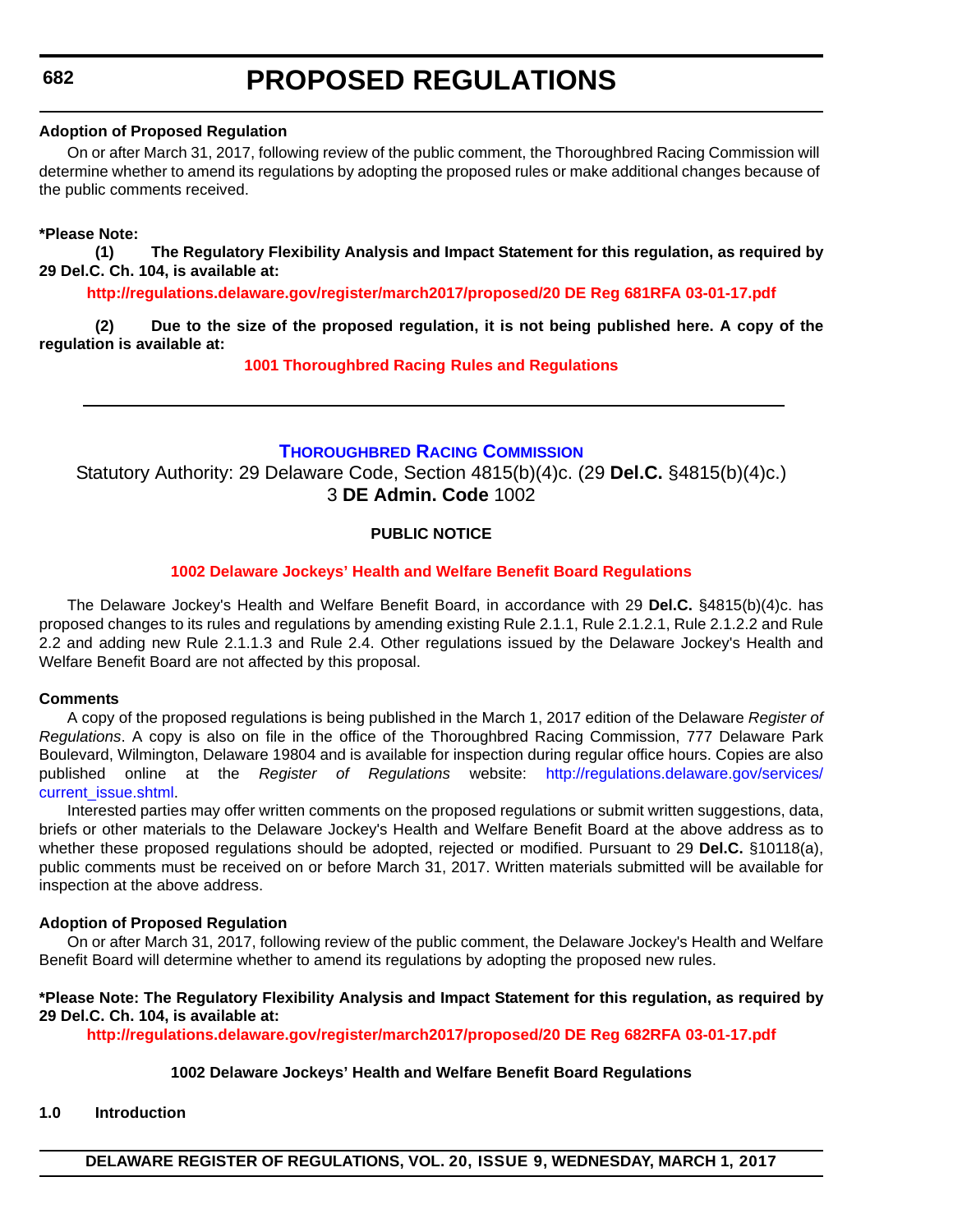**Adoption of Proposed Regulation**

On or after March 31, 2017, following review of the public comment, the Thoroughbred Racing Commission will determine whether to amend its regulations by adopting the proposed rules or make additional changes because of the public comments received.

**\*Please Note:**

**(1) The Regulatory Flexibility Analysis and Impact Statement for this regulation, as required by 29 Del.C. Ch. 104, is available at:**

**http://regulations.delaware.gov/register/march2017/proposed/20 DE Reg 681RFA 03-01-17.pdf**

**(2) Due to the size of the proposed regulation, it is not being published here. A copy of the regulation is available at:**

**1001 Thoroughbred Racing Rules and Regulations**

---

## Thoroughbred Racing Commission

Statutory Authority: 29 Delaware Code, Section 4815(b)(4)c. (29 **Del.C.** §4815(b)(4)c.)
3 **DE Admin. Code** 1002

**PUBLIC NOTICE**

**1002 Delaware Jockeys' Health and Welfare Benefit Board Regulations**

The Delaware Jockey's Health and Welfare Benefit Board, in accordance with 29 **Del.C.** §4815(b)(4)c. has proposed changes to its rules and regulations by amending existing Rule 2.1.1, Rule 2.1.2.1, Rule 2.1.2.2 and Rule 2.2 and adding new Rule 2.1.1.3 and Rule 2.4. Other regulations issued by the Delaware Jockey's Health and Welfare Benefit Board are not affected by this proposal.

**Comments**

A copy of the proposed regulations is being published in the March 1, 2017 edition of the Delaware *Register of Regulations*. A copy is also on file in the office of the Thoroughbred Racing Commission, 777 Delaware Park Boulevard, Wilmington, Delaware 19804 and is available for inspection during regular office hours. Copies are also published online at the *Register of Regulations* website: http://regulations.delaware.gov/services/current_issue.shtml.

Interested parties may offer written comments on the proposed regulations or submit written suggestions, data, briefs or other materials to the Delaware Jockey's Health and Welfare Benefit Board at the above address as to whether these proposed regulations should be adopted, rejected or modified. Pursuant to 29 **Del.C.** §10118(a), public comments must be received on or before March 31, 2017. Written materials submitted will be available for inspection at the above address.

**Adoption of Proposed Regulation**

On or after March 31, 2017, following review of the public comment, the Delaware Jockey's Health and Welfare Benefit Board will determine whether to amend its regulations by adopting the proposed new rules.

**\*Please Note: The Regulatory Flexibility Analysis and Impact Statement for this regulation, as required by 29 Del.C. Ch. 104, is available at:**

**http://regulations.delaware.gov/register/march2017/proposed/20 DE Reg 682RFA 03-01-17.pdf**

**1002 Delaware Jockeys' Health and Welfare Benefit Board Regulations**

**1.0 Introduction**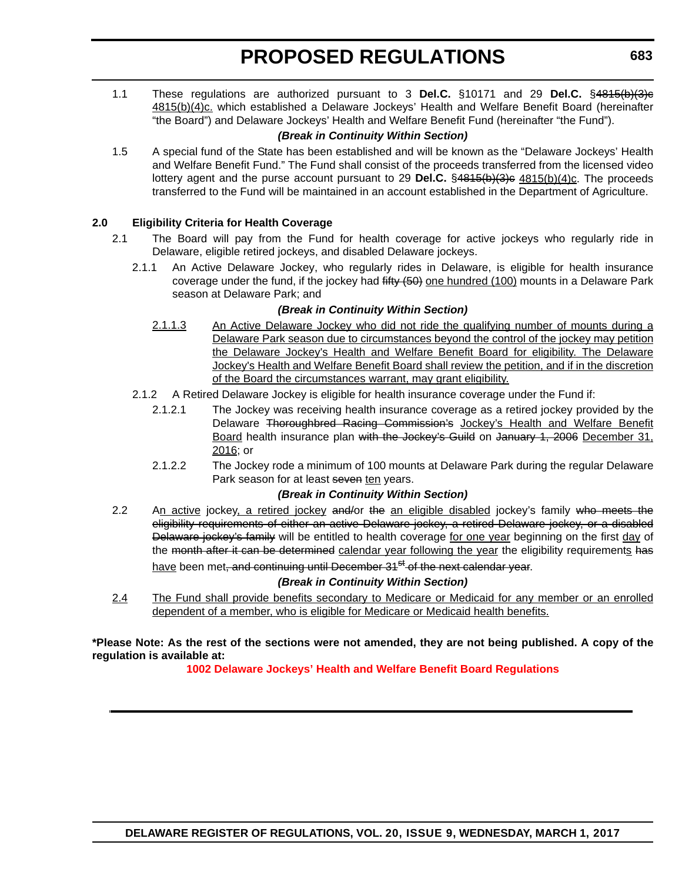1.1 These regulations are authorized pursuant to 3 **Del.C.** §10171 and 29 **Del.C.** §~~4815(b)(3)c~~ <u>4815(b)(4)c.</u> which established a Delaware Jockeys' Health and Welfare Benefit Board (hereinafter "the Board") and Delaware Jockeys' Health and Welfare Benefit Fund (hereinafter "the Fund").

***(Break in Continuity Within Section)***

1.5 A special fund of the State has been established and will be known as the "Delaware Jockeys' Health and Welfare Benefit Fund." The Fund shall consist of the proceeds transferred from the licensed video lottery agent and the purse account pursuant to 29 **Del.C.** §~~4815(b)(3)c~~ <u>4815(b)(4)c</u>. The proceeds transferred to the Fund will be maintained in an account established in the Department of Agriculture.

**2.0 Eligibility Criteria for Health Coverage**

2.1 The Board will pay from the Fund for health coverage for active jockeys who regularly ride in Delaware, eligible retired jockeys, and disabled Delaware jockeys.

2.1.1 An Active Delaware Jockey, who regularly rides in Delaware, is eligible for health insurance coverage under the fund, if the jockey had ~~fifty (50)~~ <u>one hundred (100)</u> mounts in a Delaware Park season at Delaware Park; and

***(Break in Continuity Within Section)***

<u>2.1.1.3</u> <u>An Active Delaware Jockey who did not ride the qualifying number of mounts during a Delaware Park season due to circumstances beyond the control of the jockey may petition the Delaware Jockey's Health and Welfare Benefit Board for eligibility. The Delaware Jockey's Health and Welfare Benefit Board shall review the petition, and if in the discretion of the Board the circumstances warrant, may grant eligibility.</u>

2.1.2 A Retired Delaware Jockey is eligible for health insurance coverage under the Fund if:

2.1.2.1 The Jockey was receiving health insurance coverage as a retired jockey provided by the Delaware ~~Thoroughbred Racing Commission's~~ <u>Jockey's Health and Welfare Benefit Board</u> health insurance plan ~~with the Jockey's Guild~~ on ~~January 1, 2006~~ <u>December 31, 2016</u>; or

2.1.2.2 The Jockey rode a minimum of 100 mounts at Delaware Park during the regular Delaware Park season for at least ~~seven~~ <u>ten</u> years.

***(Break in Continuity Within Section)***

2.2 A<u>n active</u> jockey<u>, a retired jockey</u> ~~and/~~or ~~the~~ <u>an eligible disabled</u> jockey's family ~~who meets the eligibility requirements of either an active Delaware jockey, a retired Delaware jockey, or a disabled Delaware jockey's family~~ will be entitled to health coverage <u>for one year</u> beginning on the first <u>day</u> of the ~~month after it can be determined~~ <u>calendar year following the year</u> the eligibility requirement<u>s</u> ~~has~~ <u>have</u> been met~~, and continuing until December 31st of the next calendar year~~.

***(Break in Continuity Within Section)***

<u>2.4</u> <u>The Fund shall provide benefits secondary to Medicare or Medicaid for any member or an enrolled dependent of a member, who is eligible for Medicare or Medicaid health benefits.</u>

**\*Please Note: As the rest of the sections were not amended, they are not being published. A copy of the regulation is available at:**

**1002 Delaware Jockeys' Health and Welfare Benefit Board Regulations**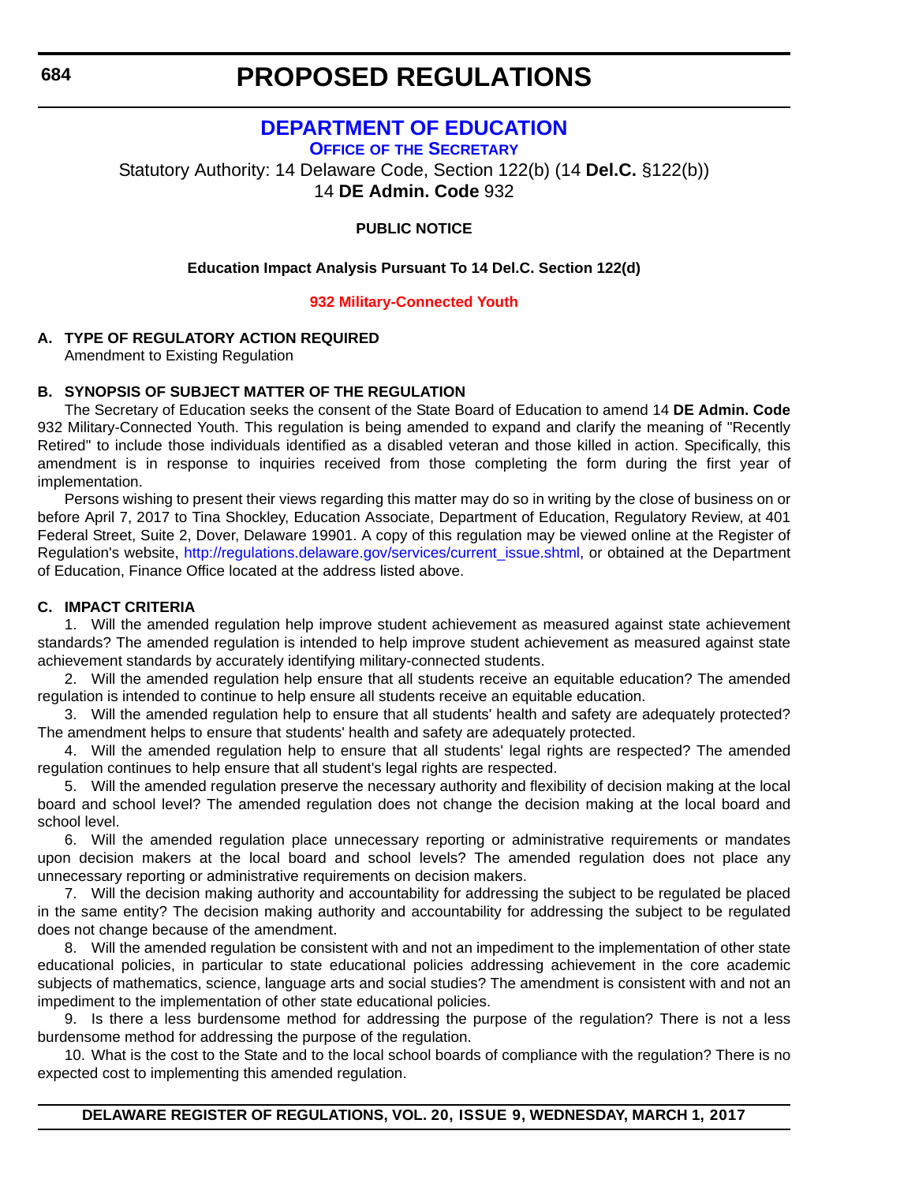# PROPOSED REGULATIONS

## DEPARTMENT OF EDUCATION

### Office of the Secretary

Statutory Authority: 14 Delaware Code, Section 122(b) (14 **Del.C.** §122(b))
14 **DE Admin. Code** 932

**PUBLIC NOTICE**

**Education Impact Analysis Pursuant To 14 Del.C. Section 122(d)**

**932 Military-Connected Youth**

**A. TYPE OF REGULATORY ACTION REQUIRED**
Amendment to Existing Regulation

**B. SYNOPSIS OF SUBJECT MATTER OF THE REGULATION**

The Secretary of Education seeks the consent of the State Board of Education to amend 14 **DE Admin. Code** 932 Military-Connected Youth. This regulation is being amended to expand and clarify the meaning of "Recently Retired" to include those individuals identified as a disabled veteran and those killed in action. Specifically, this amendment is in response to inquiries received from those completing the form during the first year of implementation.

Persons wishing to present their views regarding this matter may do so in writing by the close of business on or before April 7, 2017 to Tina Shockley, Education Associate, Department of Education, Regulatory Review, at 401 Federal Street, Suite 2, Dover, Delaware 19901. A copy of this regulation may be viewed online at the Register of Regulation's website, http://regulations.delaware.gov/services/current_issue.shtml, or obtained at the Department of Education, Finance Office located at the address listed above.

**C. IMPACT CRITERIA**

1. Will the amended regulation help improve student achievement as measured against state achievement standards? The amended regulation is intended to help improve student achievement as measured against state achievement standards by accurately identifying military-connected students.

2. Will the amended regulation help ensure that all students receive an equitable education? The amended regulation is intended to continue to help ensure all students receive an equitable education.

3. Will the amended regulation help to ensure that all students' health and safety are adequately protected? The amendment helps to ensure that students' health and safety are adequately protected.

4. Will the amended regulation help to ensure that all students' legal rights are respected? The amended regulation continues to help ensure that all student's legal rights are respected.

5. Will the amended regulation preserve the necessary authority and flexibility of decision making at the local board and school level? The amended regulation does not change the decision making at the local board and school level.

6. Will the amended regulation place unnecessary reporting or administrative requirements or mandates upon decision makers at the local board and school levels? The amended regulation does not place any unnecessary reporting or administrative requirements on decision makers.

7. Will the decision making authority and accountability for addressing the subject to be regulated be placed in the same entity? The decision making authority and accountability for addressing the subject to be regulated does not change because of the amendment.

8. Will the amended regulation be consistent with and not an impediment to the implementation of other state educational policies, in particular to state educational policies addressing achievement in the core academic subjects of mathematics, science, language arts and social studies? The amendment is consistent with and not an impediment to the implementation of other state educational policies.

9. Is there a less burdensome method for addressing the purpose of the regulation? There is not a less burdensome method for addressing the purpose of the regulation.

10. What is the cost to the State and to the local school boards of compliance with the regulation? There is no expected cost to implementing this amended regulation.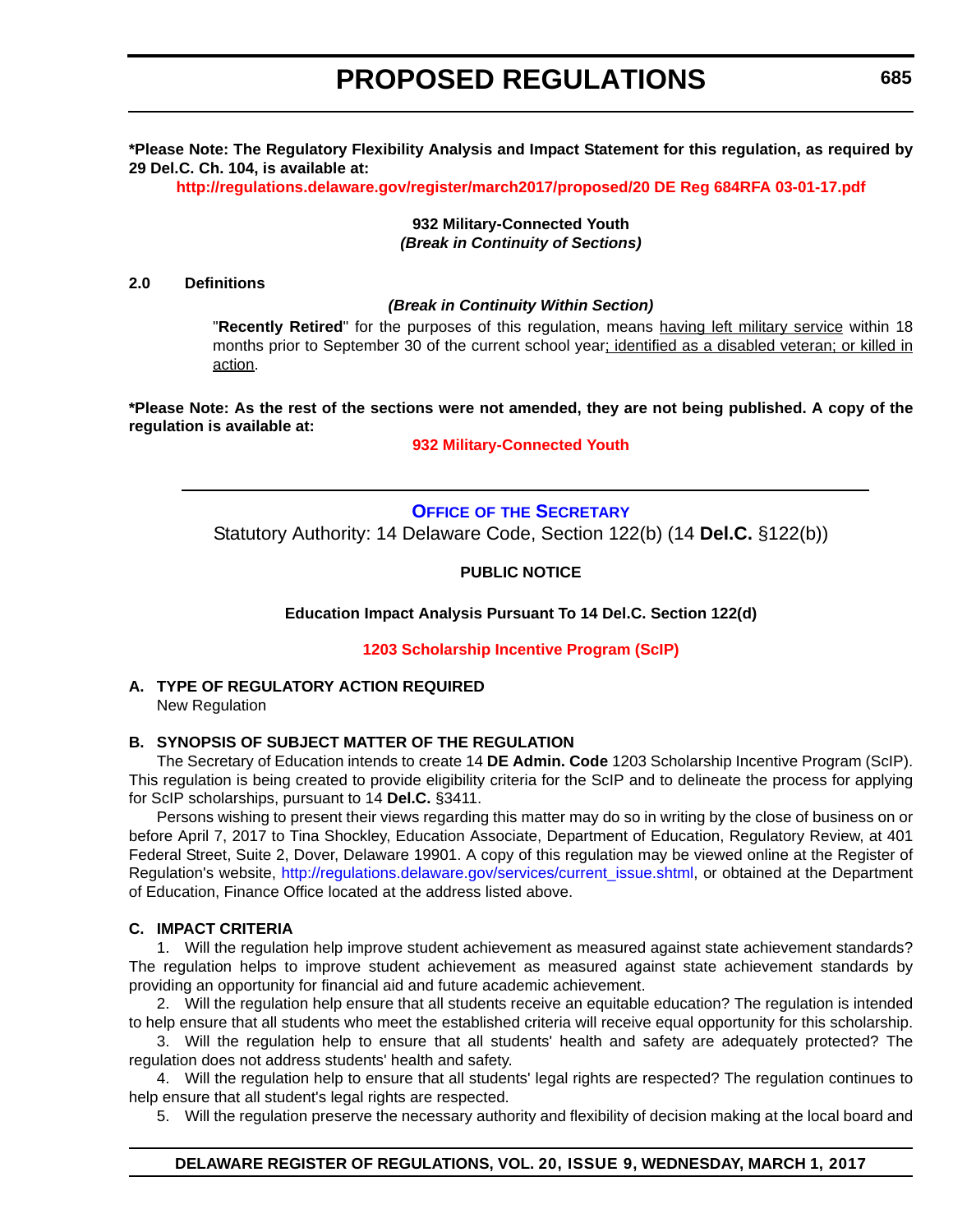**\*Please Note: The Regulatory Flexibility Analysis and Impact Statement for this regulation, as required by 29 Del.C. Ch. 104, is available at:**

**http://regulations.delaware.gov/register/march2017/proposed/20 DE Reg 684RFA 03-01-17.pdf**

**932 Military-Connected Youth**
***(Break in Continuity of Sections)***

**2.0 Definitions**

***(Break in Continuity Within Section)***

"**Recently Retired**" for the purposes of this regulation, means having left military service within 18 months prior to September 30 of the current school year; identified as a disabled veteran; or killed in action.

**\*Please Note: As the rest of the sections were not amended, they are not being published. A copy of the regulation is available at:**

**932 Military-Connected Youth**

---

## OFFICE OF THE SECRETARY

Statutory Authority: 14 Delaware Code, Section 122(b) (14 **Del.C.** §122(b))

**PUBLIC NOTICE**

**Education Impact Analysis Pursuant To 14 Del.C. Section 122(d)**

**1203 Scholarship Incentive Program (ScIP)**

**A. TYPE OF REGULATORY ACTION REQUIRED**

New Regulation

**B. SYNOPSIS OF SUBJECT MATTER OF THE REGULATION**

The Secretary of Education intends to create 14 **DE Admin. Code** 1203 Scholarship Incentive Program (ScIP). This regulation is being created to provide eligibility criteria for the ScIP and to delineate the process for applying for ScIP scholarships, pursuant to 14 **Del.C.** §3411.

Persons wishing to present their views regarding this matter may do so in writing by the close of business on or before April 7, 2017 to Tina Shockley, Education Associate, Department of Education, Regulatory Review, at 401 Federal Street, Suite 2, Dover, Delaware 19901. A copy of this regulation may be viewed online at the Register of Regulation's website, http://regulations.delaware.gov/services/current_issue.shtml, or obtained at the Department of Education, Finance Office located at the address listed above.

**C. IMPACT CRITERIA**

1. Will the regulation help improve student achievement as measured against state achievement standards? The regulation helps to improve student achievement as measured against state achievement standards by providing an opportunity for financial aid and future academic achievement.

2. Will the regulation help ensure that all students receive an equitable education? The regulation is intended to help ensure that all students who meet the established criteria will receive equal opportunity for this scholarship.

3. Will the regulation help to ensure that all students' health and safety are adequately protected? The regulation does not address students' health and safety.

4. Will the regulation help to ensure that all students' legal rights are respected? The regulation continues to help ensure that all student's legal rights are respected.

5. Will the regulation preserve the necessary authority and flexibility of decision making at the local board and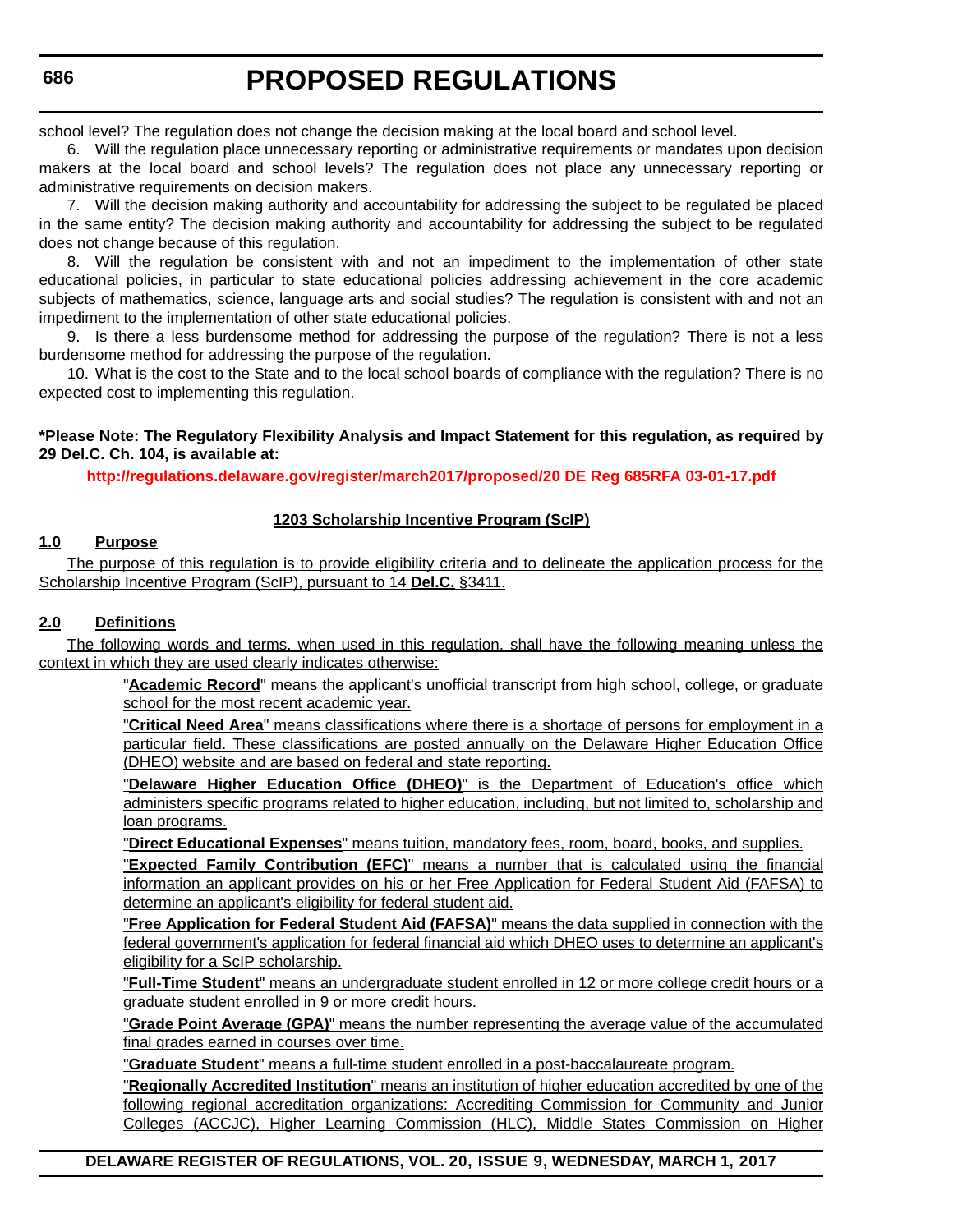school level? The regulation does not change the decision making at the local board and school level.

6. Will the regulation place unnecessary reporting or administrative requirements or mandates upon decision makers at the local board and school levels? The regulation does not place any unnecessary reporting or administrative requirements on decision makers.

7. Will the decision making authority and accountability for addressing the subject to be regulated be placed in the same entity? The decision making authority and accountability for addressing the subject to be regulated does not change because of this regulation.

8. Will the regulation be consistent with and not an impediment to the implementation of other state educational policies, in particular to state educational policies addressing achievement in the core academic subjects of mathematics, science, language arts and social studies? The regulation is consistent with and not an impediment to the implementation of other state educational policies.

9. Is there a less burdensome method for addressing the purpose of the regulation? There is not a less burdensome method for addressing the purpose of the regulation.

10. What is the cost to the State and to the local school boards of compliance with the regulation? There is no expected cost to implementing this regulation.

**\*Please Note: The Regulatory Flexibility Analysis and Impact Statement for this regulation, as required by 29 Del.C. Ch. 104, is available at:**

**http://regulations.delaware.gov/register/march2017/proposed/20 DE Reg 685RFA 03-01-17.pdf**

**1203 Scholarship Incentive Program (ScIP)**

**1.0 Purpose**

The purpose of this regulation is to provide eligibility criteria and to delineate the application process for the Scholarship Incentive Program (ScIP), pursuant to 14 **Del.C.** §3411.

**2.0 Definitions**

The following words and terms, when used in this regulation, shall have the following meaning unless the context in which they are used clearly indicates otherwise:

"**Academic Record**" means the applicant's unofficial transcript from high school, college, or graduate school for the most recent academic year.

"**Critical Need Area**" means classifications where there is a shortage of persons for employment in a particular field. These classifications are posted annually on the Delaware Higher Education Office (DHEO) website and are based on federal and state reporting.

"**Delaware Higher Education Office (DHEO)**" is the Department of Education's office which administers specific programs related to higher education, including, but not limited to, scholarship and loan programs.

"**Direct Educational Expenses**" means tuition, mandatory fees, room, board, books, and supplies.

"**Expected Family Contribution (EFC)**" means a number that is calculated using the financial information an applicant provides on his or her Free Application for Federal Student Aid (FAFSA) to determine an applicant's eligibility for federal student aid.

"**Free Application for Federal Student Aid (FAFSA)**" means the data supplied in connection with the federal government's application for federal financial aid which DHEO uses to determine an applicant's eligibility for a ScIP scholarship.

"**Full-Time Student**" means an undergraduate student enrolled in 12 or more college credit hours or a graduate student enrolled in 9 or more credit hours.

"**Grade Point Average (GPA)**" means the number representing the average value of the accumulated final grades earned in courses over time.

"**Graduate Student**" means a full-time student enrolled in a post-baccalaureate program.

"**Regionally Accredited Institution**" means an institution of higher education accredited by one of the following regional accreditation organizations: Accrediting Commission for Community and Junior Colleges (ACCJC), Higher Learning Commission (HLC), Middle States Commission on Higher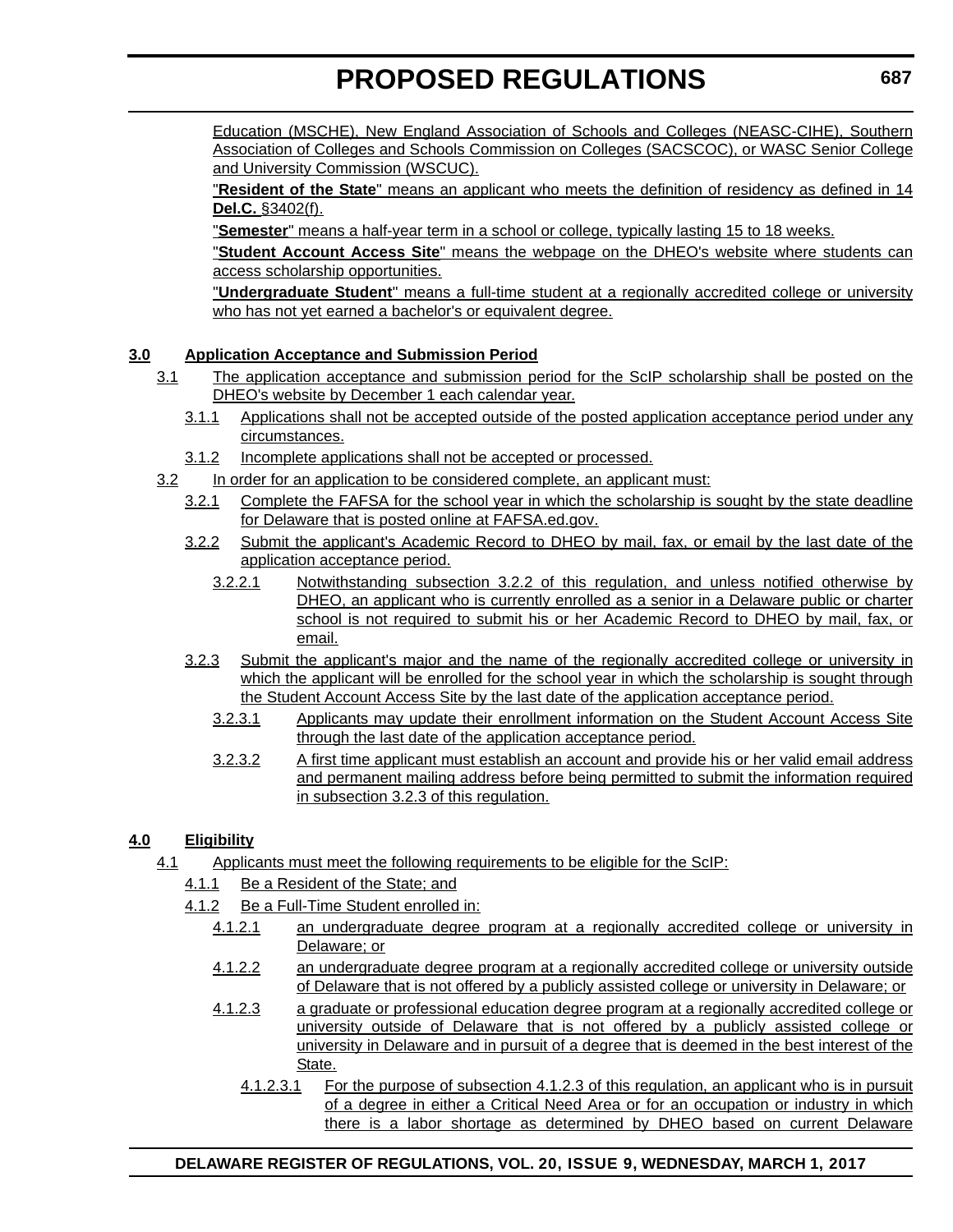Education (MSCHE), New England Association of Schools and Colleges (NEASC-CIHE), Southern Association of Colleges and Schools Commission on Colleges (SACSCOC), or WASC Senior College and University Commission (WSCUC).

"**Resident of the State**" means an applicant who meets the definition of residency as defined in 14 **Del.C.** §3402(f).

"**Semester**" means a half-year term in a school or college, typically lasting 15 to 18 weeks.

"**Student Account Access Site**" means the webpage on the DHEO's website where students can access scholarship opportunities.

"**Undergraduate Student**" means a full-time student at a regionally accredited college or university who has not yet earned a bachelor's or equivalent degree.

**3.0 Application Acceptance and Submission Period**

3.1 The application acceptance and submission period for the ScIP scholarship shall be posted on the DHEO's website by December 1 each calendar year.

3.1.1 Applications shall not be accepted outside of the posted application acceptance period under any circumstances.

3.1.2 Incomplete applications shall not be accepted or processed.

3.2 In order for an application to be considered complete, an applicant must:

3.2.1 Complete the FAFSA for the school year in which the scholarship is sought by the state deadline for Delaware that is posted online at FAFSA.ed.gov.

3.2.2 Submit the applicant's Academic Record to DHEO by mail, fax, or email by the last date of the application acceptance period.

3.2.2.1 Notwithstanding subsection 3.2.2 of this regulation, and unless notified otherwise by DHEO, an applicant who is currently enrolled as a senior in a Delaware public or charter school is not required to submit his or her Academic Record to DHEO by mail, fax, or email.

3.2.3 Submit the applicant's major and the name of the regionally accredited college or university in which the applicant will be enrolled for the school year in which the scholarship is sought through the Student Account Access Site by the last date of the application acceptance period.

3.2.3.1 Applicants may update their enrollment information on the Student Account Access Site through the last date of the application acceptance period.

3.2.3.2 A first time applicant must establish an account and provide his or her valid email address and permanent mailing address before being permitted to submit the information required in subsection 3.2.3 of this regulation.

**4.0 Eligibility**

4.1 Applicants must meet the following requirements to be eligible for the ScIP:

4.1.1 Be a Resident of the State; and

4.1.2 Be a Full-Time Student enrolled in:

4.1.2.1 an undergraduate degree program at a regionally accredited college or university in Delaware; or

4.1.2.2 an undergraduate degree program at a regionally accredited college or university outside of Delaware that is not offered by a publicly assisted college or university in Delaware; or

4.1.2.3 a graduate or professional education degree program at a regionally accredited college or university outside of Delaware that is not offered by a publicly assisted college or university in Delaware and in pursuit of a degree that is deemed in the best interest of the State.

4.1.2.3.1 For the purpose of subsection 4.1.2.3 of this regulation, an applicant who is in pursuit of a degree in either a Critical Need Area or for an occupation or industry in which there is a labor shortage as determined by DHEO based on current Delaware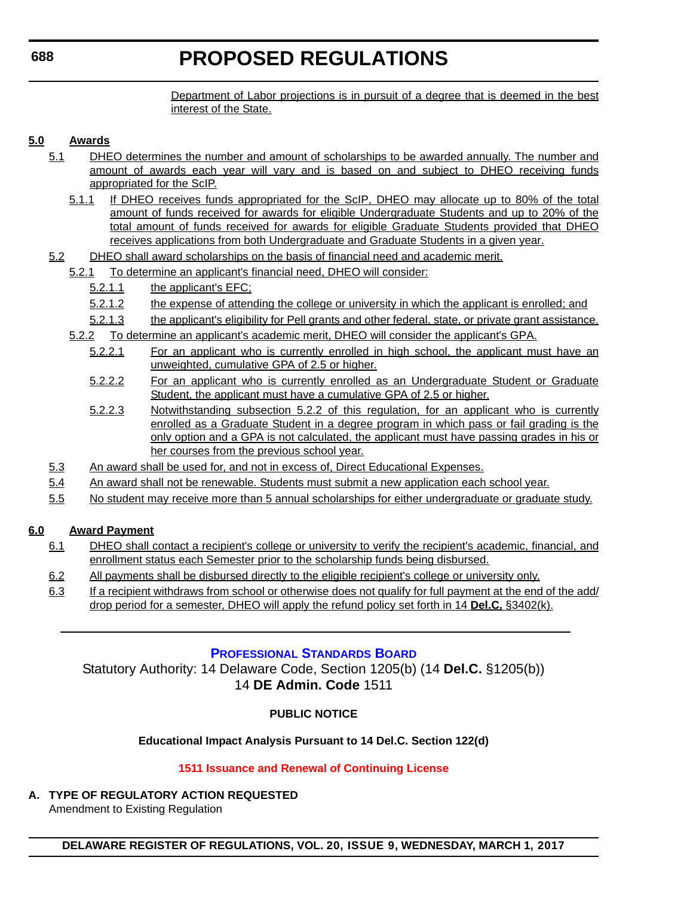Department of Labor projections is in pursuit of a degree that is deemed in the best interest of the State.

**5.0 Awards**

5.1 DHEO determines the number and amount of scholarships to be awarded annually. The number and amount of awards each year will vary and is based on and subject to DHEO receiving funds appropriated for the ScIP.

5.1.1 If DHEO receives funds appropriated for the ScIP, DHEO may allocate up to 80% of the total amount of funds received for awards for eligible Undergraduate Students and up to 20% of the total amount of funds received for awards for eligible Graduate Students provided that DHEO receives applications from both Undergraduate and Graduate Students in a given year.

5.2 DHEO shall award scholarships on the basis of financial need and academic merit.

5.2.1 To determine an applicant's financial need, DHEO will consider:

5.2.1.1 the applicant's EFC;

5.2.1.2 the expense of attending the college or university in which the applicant is enrolled; and

5.2.1.3 the applicant's eligibility for Pell grants and other federal, state, or private grant assistance.

5.2.2 To determine an applicant's academic merit, DHEO will consider the applicant's GPA.

5.2.2.1 For an applicant who is currently enrolled in high school, the applicant must have an unweighted, cumulative GPA of 2.5 or higher.

5.2.2.2 For an applicant who is currently enrolled as an Undergraduate Student or Graduate Student, the applicant must have a cumulative GPA of 2.5 or higher.

5.2.2.3 Notwithstanding subsection 5.2.2 of this regulation, for an applicant who is currently enrolled as a Graduate Student in a degree program in which pass or fail grading is the only option and a GPA is not calculated, the applicant must have passing grades in his or her courses from the previous school year.

5.3 An award shall be used for, and not in excess of, Direct Educational Expenses.

5.4 An award shall not be renewable. Students must submit a new application each school year.

5.5 No student may receive more than 5 annual scholarships for either undergraduate or graduate study.

**6.0 Award Payment**

6.1 DHEO shall contact a recipient's college or university to verify the recipient's academic, financial, and enrollment status each Semester prior to the scholarship funds being disbursed.

6.2 All payments shall be disbursed directly to the eligible recipient's college or university only.

6.3 If a recipient withdraws from school or otherwise does not qualify for full payment at the end of the add/drop period for a semester, DHEO will apply the refund policy set forth in 14 **Del.C.** §3402(k).

---

## PROFESSIONAL STANDARDS BOARD

Statutory Authority: 14 Delaware Code, Section 1205(b) (14 **Del.C.** §1205(b))
14 **DE Admin. Code** 1511

**PUBLIC NOTICE**

**Educational Impact Analysis Pursuant to 14 Del.C. Section 122(d)**

**1511 Issuance and Renewal of Continuing License**

**A. TYPE OF REGULATORY ACTION REQUESTED**

Amendment to Existing Regulation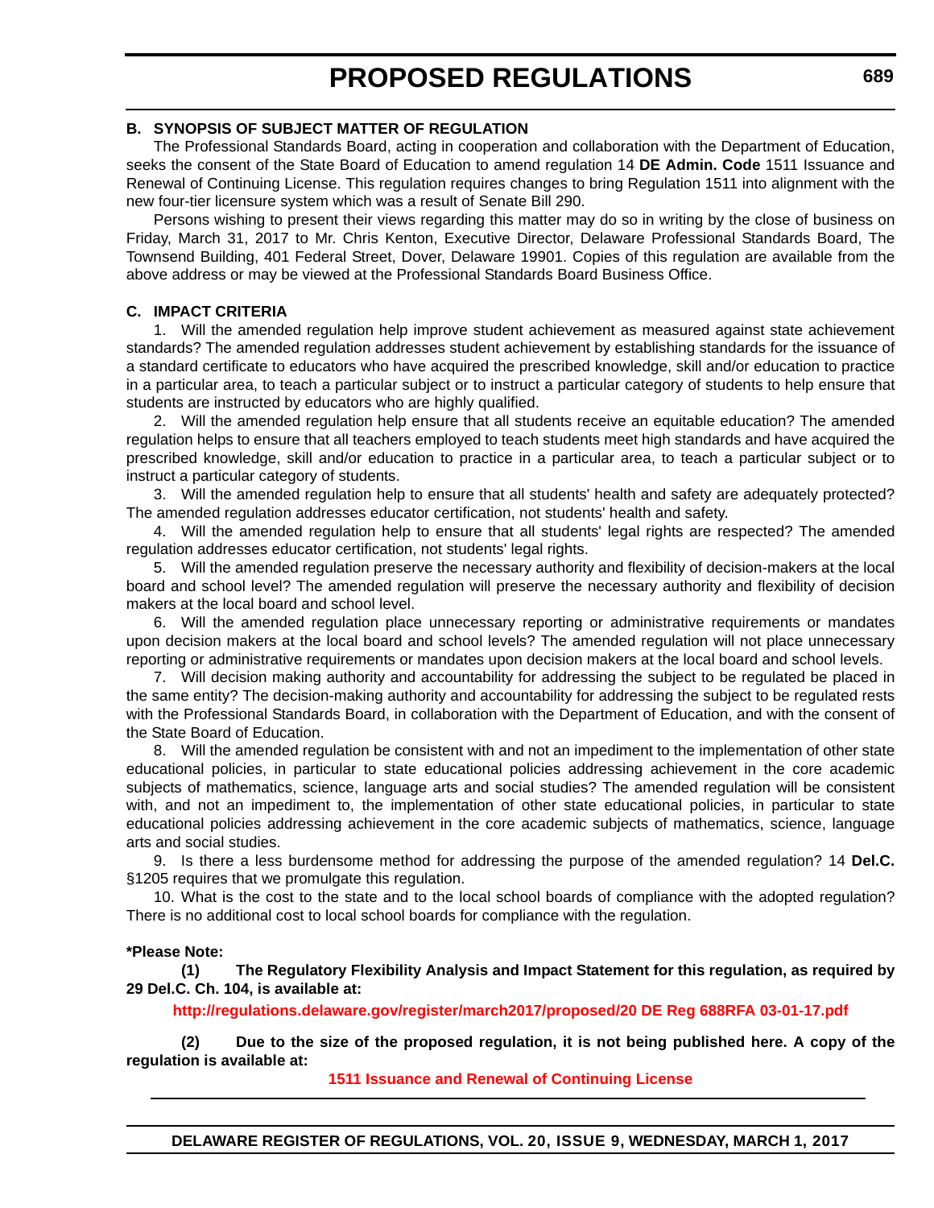**B. SYNOPSIS OF SUBJECT MATTER OF REGULATION**

The Professional Standards Board, acting in cooperation and collaboration with the Department of Education, seeks the consent of the State Board of Education to amend regulation 14 **DE Admin. Code** 1511 Issuance and Renewal of Continuing License. This regulation requires changes to bring Regulation 1511 into alignment with the new four-tier licensure system which was a result of Senate Bill 290.

Persons wishing to present their views regarding this matter may do so in writing by the close of business on Friday, March 31, 2017 to Mr. Chris Kenton, Executive Director, Delaware Professional Standards Board, The Townsend Building, 401 Federal Street, Dover, Delaware 19901. Copies of this regulation are available from the above address or may be viewed at the Professional Standards Board Business Office.

**C. IMPACT CRITERIA**

1. Will the amended regulation help improve student achievement as measured against state achievement standards? The amended regulation addresses student achievement by establishing standards for the issuance of a standard certificate to educators who have acquired the prescribed knowledge, skill and/or education to practice in a particular area, to teach a particular subject or to instruct a particular category of students to help ensure that students are instructed by educators who are highly qualified.

2. Will the amended regulation help ensure that all students receive an equitable education? The amended regulation helps to ensure that all teachers employed to teach students meet high standards and have acquired the prescribed knowledge, skill and/or education to practice in a particular area, to teach a particular subject or to instruct a particular category of students.

3. Will the amended regulation help to ensure that all students' health and safety are adequately protected? The amended regulation addresses educator certification, not students' health and safety.

4. Will the amended regulation help to ensure that all students' legal rights are respected? The amended regulation addresses educator certification, not students' legal rights.

5. Will the amended regulation preserve the necessary authority and flexibility of decision-makers at the local board and school level? The amended regulation will preserve the necessary authority and flexibility of decision makers at the local board and school level.

6. Will the amended regulation place unnecessary reporting or administrative requirements or mandates upon decision makers at the local board and school levels? The amended regulation will not place unnecessary reporting or administrative requirements or mandates upon decision makers at the local board and school levels.

7. Will decision making authority and accountability for addressing the subject to be regulated be placed in the same entity? The decision-making authority and accountability for addressing the subject to be regulated rests with the Professional Standards Board, in collaboration with the Department of Education, and with the consent of the State Board of Education.

8. Will the amended regulation be consistent with and not an impediment to the implementation of other state educational policies, in particular to state educational policies addressing achievement in the core academic subjects of mathematics, science, language arts and social studies? The amended regulation will be consistent with, and not an impediment to, the implementation of other state educational policies, in particular to state educational policies addressing achievement in the core academic subjects of mathematics, science, language arts and social studies.

9. Is there a less burdensome method for addressing the purpose of the amended regulation? 14 **Del.C.** §1205 requires that we promulgate this regulation.

10. What is the cost to the state and to the local school boards of compliance with the adopted regulation? There is no additional cost to local school boards for compliance with the regulation.

***Please Note:**

**(1) The Regulatory Flexibility Analysis and Impact Statement for this regulation, as required by 29 Del.C. Ch. 104, is available at:**

**http://regulations.delaware.gov/register/march2017/proposed/20 DE Reg 688RFA 03-01-17.pdf**

**(2) Due to the size of the proposed regulation, it is not being published here. A copy of the regulation is available at:**

**1511 Issuance and Renewal of Continuing License**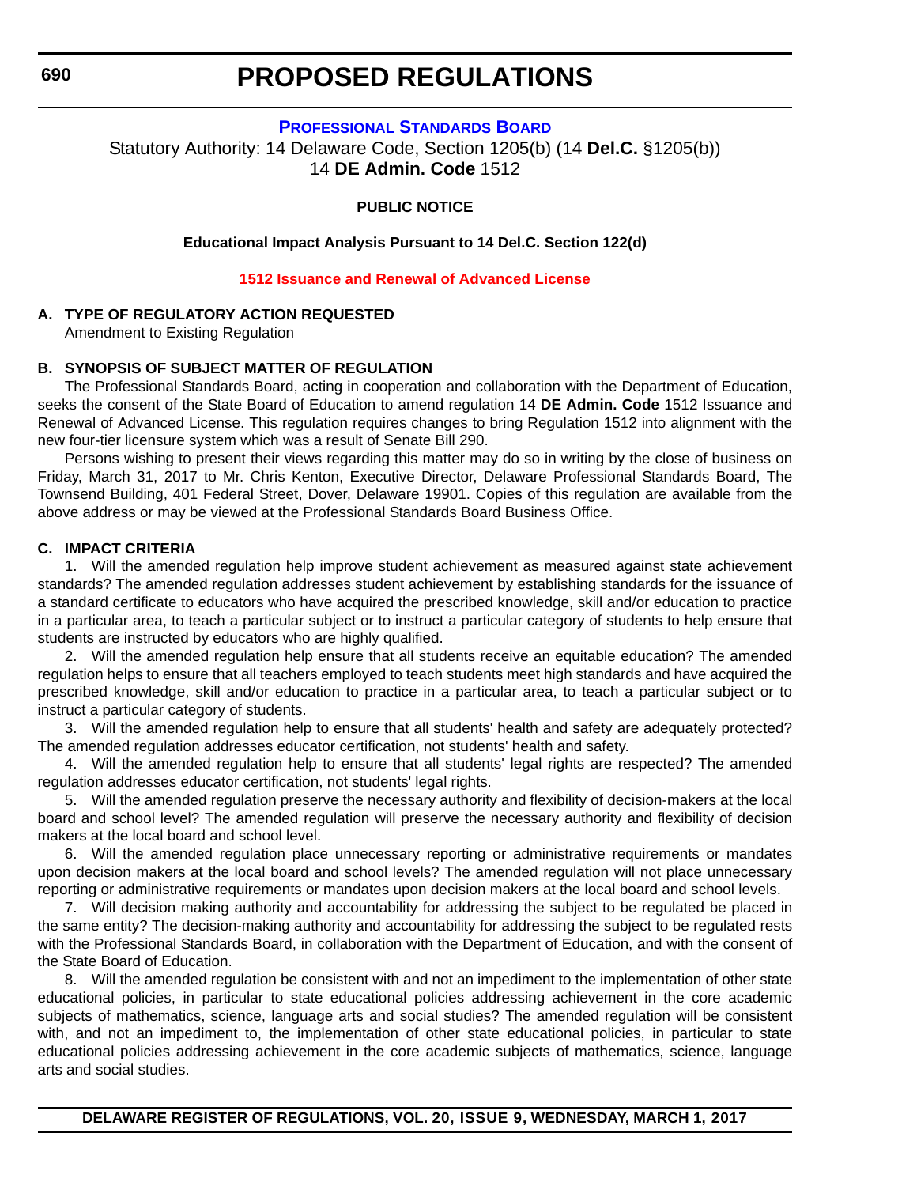# PROPOSED REGULATIONS

## PROFESSIONAL STANDARDS BOARD

Statutory Authority: 14 Delaware Code, Section 1205(b) (14 **Del.C.** §1205(b))
14 **DE Admin. Code** 1512

**PUBLIC NOTICE**

**Educational Impact Analysis Pursuant to 14 Del.C. Section 122(d)**

**1512 Issuance and Renewal of Advanced License**

**A. TYPE OF REGULATORY ACTION REQUESTED**

Amendment to Existing Regulation

**B. SYNOPSIS OF SUBJECT MATTER OF REGULATION**

The Professional Standards Board, acting in cooperation and collaboration with the Department of Education, seeks the consent of the State Board of Education to amend regulation 14 **DE Admin. Code** 1512 Issuance and Renewal of Advanced License. This regulation requires changes to bring Regulation 1512 into alignment with the new four-tier licensure system which was a result of Senate Bill 290.

Persons wishing to present their views regarding this matter may do so in writing by the close of business on Friday, March 31, 2017 to Mr. Chris Kenton, Executive Director, Delaware Professional Standards Board, The Townsend Building, 401 Federal Street, Dover, Delaware 19901. Copies of this regulation are available from the above address or may be viewed at the Professional Standards Board Business Office.

**C. IMPACT CRITERIA**

1. Will the amended regulation help improve student achievement as measured against state achievement standards? The amended regulation addresses student achievement by establishing standards for the issuance of a standard certificate to educators who have acquired the prescribed knowledge, skill and/or education to practice in a particular area, to teach a particular subject or to instruct a particular category of students to help ensure that students are instructed by educators who are highly qualified.

2. Will the amended regulation help ensure that all students receive an equitable education? The amended regulation helps to ensure that all teachers employed to teach students meet high standards and have acquired the prescribed knowledge, skill and/or education to practice in a particular area, to teach a particular subject or to instruct a particular category of students.

3. Will the amended regulation help to ensure that all students' health and safety are adequately protected? The amended regulation addresses educator certification, not students' health and safety.

4. Will the amended regulation help to ensure that all students' legal rights are respected? The amended regulation addresses educator certification, not students' legal rights.

5. Will the amended regulation preserve the necessary authority and flexibility of decision-makers at the local board and school level? The amended regulation will preserve the necessary authority and flexibility of decision makers at the local board and school level.

6. Will the amended regulation place unnecessary reporting or administrative requirements or mandates upon decision makers at the local board and school levels? The amended regulation will not place unnecessary reporting or administrative requirements or mandates upon decision makers at the local board and school levels.

7. Will decision making authority and accountability for addressing the subject to be regulated be placed in the same entity? The decision-making authority and accountability for addressing the subject to be regulated rests with the Professional Standards Board, in collaboration with the Department of Education, and with the consent of the State Board of Education.

8. Will the amended regulation be consistent with and not an impediment to the implementation of other state educational policies, in particular to state educational policies addressing achievement in the core academic subjects of mathematics, science, language arts and social studies? The amended regulation will be consistent with, and not an impediment to, the implementation of other state educational policies, in particular to state educational policies addressing achievement in the core academic subjects of mathematics, science, language arts and social studies.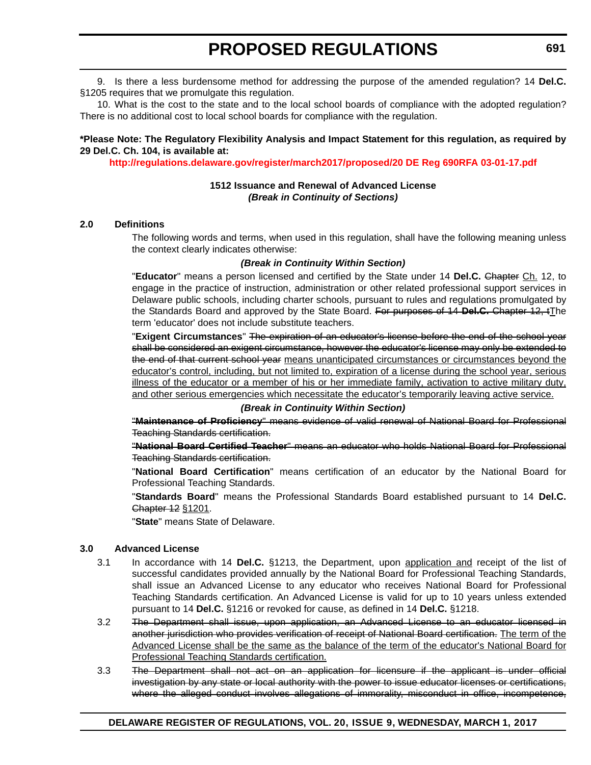9. Is there a less burdensome method for addressing the purpose of the amended regulation? 14 **Del.C.** §1205 requires that we promulgate this regulation.

10. What is the cost to the state and to the local school boards of compliance with the adopted regulation? There is no additional cost to local school boards for compliance with the regulation.

**\*Please Note: The Regulatory Flexibility Analysis and Impact Statement for this regulation, as required by 29 Del.C. Ch. 104, is available at:**

**http://regulations.delaware.gov/register/march2017/proposed/20 DE Reg 690RFA 03-01-17.pdf**

**1512 Issuance and Renewal of Advanced License**
***(Break in Continuity of Sections)***

**2.0 Definitions**

The following words and terms, when used in this regulation, shall have the following meaning unless the context clearly indicates otherwise:

***(Break in Continuity Within Section)***

"**Educator**" means a person licensed and certified by the State under 14 **Del.C.** ~~Chapter~~ Ch. 12, to engage in the practice of instruction, administration or other related professional support services in Delaware public schools, including charter schools, pursuant to rules and regulations promulgated by the Standards Board and approved by the State Board. ~~For purposes of 14 **Del.C.** Chapter 12, t~~The term 'educator' does not include substitute teachers.

"**Exigent Circumstances**" ~~The expiration of an educator's license before the end of the school year shall be considered an exigent circumstance, however the educator's license may only be extended to the end of that current school year~~ means unanticipated circumstances or circumstances beyond the educator's control, including, but not limited to, expiration of a license during the school year, serious illness of the educator or a member of his or her immediate family, activation to active military duty, and other serious emergencies which necessitate the educator's temporarily leaving active service.

***(Break in Continuity Within Section)***

~~"**Maintenance of Proficiency**" means evidence of valid renewal of National Board for Professional Teaching Standards certification.~~

~~"**National Board Certified Teacher**" means an educator who holds National Board for Professional Teaching Standards certification.~~

"**National Board Certification**" means certification of an educator by the National Board for Professional Teaching Standards.

"**Standards Board**" means the Professional Standards Board established pursuant to 14 **Del.C.** ~~Chapter 12~~ §1201.

"**State**" means State of Delaware.

**3.0 Advanced License**

3.1 In accordance with 14 **Del.C.** §1213, the Department, upon application and receipt of the list of successful candidates provided annually by the National Board for Professional Teaching Standards, shall issue an Advanced License to any educator who receives National Board for Professional Teaching Standards certification. An Advanced License is valid for up to 10 years unless extended pursuant to 14 **Del.C.** §1216 or revoked for cause, as defined in 14 **Del.C.** §1218.

3.2 ~~The Department shall issue, upon application, an Advanced License to an educator licensed in another jurisdiction who provides verification of receipt of National Board certification.~~ The term of the Advanced License shall be the same as the balance of the term of the educator's National Board for Professional Teaching Standards certification.

3.3 ~~The Department shall not act on an application for licensure if the applicant is under official investigation by any state or local authority with the power to issue educator licenses or certifications, where the alleged conduct involves allegations of immorality, misconduct in office, incompetence,~~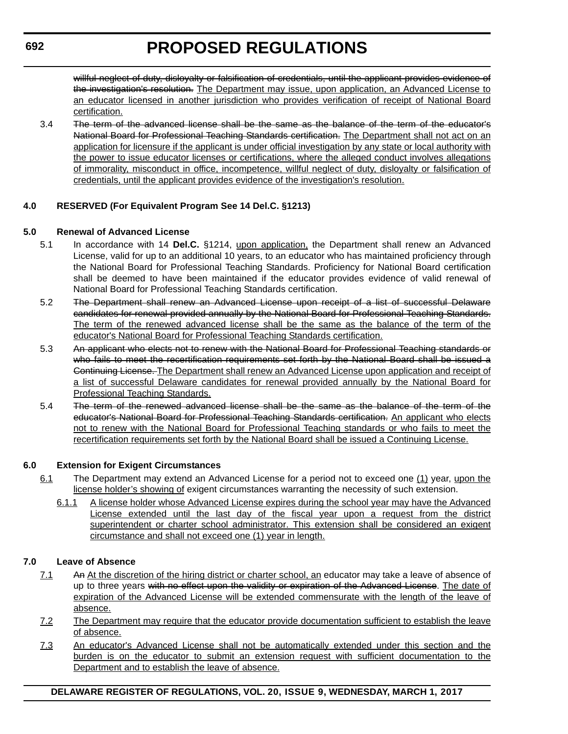~~willful neglect of duty, disloyalty or falsification of credentials, until the applicant provides evidence of the investigation's resolution.~~ <u>The Department may issue, upon application, an Advanced License to an educator licensed in another jurisdiction who provides verification of receipt of National Board certification.</u>

3.4 ~~The term of the advanced license shall be the same as the balance of the term of the educator's National Board for Professional Teaching Standards certification.~~ <u>The Department shall not act on an application for licensure if the applicant is under official investigation by any state or local authority with the power to issue educator licenses or certifications, where the alleged conduct involves allegations of immorality, misconduct in office, incompetence, willful neglect of duty, disloyalty or falsification of credentials, until the applicant provides evidence of the investigation's resolution.</u>

**4.0 RESERVED (For Equivalent Program See 14 Del.C. §1213)**

**5.0 Renewal of Advanced License**

5.1 In accordance with 14 **Del.C.** §1214, <u>upon application,</u> the Department shall renew an Advanced License, valid for up to an additional 10 years, to an educator who has maintained proficiency through the National Board for Professional Teaching Standards. Proficiency for National Board certification shall be deemed to have been maintained if the educator provides evidence of valid renewal of National Board for Professional Teaching Standards certification.

5.2 ~~The Department shall renew an Advanced License upon receipt of a list of successful Delaware candidates for renewal provided annually by the National Board for Professional Teaching Standards.~~ <u>The term of the renewed advanced license shall be the same as the balance of the term of the educator's National Board for Professional Teaching Standards certification.</u>

5.3 ~~An applicant who elects not to renew with the National Board for Professional Teaching standards or who fails to meet the recertification requirements set forth by the National Board shall be issued a Continuing License.~~ <u>The Department shall renew an Advanced License upon application and receipt of a list of successful Delaware candidates for renewal provided annually by the National Board for Professional Teaching Standards.</u>

5.4 ~~The term of the renewed advanced license shall be the same as the balance of the term of the educator's National Board for Professional Teaching Standards certification.~~ <u>An applicant who elects not to renew with the National Board for Professional Teaching standards or who fails to meet the recertification requirements set forth by the National Board shall be issued a Continuing License.</u>

**6.0 Extension for Exigent Circumstances**

<u>6.1</u> The Department may extend an Advanced License for a period not to exceed one <u>(1)</u> year, <u>upon the license holder's showing of</u> exigent circumstances warranting the necessity of such extension.

<u>6.1.1</u> <u>A license holder whose Advanced License expires during the school year may have the Advanced License extended until the last day of the fiscal year upon a request from the district superintendent or charter school administrator. This extension shall be considered an exigent circumstance and shall not exceed one (1) year in length.</u>

**7.0 Leave of Absence**

<u>7.1</u> ~~An~~ <u>At the discretion of the hiring district or charter school, an</u> educator may take a leave of absence of up to three years ~~with no effect upon the validity or expiration of the Advanced License~~. <u>The date of expiration of the Advanced License will be extended commensurate with the length of the leave of absence.</u>

<u>7.2</u> <u>The Department may require that the educator provide documentation sufficient to establish the leave of absence.</u>

<u>7.3</u> <u>An educator's Advanced License shall not be automatically extended under this section and the burden is on the educator to submit an extension request with sufficient documentation to the Department and to establish the leave of absence.</u>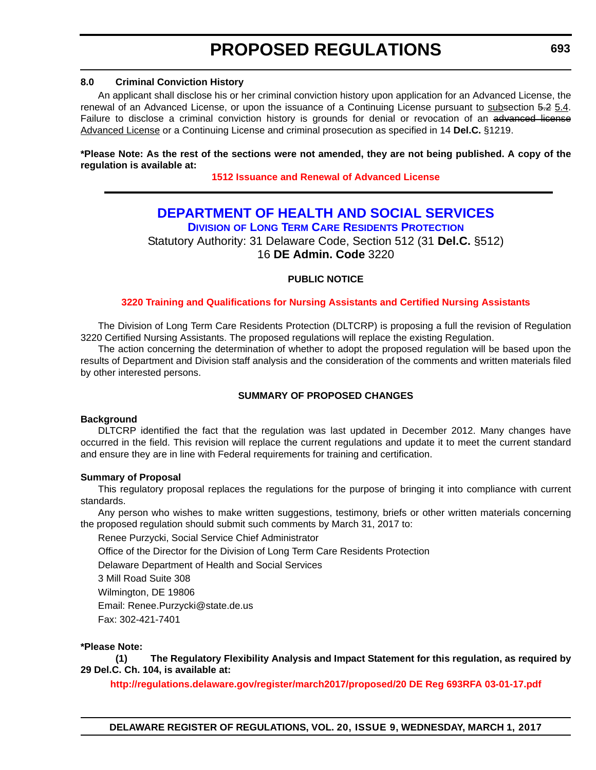### 8.0 Criminal Conviction History

An applicant shall disclose his or her criminal conviction history upon application for an Advanced License, the renewal of an Advanced License, or upon the issuance of a Continuing License pursuant to subsection ~~5.2~~ 5.4. Failure to disclose a criminal conviction history is grounds for denial or revocation of an ~~advanced license~~ Advanced License or a Continuing License and criminal prosecution as specified in 14 **Del.C.** §1219.

**\*Please Note: As the rest of the sections were not amended, they are not being published. A copy of the regulation is available at:**

**1512 Issuance and Renewal of Advanced License**

---

# DEPARTMENT OF HEALTH AND SOCIAL SERVICES

## Division of Long Term Care Residents Protection

Statutory Authority: 31 Delaware Code, Section 512 (31 **Del.C.** §512)
16 **DE Admin. Code** 3220

**PUBLIC NOTICE**

**3220 Training and Qualifications for Nursing Assistants and Certified Nursing Assistants**

The Division of Long Term Care Residents Protection (DLTCRP) is proposing a full the revision of Regulation 3220 Certified Nursing Assistants. The proposed regulations will replace the existing Regulation.

The action concerning the determination of whether to adopt the proposed regulation will be based upon the results of Department and Division staff analysis and the consideration of the comments and written materials filed by other interested persons.

**SUMMARY OF PROPOSED CHANGES**

**Background**

DLTCRP identified the fact that the regulation was last updated in December 2012. Many changes have occurred in the field. This revision will replace the current regulations and update it to meet the current standard and ensure they are in line with Federal requirements for training and certification.

**Summary of Proposal**

This regulatory proposal replaces the regulations for the purpose of bringing it into compliance with current standards.

Any person who wishes to make written suggestions, testimony, briefs or other written materials concerning the proposed regulation should submit such comments by March 31, 2017 to:

Renee Purzycki, Social Service Chief Administrator

Office of the Director for the Division of Long Term Care Residents Protection

Delaware Department of Health and Social Services

3 Mill Road Suite 308

Wilmington, DE 19806

Email: Renee.Purzycki@state.de.us

Fax: 302-421-7401

**\*Please Note:**

**(1) The Regulatory Flexibility Analysis and Impact Statement for this regulation, as required by 29 Del.C. Ch. 104, is available at:**

**http://regulations.delaware.gov/register/march2017/proposed/20 DE Reg 693RFA 03-01-17.pdf**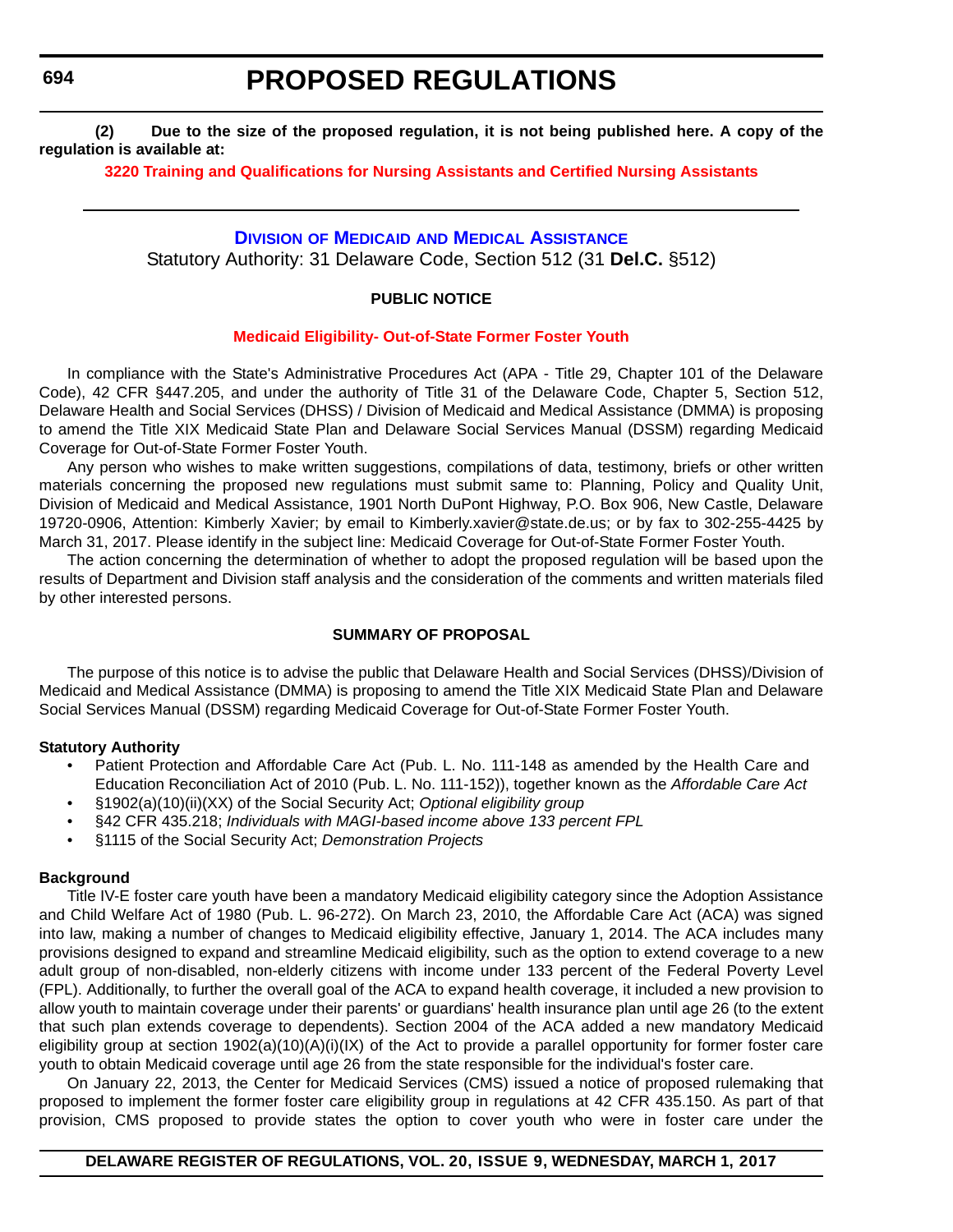(2) **Due to the size of the proposed regulation, it is not being published here. A copy of the regulation is available at:**

**3220 Training and Qualifications for Nursing Assistants and Certified Nursing Assistants**

---

## Division of Medicaid and Medical Assistance

Statutory Authority: 31 Delaware Code, Section 512 (31 **Del.C.** §512)

**PUBLIC NOTICE**

**Medicaid Eligibility- Out-of-State Former Foster Youth**

In compliance with the State's Administrative Procedures Act (APA - Title 29, Chapter 101 of the Delaware Code), 42 CFR §447.205, and under the authority of Title 31 of the Delaware Code, Chapter 5, Section 512, Delaware Health and Social Services (DHSS) / Division of Medicaid and Medical Assistance (DMMA) is proposing to amend the Title XIX Medicaid State Plan and Delaware Social Services Manual (DSSM) regarding Medicaid Coverage for Out-of-State Former Foster Youth.

Any person who wishes to make written suggestions, compilations of data, testimony, briefs or other written materials concerning the proposed new regulations must submit same to: Planning, Policy and Quality Unit, Division of Medicaid and Medical Assistance, 1901 North DuPont Highway, P.O. Box 906, New Castle, Delaware 19720-0906, Attention: Kimberly Xavier; by email to Kimberly.xavier@state.de.us; or by fax to 302-255-4425 by March 31, 2017. Please identify in the subject line: Medicaid Coverage for Out-of-State Former Foster Youth.

The action concerning the determination of whether to adopt the proposed regulation will be based upon the results of Department and Division staff analysis and the consideration of the comments and written materials filed by other interested persons.

**SUMMARY OF PROPOSAL**

The purpose of this notice is to advise the public that Delaware Health and Social Services (DHSS)/Division of Medicaid and Medical Assistance (DMMA) is proposing to amend the Title XIX Medicaid State Plan and Delaware Social Services Manual (DSSM) regarding Medicaid Coverage for Out-of-State Former Foster Youth.

**Statutory Authority**

- Patient Protection and Affordable Care Act (Pub. L. No. 111-148 as amended by the Health Care and Education Reconciliation Act of 2010 (Pub. L. No. 111-152)), together known as the *Affordable Care Act*
- §1902(a)(10)(ii)(XX) of the Social Security Act; *Optional eligibility group*
- §42 CFR 435.218; *Individuals with MAGI-based income above 133 percent FPL*
- §1115 of the Social Security Act; *Demonstration Projects*

**Background**

Title IV-E foster care youth have been a mandatory Medicaid eligibility category since the Adoption Assistance and Child Welfare Act of 1980 (Pub. L. 96-272). On March 23, 2010, the Affordable Care Act (ACA) was signed into law, making a number of changes to Medicaid eligibility effective, January 1, 2014. The ACA includes many provisions designed to expand and streamline Medicaid eligibility, such as the option to extend coverage to a new adult group of non-disabled, non-elderly citizens with income under 133 percent of the Federal Poverty Level (FPL). Additionally, to further the overall goal of the ACA to expand health coverage, it included a new provision to allow youth to maintain coverage under their parents' or guardians' health insurance plan until age 26 (to the extent that such plan extends coverage to dependents). Section 2004 of the ACA added a new mandatory Medicaid eligibility group at section 1902(a)(10)(A)(i)(IX) of the Act to provide a parallel opportunity for former foster care youth to obtain Medicaid coverage until age 26 from the state responsible for the individual's foster care.

On January 22, 2013, the Center for Medicaid Services (CMS) issued a notice of proposed rulemaking that proposed to implement the former foster care eligibility group in regulations at 42 CFR 435.150. As part of that provision, CMS proposed to provide states the option to cover youth who were in foster care under the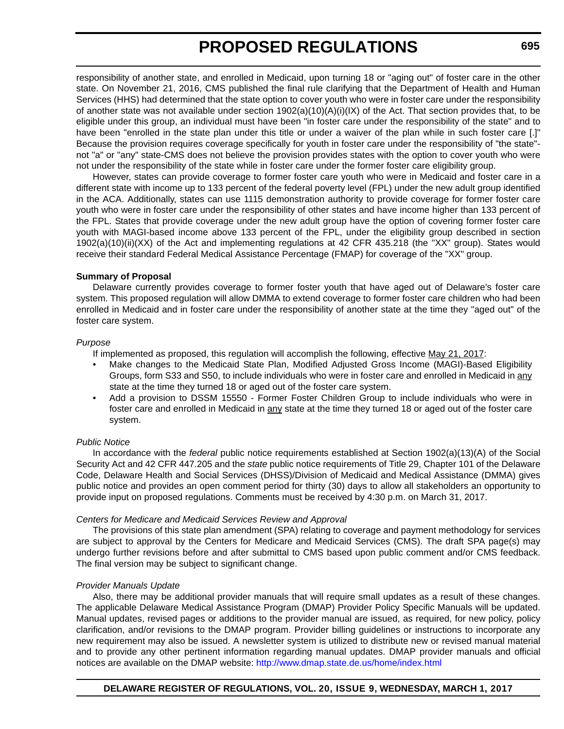responsibility of another state, and enrolled in Medicaid, upon turning 18 or "aging out" of foster care in the other state. On November 21, 2016, CMS published the final rule clarifying that the Department of Health and Human Services (HHS) had determined that the state option to cover youth who were in foster care under the responsibility of another state was not available under section 1902(a)(10)(A)(i)(IX) of the Act. That section provides that, to be eligible under this group, an individual must have been "in foster care under the responsibility of the state" and to have been "enrolled in the state plan under this title or under a waiver of the plan while in such foster care [.]" Because the provision requires coverage specifically for youth in foster care under the responsibility of "the state"-not "a" or "any" state-CMS does not believe the provision provides states with the option to cover youth who were not under the responsibility of the state while in foster care under the former foster care eligibility group.

However, states can provide coverage to former foster care youth who were in Medicaid and foster care in a different state with income up to 133 percent of the federal poverty level (FPL) under the new adult group identified in the ACA. Additionally, states can use 1115 demonstration authority to provide coverage for former foster care youth who were in foster care under the responsibility of other states and have income higher than 133 percent of the FPL. States that provide coverage under the new adult group have the option of covering former foster care youth with MAGI-based income above 133 percent of the FPL, under the eligibility group described in section 1902(a)(10)(ii)(XX) of the Act and implementing regulations at 42 CFR 435.218 (the "XX" group). States would receive their standard Federal Medical Assistance Percentage (FMAP) for coverage of the "XX" group.

**Summary of Proposal**

Delaware currently provides coverage to former foster youth that have aged out of Delaware's foster care system. This proposed regulation will allow DMMA to extend coverage to former foster care children who had been enrolled in Medicaid and in foster care under the responsibility of another state at the time they "aged out" of the foster care system.

*Purpose*

If implemented as proposed, this regulation will accomplish the following, effective May 21, 2017:

- Make changes to the Medicaid State Plan, Modified Adjusted Gross Income (MAGI)-Based Eligibility Groups, form S33 and S50, to include individuals who were in foster care and enrolled in Medicaid in any state at the time they turned 18 or aged out of the foster care system.
- Add a provision to DSSM 15550 - Former Foster Children Group to include individuals who were in foster care and enrolled in Medicaid in any state at the time they turned 18 or aged out of the foster care system.

*Public Notice*

In accordance with the *federal* public notice requirements established at Section 1902(a)(13)(A) of the Social Security Act and 42 CFR 447.205 and the *state* public notice requirements of Title 29, Chapter 101 of the Delaware Code, Delaware Health and Social Services (DHSS)/Division of Medicaid and Medical Assistance (DMMA) gives public notice and provides an open comment period for thirty (30) days to allow all stakeholders an opportunity to provide input on proposed regulations. Comments must be received by 4:30 p.m. on March 31, 2017.

*Centers for Medicare and Medicaid Services Review and Approval*

The provisions of this state plan amendment (SPA) relating to coverage and payment methodology for services are subject to approval by the Centers for Medicare and Medicaid Services (CMS). The draft SPA page(s) may undergo further revisions before and after submittal to CMS based upon public comment and/or CMS feedback. The final version may be subject to significant change.

*Provider Manuals Update*

Also, there may be additional provider manuals that will require small updates as a result of these changes. The applicable Delaware Medical Assistance Program (DMAP) Provider Policy Specific Manuals will be updated. Manual updates, revised pages or additions to the provider manual are issued, as required, for new policy, policy clarification, and/or revisions to the DMAP program. Provider billing guidelines or instructions to incorporate any new requirement may also be issued. A newsletter system is utilized to distribute new or revised manual material and to provide any other pertinent information regarding manual updates. DMAP provider manuals and official notices are available on the DMAP website: http://www.dmap.state.de.us/home/index.html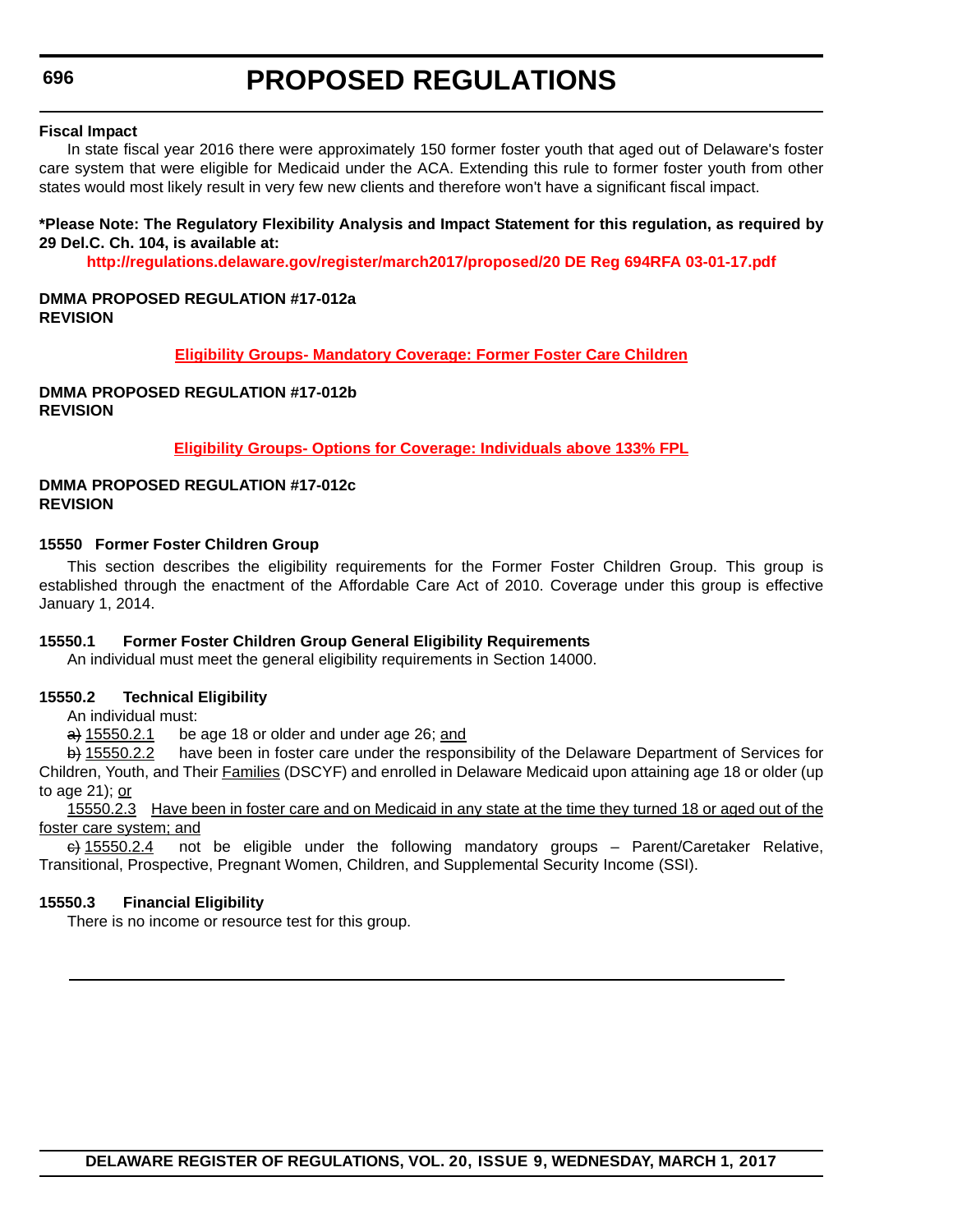**Fiscal Impact**

In state fiscal year 2016 there were approximately 150 former foster youth that aged out of Delaware's foster care system that were eligible for Medicaid under the ACA. Extending this rule to former foster youth from other states would most likely result in very few new clients and therefore won't have a significant fiscal impact.

**\*Please Note: The Regulatory Flexibility Analysis and Impact Statement for this regulation, as required by 29 Del.C. Ch. 104, is available at:**

**http://regulations.delaware.gov/register/march2017/proposed/20 DE Reg 694RFA 03-01-17.pdf**

**DMMA PROPOSED REGULATION #17-012a**
**REVISION**

**Eligibility Groups- Mandatory Coverage: Former Foster Care Children**

**DMMA PROPOSED REGULATION #17-012b**
**REVISION**

**Eligibility Groups- Options for Coverage: Individuals above 133% FPL**

**DMMA PROPOSED REGULATION #17-012c**
**REVISION**

### 15550 Former Foster Children Group

This section describes the eligibility requirements for the Former Foster Children Group. This group is established through the enactment of the Affordable Care Act of 2010. Coverage under this group is effective January 1, 2014.

#### 15550.1 Former Foster Children Group General Eligibility Requirements

An individual must meet the general eligibility requirements in Section 14000.

#### 15550.2 Technical Eligibility

An individual must:

~~a)~~ 15550.2.1 be age 18 or older and under age 26; and

~~b)~~ 15550.2.2 have been in foster care under the responsibility of the Delaware Department of Services for Children, Youth, and Their Families (DSCYF) and enrolled in Delaware Medicaid upon attaining age 18 or older (up to age 21); or

15550.2.3 Have been in foster care and on Medicaid in any state at the time they turned 18 or aged out of the foster care system; and

~~c)~~ 15550.2.4 not be eligible under the following mandatory groups – Parent/Caretaker Relative, Transitional, Prospective, Pregnant Women, Children, and Supplemental Security Income (SSI).

#### 15550.3 Financial Eligibility

There is no income or resource test for this group.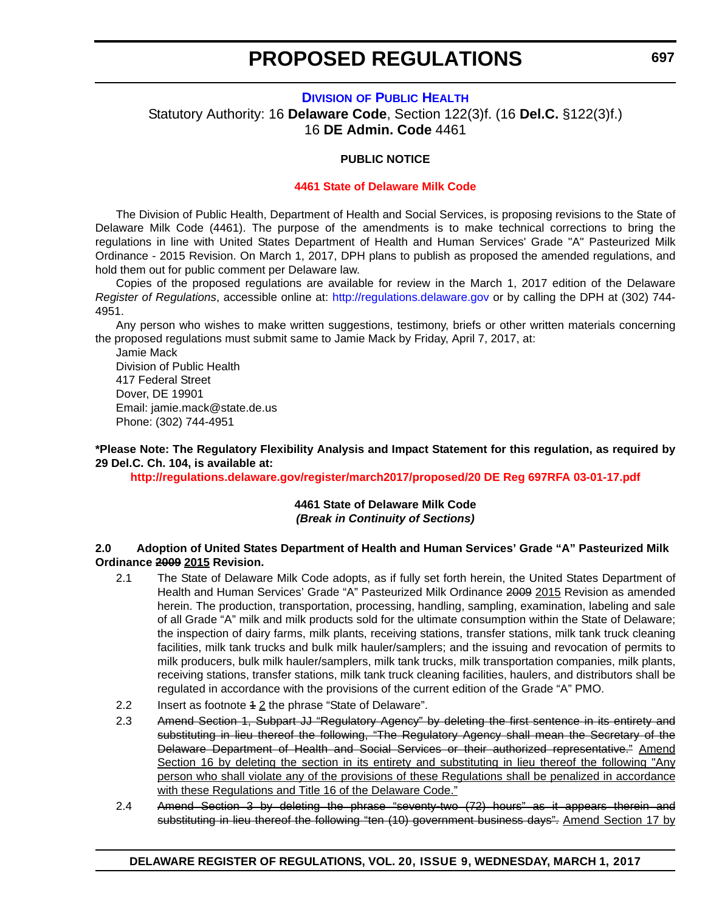# PROPOSED REGULATIONS

### DIVISION OF PUBLIC HEALTH

Statutory Authority: 16 **Delaware Code**, Section 122(3)f. (16 **Del.C.** §122(3)f.)
16 **DE Admin. Code** 4461

**PUBLIC NOTICE**

**4461 State of Delaware Milk Code**

The Division of Public Health, Department of Health and Social Services, is proposing revisions to the State of Delaware Milk Code (4461). The purpose of the amendments is to make technical corrections to bring the regulations in line with United States Department of Health and Human Services' Grade "A" Pasteurized Milk Ordinance - 2015 Revision. On March 1, 2017, DPH plans to publish as proposed the amended regulations, and hold them out for public comment per Delaware law.

Copies of the proposed regulations are available for review in the March 1, 2017 edition of the Delaware *Register of Regulations*, accessible online at: http://regulations.delaware.gov or by calling the DPH at (302) 744-4951.

Any person who wishes to make written suggestions, testimony, briefs or other written materials concerning the proposed regulations must submit same to Jamie Mack by Friday, April 7, 2017, at:

Jamie Mack
Division of Public Health
417 Federal Street
Dover, DE 19901
Email: jamie.mack@state.de.us
Phone: (302) 744-4951

**\*Please Note: The Regulatory Flexibility Analysis and Impact Statement for this regulation, as required by 29 Del.C. Ch. 104, is available at:**

**http://regulations.delaware.gov/register/march2017/proposed/20 DE Reg 697RFA 03-01-17.pdf**

**4461 State of Delaware Milk Code**
***(Break in Continuity of Sections)***

**2.0 Adoption of United States Department of Health and Human Services' Grade "A" Pasteurized Milk Ordinance ~~2009~~ <u>2015</u> Revision.**

2.1 The State of Delaware Milk Code adopts, as if fully set forth herein, the United States Department of Health and Human Services' Grade "A" Pasteurized Milk Ordinance ~~2009~~ <u>2015</u> Revision as amended herein. The production, transportation, processing, handling, sampling, examination, labeling and sale of all Grade "A" milk and milk products sold for the ultimate consumption within the State of Delaware; the inspection of dairy farms, milk plants, receiving stations, transfer stations, milk tank truck cleaning facilities, milk tank trucks and bulk milk hauler/samplers; and the issuing and revocation of permits to milk producers, bulk milk hauler/samplers, milk tank trucks, milk transportation companies, milk plants, receiving stations, transfer stations, milk tank truck cleaning facilities, haulers, and distributors shall be regulated in accordance with the provisions of the current edition of the Grade "A" PMO.

2.2 Insert as footnote ~~1~~ <u>2</u> the phrase "State of Delaware".

2.3 ~~Amend Section 1, Subpart JJ "Regulatory Agency" by deleting the first sentence in its entirety and substituting in lieu thereof the following, "The Regulatory Agency shall mean the Secretary of the Delaware Department of Health and Social Services or their authorized representative."~~ <u>Amend Section 16 by deleting the section in its entirety and substituting in lieu thereof the following "Any person who shall violate any of the provisions of these Regulations shall be penalized in accordance with these Regulations and Title 16 of the Delaware Code."</u>

2.4 ~~Amend Section 3 by deleting the phrase "seventy-two (72) hours" as it appears therein and substituting in lieu thereof the following "ten (10) government business days".~~ <u>Amend Section 17 by</u>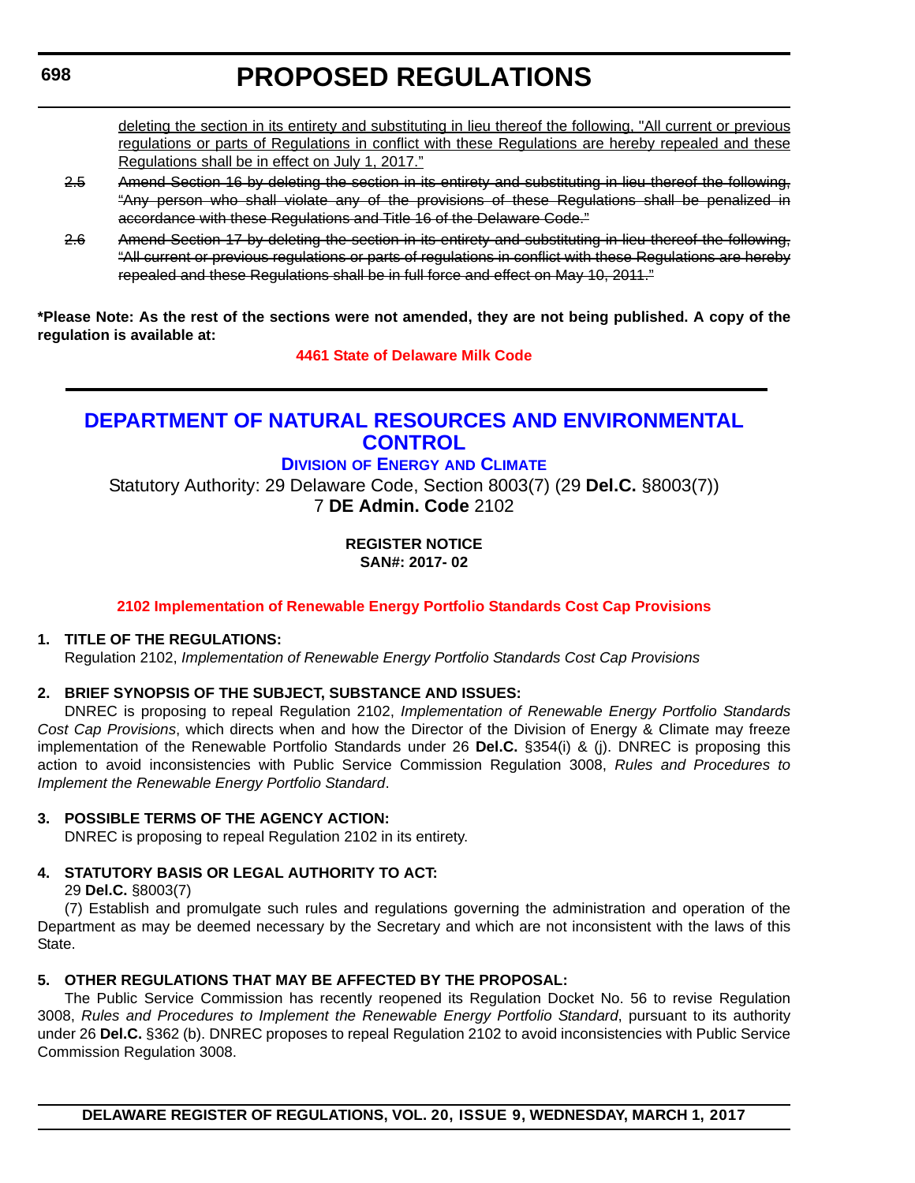deleting the section in its entirety and substituting in lieu thereof the following, "All current or previous regulations or parts of Regulations in conflict with these Regulations are hereby repealed and these Regulations shall be in effect on July 1, 2017."

2.5 ~~Amend Section 16 by deleting the section in its entirety and substituting in lieu thereof the following, "Any person who shall violate any of the provisions of these Regulations shall be penalized in accordance with these Regulations and Title 16 of the Delaware Code."~~

2.6 ~~Amend Section 17 by deleting the section in its entirety and substituting in lieu thereof the following, "All current or previous regulations or parts of regulations in conflict with these Regulations are hereby repealed and these Regulations shall be in full force and effect on May 10, 2011."~~

**\*Please Note: As the rest of the sections were not amended, they are not being published. A copy of the regulation is available at:**

**4461 State of Delaware Milk Code**

---

# DEPARTMENT OF NATURAL RESOURCES AND ENVIRONMENTAL CONTROL

## Division of Energy and Climate

Statutory Authority: 29 Delaware Code, Section 8003(7) (29 **Del.C.** §8003(7))
7 **DE Admin. Code** 2102

**REGISTER NOTICE**
**SAN#: 2017- 02**

**2102 Implementation of Renewable Energy Portfolio Standards Cost Cap Provisions**

**1. TITLE OF THE REGULATIONS:**

Regulation 2102, *Implementation of Renewable Energy Portfolio Standards Cost Cap Provisions*

**2. BRIEF SYNOPSIS OF THE SUBJECT, SUBSTANCE AND ISSUES:**

DNREC is proposing to repeal Regulation 2102, *Implementation of Renewable Energy Portfolio Standards Cost Cap Provisions*, which directs when and how the Director of the Division of Energy & Climate may freeze implementation of the Renewable Portfolio Standards under 26 **Del.C.** §354(i) & (j). DNREC is proposing this action to avoid inconsistencies with Public Service Commission Regulation 3008, *Rules and Procedures to Implement the Renewable Energy Portfolio Standard*.

**3. POSSIBLE TERMS OF THE AGENCY ACTION:**

DNREC is proposing to repeal Regulation 2102 in its entirety.

**4. STATUTORY BASIS OR LEGAL AUTHORITY TO ACT:**

29 **Del.C.** §8003(7)

(7) Establish and promulgate such rules and regulations governing the administration and operation of the Department as may be deemed necessary by the Secretary and which are not inconsistent with the laws of this State.

**5. OTHER REGULATIONS THAT MAY BE AFFECTED BY THE PROPOSAL:**

The Public Service Commission has recently reopened its Regulation Docket No. 56 to revise Regulation 3008, *Rules and Procedures to Implement the Renewable Energy Portfolio Standard*, pursuant to its authority under 26 **Del.C.** §362 (b). DNREC proposes to repeal Regulation 2102 to avoid inconsistencies with Public Service Commission Regulation 3008.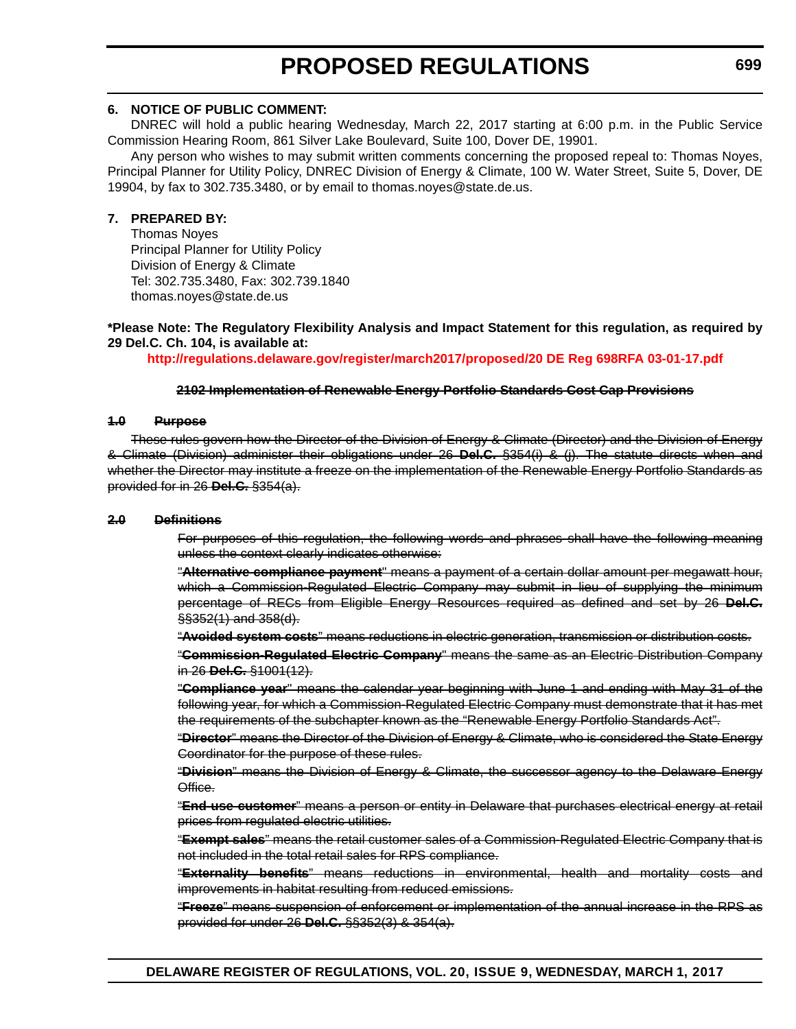**6. NOTICE OF PUBLIC COMMENT:**

DNREC will hold a public hearing Wednesday, March 22, 2017 starting at 6:00 p.m. in the Public Service Commission Hearing Room, 861 Silver Lake Boulevard, Suite 100, Dover DE, 19901.

Any person who wishes to may submit written comments concerning the proposed repeal to: Thomas Noyes, Principal Planner for Utility Policy, DNREC Division of Energy & Climate, 100 W. Water Street, Suite 5, Dover, DE 19904, by fax to 302.735.3480, or by email to thomas.noyes@state.de.us.

**7. PREPARED BY:**

Thomas Noyes
Principal Planner for Utility Policy
Division of Energy & Climate
Tel: 302.735.3480, Fax: 302.739.1840
thomas.noyes@state.de.us

**\*Please Note: The Regulatory Flexibility Analysis and Impact Statement for this regulation, as required by 29 Del.C. Ch. 104, is available at:**

**http://regulations.delaware.gov/register/march2017/proposed/20 DE Reg 698RFA 03-01-17.pdf**

~~**2102 Implementation of Renewable Energy Portfolio Standards Cost Cap Provisions**~~

~~**1.0 Purpose**~~

~~These rules govern how the Director of the Division of Energy & Climate (Director) and the Division of Energy & Climate (Division) administer their obligations under 26 **Del.C.** §354(i) & (j). The statute directs when and whether the Director may institute a freeze on the implementation of the Renewable Energy Portfolio Standards as provided for in 26 **Del.C.** §354(a).~~

~~**2.0 Definitions**~~

~~For purposes of this regulation, the following words and phrases shall have the following meaning unless the context clearly indicates otherwise:~~

~~"**Alternative compliance payment**" means a payment of a certain dollar amount per megawatt hour, which a Commission-Regulated Electric Company may submit in lieu of supplying the minimum percentage of RECs from Eligible Energy Resources required as defined and set by 26 **Del.C.** §§352(1) and 358(d).~~

~~"**Avoided system costs**" means reductions in electric generation, transmission or distribution costs.~~

~~"**Commission-Regulated Electric Company**" means the same as an Electric Distribution Company in 26 **Del.C.** §1001(12).~~

~~"**Compliance year**" means the calendar year beginning with June 1 and ending with May 31 of the following year, for which a Commission-Regulated Electric Company must demonstrate that it has met the requirements of the subchapter known as the "Renewable Energy Portfolio Standards Act".~~

~~"**Director**" means the Director of the Division of Energy & Climate, who is considered the State Energy Coordinator for the purpose of these rules.~~

~~"**Division**" means the Division of Energy & Climate, the successor agency to the Delaware Energy Office.~~

~~"**End-use customer**" means a person or entity in Delaware that purchases electrical energy at retail prices from regulated electric utilities.~~

~~"**Exempt sales**" means the retail customer sales of a Commission-Regulated Electric Company that is not included in the total retail sales for RPS compliance.~~

~~"**Externality benefits**" means reductions in environmental, health and mortality costs and improvements in habitat resulting from reduced emissions.~~

~~"**Freeze**" means suspension of enforcement or implementation of the annual increase in the RPS as provided for under 26 **Del.C.** §§352(3) & 354(a).~~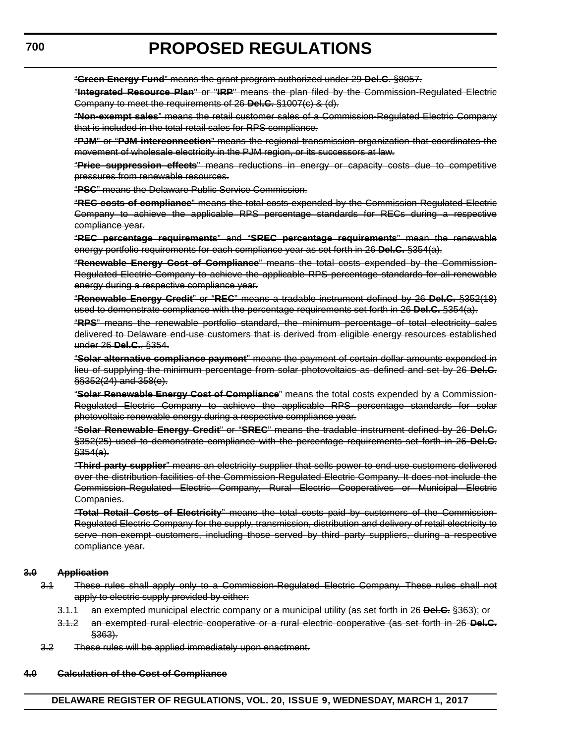~~"**Green Energy Fund**" means the grant program authorized under 29 **Del.C.** §8057.~~

~~"**Integrated Resource Plan**" or "**IRP**" means the plan filed by the Commission-Regulated Electric Company to meet the requirements of 26 **Del.C.** §1007(c) & (d).~~

~~"**Non-exempt sales**" means the retail customer sales of a Commission-Regulated Electric Company that is included in the total retail sales for RPS compliance.~~

~~"**PJM**" or "**PJM interconnection**" means the regional transmission organization that coordinates the movement of wholesale electricity in the PJM region, or its successors at law.~~

~~"**Price suppression effects**" means reductions in energy or capacity costs due to competitive pressures from renewable resources.~~

~~"**PSC**" means the Delaware Public Service Commission.~~

~~"**REC costs of compliance**" means the total costs expended by the Commission-Regulated Electric Company to achieve the applicable RPS percentage standards for RECs during a respective compliance year.~~

~~"**REC percentage requirements**" and "**SREC percentage requirements**" mean the renewable energy portfolio requirements for each compliance year as set forth in 26 **Del.C.** §354(a).~~

~~"**Renewable Energy Cost of Compliance**" means the total costs expended by the Commission-Regulated Electric Company to achieve the applicable RPS percentage standards for all renewable energy during a respective compliance year.~~

~~"**Renewable Energy Credit**" or "**REC**" means a tradable instrument defined by 26 **Del.C.** §352(18) used to demonstrate compliance with the percentage requirements set forth in 26 **Del.C.** §354(a).~~

~~"**RPS**" means the renewable portfolio standard, the minimum percentage of total electricity sales delivered to Delaware end-use customers that is derived from eligible energy resources established under 26 **Del.C.**, §354.~~

~~"**Solar alternative compliance payment**" means the payment of certain dollar amounts expended in lieu of supplying the minimum percentage from solar photovoltaics as defined and set by 26 **Del.C.** §§352(24) and 358(e).~~

~~"**Solar Renewable Energy Cost of Compliance**" means the total costs expended by a Commission-Regulated Electric Company to achieve the applicable RPS percentage standards for solar photovoltaic renewable energy during a respective compliance year.~~

~~"**Solar Renewable Energy Credit**" or "**SREC**" means the tradable instrument defined by 26 **Del.C.** §352(25) used to demonstrate compliance with the percentage requirements set forth in 26 **Del.C.** §354(a).~~

~~"**Third party supplier**" means an electricity supplier that sells power to end-use customers delivered over the distribution facilities of the Commission-Regulated Electric Company. It does not include the Commission-Regulated Electric Company, Rural Electric Cooperatives or Municipal Electric Companies.~~

~~"**Total Retail Costs of Electricity**" means the total costs paid by customers of the Commission-Regulated Electric Company for the supply, transmission, distribution and delivery of retail electricity to serve non-exempt customers, including those served by third party suppliers, during a respective compliance year.~~

~~**3.0 Application**~~

~~3.1 These rules shall apply only to a Commission-Regulated Electric Company. These rules shall not apply to electric supply provided by either:~~

~~3.1.1 an exempted municipal electric company or a municipal utility (as set forth in 26 **Del.C.** §363); or~~

~~3.1.2 an exempted rural electric cooperative or a rural electric cooperative (as set forth in 26 **Del.C.** §363).~~

~~3.2 These rules will be applied immediately upon enactment.~~

~~**4.0 Calculation of the Cost of Compliance**~~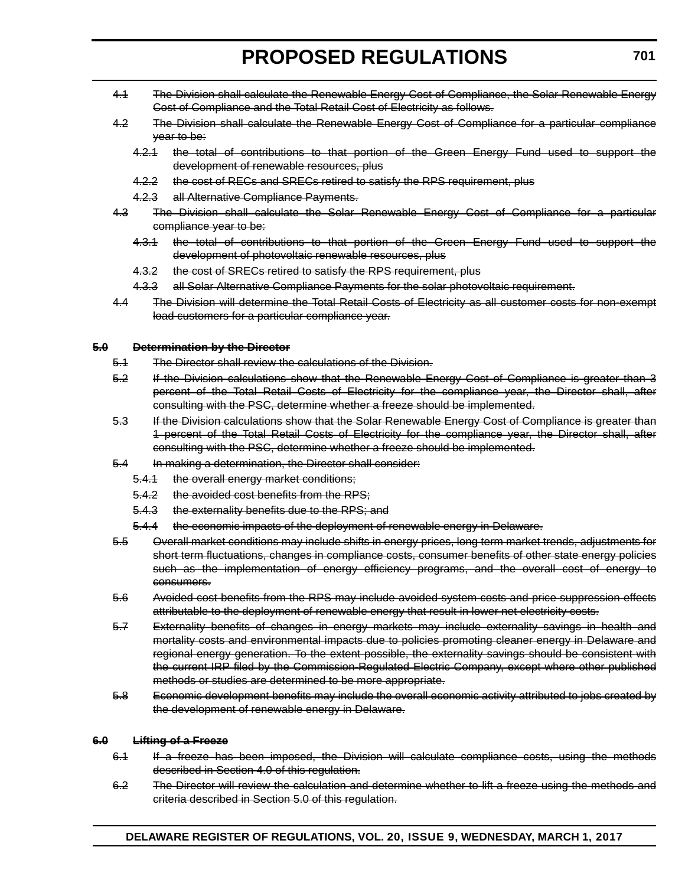~~4.1 The Division shall calculate the Renewable Energy Cost of Compliance, the Solar Renewable Energy Cost of Compliance and the Total Retail Cost of Electricity as follows.~~

~~4.2 The Division shall calculate the Renewable Energy Cost of Compliance for a particular compliance year to be:~~

~~4.2.1 the total of contributions to that portion of the Green Energy Fund used to support the development of renewable resources, plus~~

~~4.2.2 the cost of RECs and SRECs retired to satisfy the RPS requirement, plus~~

~~4.2.3 all Alternative Compliance Payments.~~

~~4.3 The Division shall calculate the Solar Renewable Energy Cost of Compliance for a particular compliance year to be:~~

~~4.3.1 the total of contributions to that portion of the Green Energy Fund used to support the development of photovoltaic renewable resources, plus~~

~~4.3.2 the cost of SRECs retired to satisfy the RPS requirement, plus~~

~~4.3.3 all Solar Alternative Compliance Payments for the solar photovoltaic requirement.~~

~~4.4 The Division will determine the Total Retail Costs of Electricity as all customer costs for non-exempt load customers for a particular compliance year.~~

**~~5.0 Determination by the Director~~**

~~5.1 The Director shall review the calculations of the Division.~~

~~5.2 If the Division calculations show that the Renewable Energy Cost of Compliance is greater than 3 percent of the Total Retail Costs of Electricity for the compliance year, the Director shall, after consulting with the PSC, determine whether a freeze should be implemented.~~

~~5.3 If the Division calculations show that the Solar Renewable Energy Cost of Compliance is greater than 1 percent of the Total Retail Costs of Electricity for the compliance year, the Director shall, after consulting with the PSC, determine whether a freeze should be implemented.~~

~~5.4 In making a determination, the Director shall consider:~~

~~5.4.1 the overall energy market conditions;~~

~~5.4.2 the avoided cost benefits from the RPS;~~

~~5.4.3 the externality benefits due to the RPS; and~~

~~5.4.4 the economic impacts of the deployment of renewable energy in Delaware.~~

~~5.5 Overall market conditions may include shifts in energy prices, long term market trends, adjustments for short term fluctuations, changes in compliance costs, consumer benefits of other state energy policies such as the implementation of energy efficiency programs, and the overall cost of energy to consumers.~~

~~5.6 Avoided cost benefits from the RPS may include avoided system costs and price suppression effects attributable to the deployment of renewable energy that result in lower net electricity costs.~~

~~5.7 Externality benefits of changes in energy markets may include externality savings in health and mortality costs and environmental impacts due to policies promoting cleaner energy in Delaware and regional energy generation. To the extent possible, the externality savings should be consistent with the current IRP filed by the Commission-Regulated Electric Company, except where other published methods or studies are determined to be more appropriate.~~

~~5.8 Economic development benefits may include the overall economic activity attributed to jobs created by the development of renewable energy in Delaware.~~

**~~6.0 Lifting of a Freeze~~**

~~6.1 If a freeze has been imposed, the Division will calculate compliance costs, using the methods described in Section 4.0 of this regulation.~~

~~6.2 The Director will review the calculation and determine whether to lift a freeze using the methods and criteria described in Section 5.0 of this regulation.~~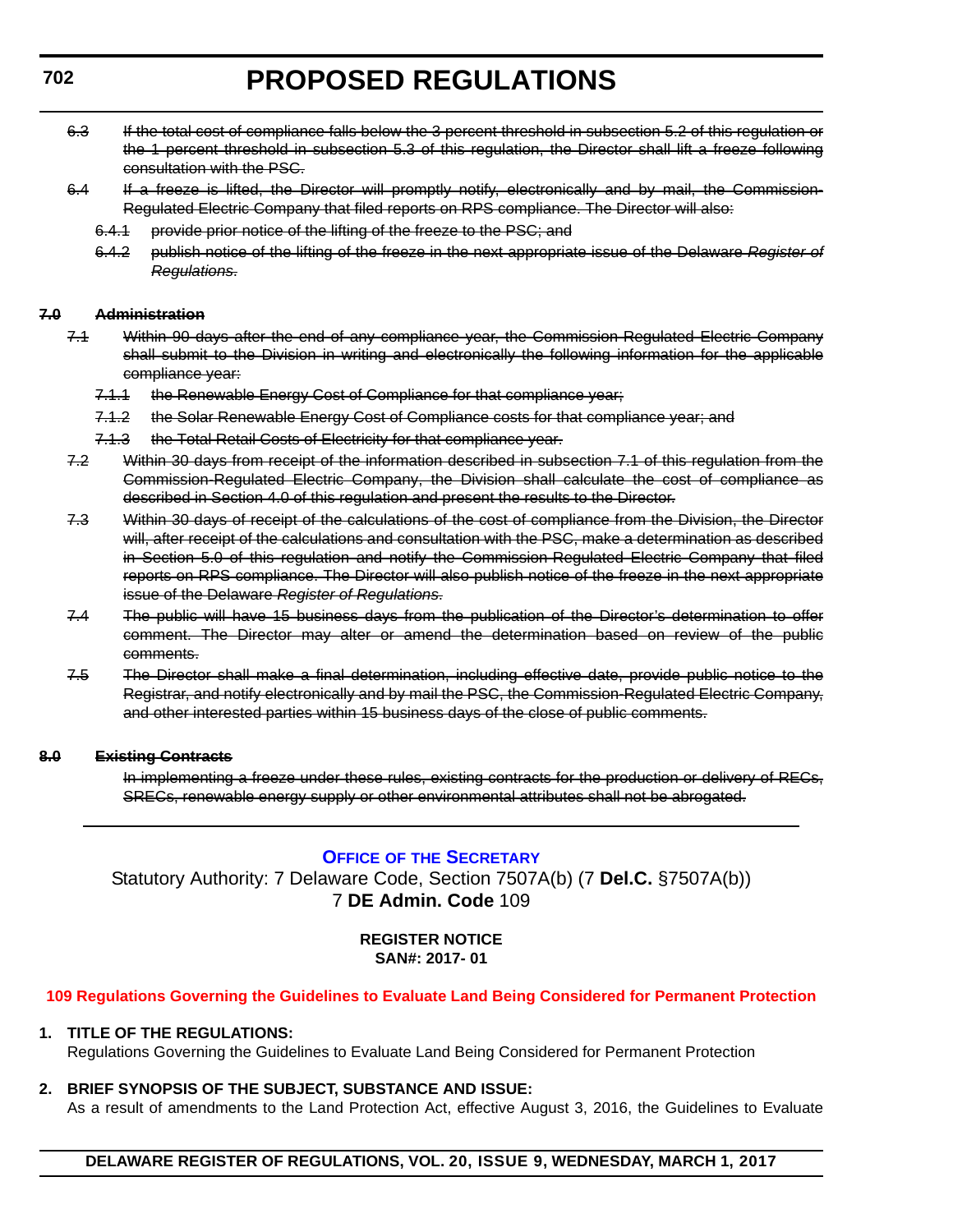~~6.3 If the total cost of compliance falls below the 3 percent threshold in subsection 5.2 of this regulation or the 1 percent threshold in subsection 5.3 of this regulation, the Director shall lift a freeze following consultation with the PSC.~~

~~6.4 If a freeze is lifted, the Director will promptly notify, electronically and by mail, the Commission-Regulated Electric Company that filed reports on RPS compliance. The Director will also:~~

~~6.4.1 provide prior notice of the lifting of the freeze to the PSC; and~~

~~6.4.2 publish notice of the lifting of the freeze in the next appropriate issue of the Delaware *Register of Regulations*.~~

**~~7.0 Administration~~**

~~7.1 Within 90 days after the end of any compliance year, the Commission Regulated Electric Company shall submit to the Division in writing and electronically the following information for the applicable compliance year:~~

~~7.1.1 the Renewable Energy Cost of Compliance for that compliance year;~~

~~7.1.2 the Solar Renewable Energy Cost of Compliance costs for that compliance year; and~~

~~7.1.3 the Total Retail Costs of Electricity for that compliance year.~~

~~7.2 Within 30 days from receipt of the information described in subsection 7.1 of this regulation from the Commission-Regulated Electric Company, the Division shall calculate the cost of compliance as described in Section 4.0 of this regulation and present the results to the Director.~~

~~7.3 Within 30 days of receipt of the calculations of the cost of compliance from the Division, the Director will, after receipt of the calculations and consultation with the PSC, make a determination as described in Section 5.0 of this regulation and notify the Commission Regulated Electric Company that filed reports on RPS compliance. The Director will also publish notice of the freeze in the next appropriate issue of the Delaware *Register of Regulations*.~~

~~7.4 The public will have 15 business days from the publication of the Director's determination to offer comment. The Director may alter or amend the determination based on review of the public comments.~~

~~7.5 The Director shall make a final determination, including effective date, provide public notice to the Registrar, and notify electronically and by mail the PSC, the Commission-Regulated Electric Company, and other interested parties within 15 business days of the close of public comments.~~

**~~8.0 Existing Contracts~~**

~~In implementing a freeze under these rules, existing contracts for the production or delivery of RECs, SRECs, renewable energy supply or other environmental attributes shall not be abrogated.~~

---

## Office of the Secretary

Statutory Authority: 7 Delaware Code, Section 7507A(b) (7 **Del.C.** §7507A(b))
7 **DE Admin. Code** 109

**REGISTER NOTICE**
**SAN#: 2017- 01**

### 109 Regulations Governing the Guidelines to Evaluate Land Being Considered for Permanent Protection

**1. TITLE OF THE REGULATIONS:**

Regulations Governing the Guidelines to Evaluate Land Being Considered for Permanent Protection

**2. BRIEF SYNOPSIS OF THE SUBJECT, SUBSTANCE AND ISSUE:**

As a result of amendments to the Land Protection Act, effective August 3, 2016, the Guidelines to Evaluate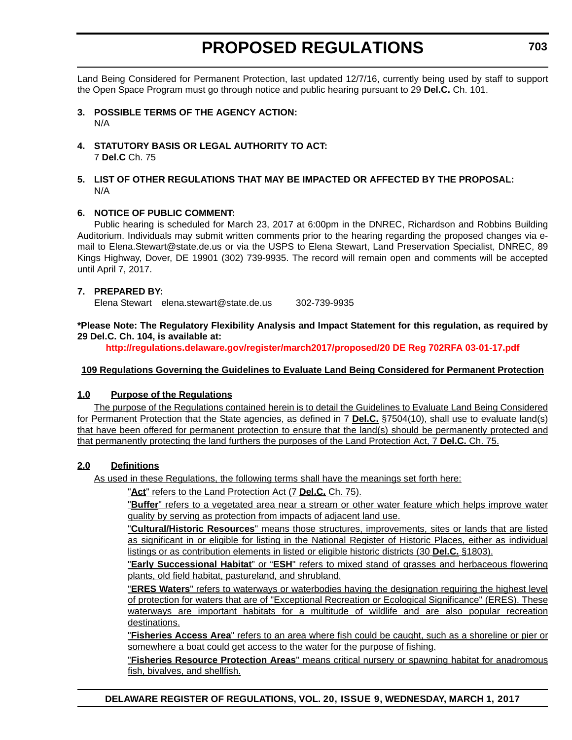Land Being Considered for Permanent Protection, last updated 12/7/16, currently being used by staff to support the Open Space Program must go through notice and public hearing pursuant to 29 **Del.C.** Ch. 101.

**3. POSSIBLE TERMS OF THE AGENCY ACTION:**

N/A

**4. STATUTORY BASIS OR LEGAL AUTHORITY TO ACT:**

7 **Del.C** Ch. 75

**5. LIST OF OTHER REGULATIONS THAT MAY BE IMPACTED OR AFFECTED BY THE PROPOSAL:**

N/A

**6. NOTICE OF PUBLIC COMMENT:**

Public hearing is scheduled for March 23, 2017 at 6:00pm in the DNREC, Richardson and Robbins Building Auditorium. Individuals may submit written comments prior to the hearing regarding the proposed changes via e-mail to Elena.Stewart@state.de.us or via the USPS to Elena Stewart, Land Preservation Specialist, DNREC, 89 Kings Highway, Dover, DE 19901 (302) 739-9935. The record will remain open and comments will be accepted until April 7, 2017.

**7. PREPARED BY:**

Elena Stewart elena.stewart@state.de.us 302-739-9935

**\*Please Note: The Regulatory Flexibility Analysis and Impact Statement for this regulation, as required by 29 Del.C. Ch. 104, is available at:**

**http://regulations.delaware.gov/register/march2017/proposed/20 DE Reg 702RFA 03-01-17.pdf**

**109 Regulations Governing the Guidelines to Evaluate Land Being Considered for Permanent Protection**

**1.0 Purpose of the Regulations**

The purpose of the Regulations contained herein is to detail the Guidelines to Evaluate Land Being Considered for Permanent Protection that the State agencies, as defined in 7 **Del.C.** §7504(10), shall use to evaluate land(s) that have been offered for permanent protection to ensure that the land(s) should be permanently protected and that permanently protecting the land furthers the purposes of the Land Protection Act, 7 **Del.C.** Ch. 75.

**2.0 Definitions**

As used in these Regulations, the following terms shall have the meanings set forth here:

"**Act**" refers to the Land Protection Act (7 **Del.C.** Ch. 75).

"**Buffer**" refers to a vegetated area near a stream or other water feature which helps improve water quality by serving as protection from impacts of adjacent land use.

"**Cultural/Historic Resources**" means those structures, improvements, sites or lands that are listed as significant in or eligible for listing in the National Register of Historic Places, either as individual listings or as contribution elements in listed or eligible historic districts (30 **Del.C.** §1803).

"**Early Successional Habitat**" or "**ESH**" refers to mixed stand of grasses and herbaceous flowering plants, old field habitat, pastureland, and shrubland.

"**ERES Waters**" refers to waterways or waterbodies having the designation requiring the highest level of protection for waters that are of "Exceptional Recreation or Ecological Significance" (ERES). These waterways are important habitats for a multitude of wildlife and are also popular recreation destinations.

"**Fisheries Access Area**" refers to an area where fish could be caught, such as a shoreline or pier or somewhere a boat could get access to the water for the purpose of fishing.

"**Fisheries Resource Protection Areas**" means critical nursery or spawning habitat for anadromous fish, bivalves, and shellfish.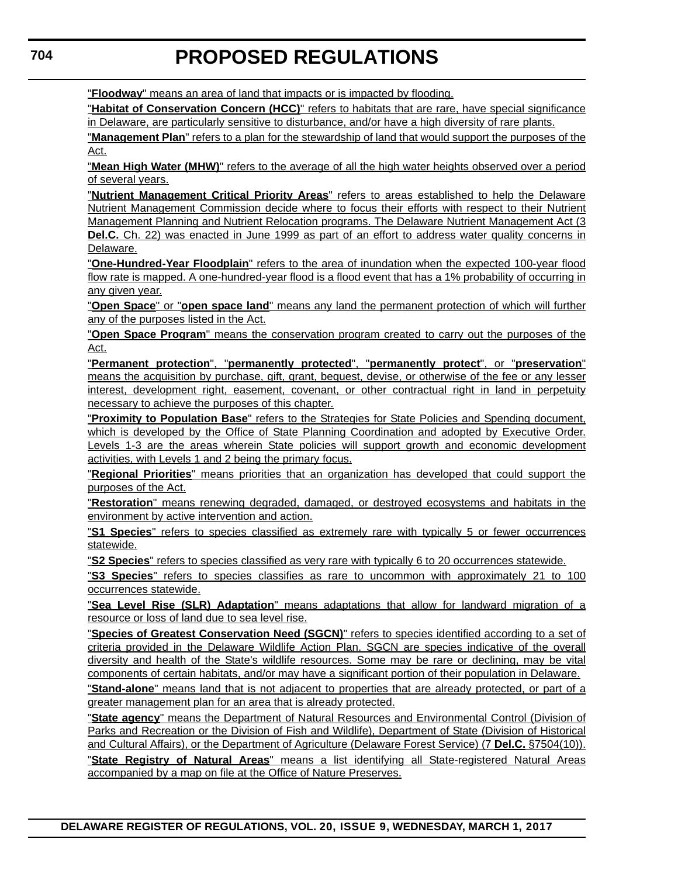"**Floodway**" means an area of land that impacts or is impacted by flooding.

"**Habitat of Conservation Concern (HCC)**" refers to habitats that are rare, have special significance in Delaware, are particularly sensitive to disturbance, and/or have a high diversity of rare plants.

"**Management Plan**" refers to a plan for the stewardship of land that would support the purposes of the Act.

"**Mean High Water (MHW)**" refers to the average of all the high water heights observed over a period of several years.

"**Nutrient Management Critical Priority Areas**" refers to areas established to help the Delaware Nutrient Management Commission decide where to focus their efforts with respect to their Nutrient Management Planning and Nutrient Relocation programs. The Delaware Nutrient Management Act (3 **Del.C.** Ch. 22) was enacted in June 1999 as part of an effort to address water quality concerns in Delaware.

"**One-Hundred-Year Floodplain**" refers to the area of inundation when the expected 100-year flood flow rate is mapped. A one-hundred-year flood is a flood event that has a 1% probability of occurring in any given year.

"**Open Space**" or "**open space land**" means any land the permanent protection of which will further any of the purposes listed in the Act.

"**Open Space Program**" means the conservation program created to carry out the purposes of the Act.

"**Permanent protection**", "**permanently protected**", "**permanently protect**", or "**preservation**" means the acquisition by purchase, gift, grant, bequest, devise, or otherwise of the fee or any lesser interest, development right, easement, covenant, or other contractual right in land in perpetuity necessary to achieve the purposes of this chapter.

"**Proximity to Population Base**" refers to the Strategies for State Policies and Spending document, which is developed by the Office of State Planning Coordination and adopted by Executive Order. Levels 1-3 are the areas wherein State policies will support growth and economic development activities, with Levels 1 and 2 being the primary focus.

"**Regional Priorities**" means priorities that an organization has developed that could support the purposes of the Act.

"**Restoration**" means renewing degraded, damaged, or destroyed ecosystems and habitats in the environment by active intervention and action.

"**S1 Species**" refers to species classified as extremely rare with typically 5 or fewer occurrences statewide.

"**S2 Species**" refers to species classified as very rare with typically 6 to 20 occurrences statewide.

"**S3 Species**" refers to species classifies as rare to uncommon with approximately 21 to 100 occurrences statewide.

"**Sea Level Rise (SLR) Adaptation**" means adaptations that allow for landward migration of a resource or loss of land due to sea level rise.

"**Species of Greatest Conservation Need (SGCN)**" refers to species identified according to a set of criteria provided in the Delaware Wildlife Action Plan. SGCN are species indicative of the overall diversity and health of the State's wildlife resources. Some may be rare or declining, may be vital components of certain habitats, and/or may have a significant portion of their population in Delaware.

"**Stand-alone**" means land that is not adjacent to properties that are already protected, or part of a greater management plan for an area that is already protected.

"**State agency**" means the Department of Natural Resources and Environmental Control (Division of Parks and Recreation or the Division of Fish and Wildlife), Department of State (Division of Historical and Cultural Affairs), or the Department of Agriculture (Delaware Forest Service) (7 **Del.C.** §7504(10)).

"**State Registry of Natural Areas**" means a list identifying all State-registered Natural Areas accompanied by a map on file at the Office of Nature Preserves.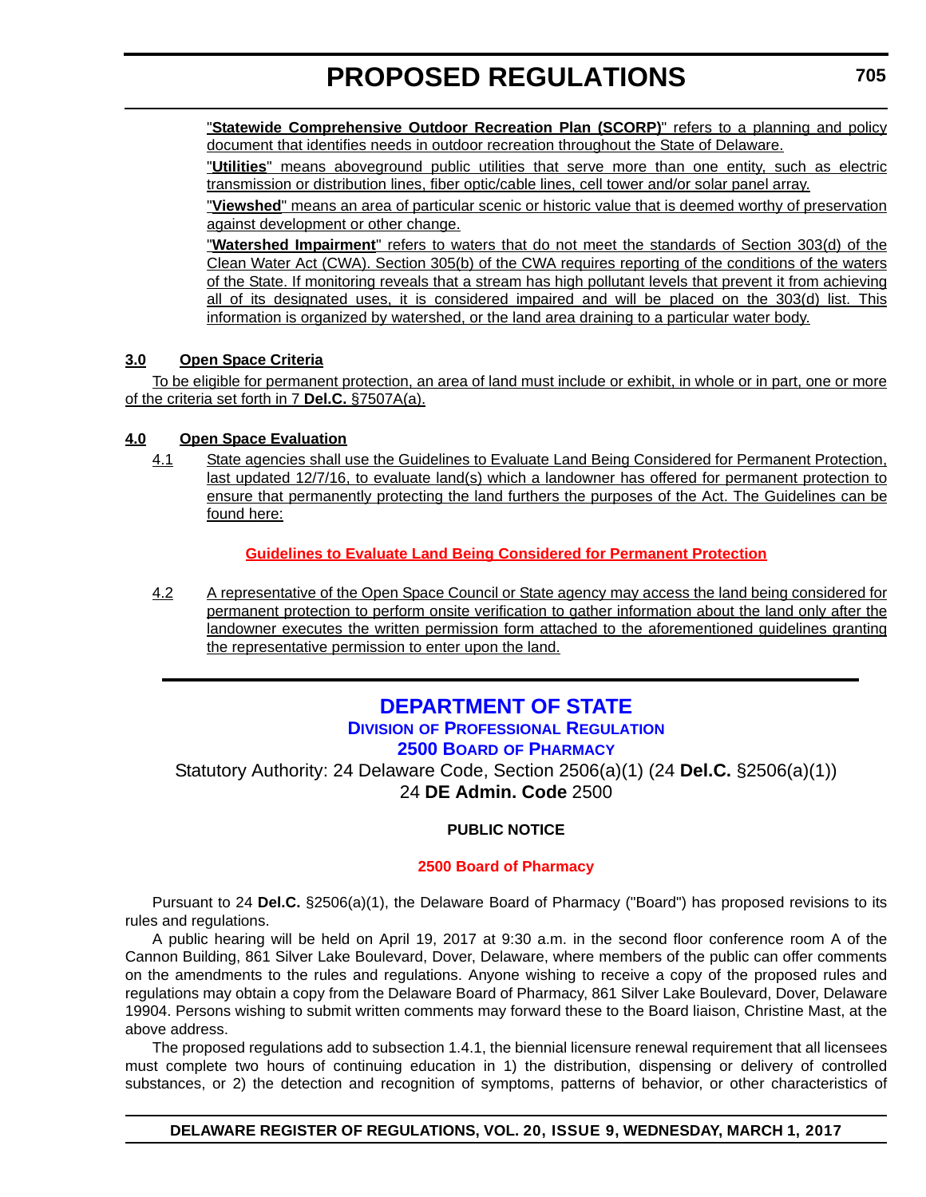"**Statewide Comprehensive Outdoor Recreation Plan (SCORP)**" refers to a planning and policy document that identifies needs in outdoor recreation throughout the State of Delaware.

"**Utilities**" means aboveground public utilities that serve more than one entity, such as electric transmission or distribution lines, fiber optic/cable lines, cell tower and/or solar panel array.

"**Viewshed**" means an area of particular scenic or historic value that is deemed worthy of preservation against development or other change.

"**Watershed Impairment**" refers to waters that do not meet the standards of Section 303(d) of the Clean Water Act (CWA). Section 305(b) of the CWA requires reporting of the conditions of the waters of the State. If monitoring reveals that a stream has high pollutant levels that prevent it from achieving all of its designated uses, it is considered impaired and will be placed on the 303(d) list. This information is organized by watershed, or the land area draining to a particular water body.

### 3.0 Open Space Criteria

To be eligible for permanent protection, an area of land must include or exhibit, in whole or in part, one or more of the criteria set forth in 7 **Del.C.** §7507A(a).

### 4.0 Open Space Evaluation

4.1 State agencies shall use the Guidelines to Evaluate Land Being Considered for Permanent Protection, last updated 12/7/16, to evaluate land(s) which a landowner has offered for permanent protection to ensure that permanently protecting the land furthers the purposes of the Act. The Guidelines can be found here:

**Guidelines to Evaluate Land Being Considered for Permanent Protection**

4.2 A representative of the Open Space Council or State agency may access the land being considered for permanent protection to perform onsite verification to gather information about the land only after the landowner executes the written permission form attached to the aforementioned guidelines granting the representative permission to enter upon the land.

---

## DEPARTMENT OF STATE

### Division of Professional Regulation

### 2500 Board of Pharmacy

Statutory Authority: 24 Delaware Code, Section 2506(a)(1) (24 **Del.C.** §2506(a)(1))
24 **DE Admin. Code** 2500

**PUBLIC NOTICE**

**2500 Board of Pharmacy**

Pursuant to 24 **Del.C.** §2506(a)(1), the Delaware Board of Pharmacy ("Board") has proposed revisions to its rules and regulations.

A public hearing will be held on April 19, 2017 at 9:30 a.m. in the second floor conference room A of the Cannon Building, 861 Silver Lake Boulevard, Dover, Delaware, where members of the public can offer comments on the amendments to the rules and regulations. Anyone wishing to receive a copy of the proposed rules and regulations may obtain a copy from the Delaware Board of Pharmacy, 861 Silver Lake Boulevard, Dover, Delaware 19904. Persons wishing to submit written comments may forward these to the Board liaison, Christine Mast, at the above address.

The proposed regulations add to subsection 1.4.1, the biennial licensure renewal requirement that all licensees must complete two hours of continuing education in 1) the distribution, dispensing or delivery of controlled substances, or 2) the detection and recognition of symptoms, patterns of behavior, or other characteristics of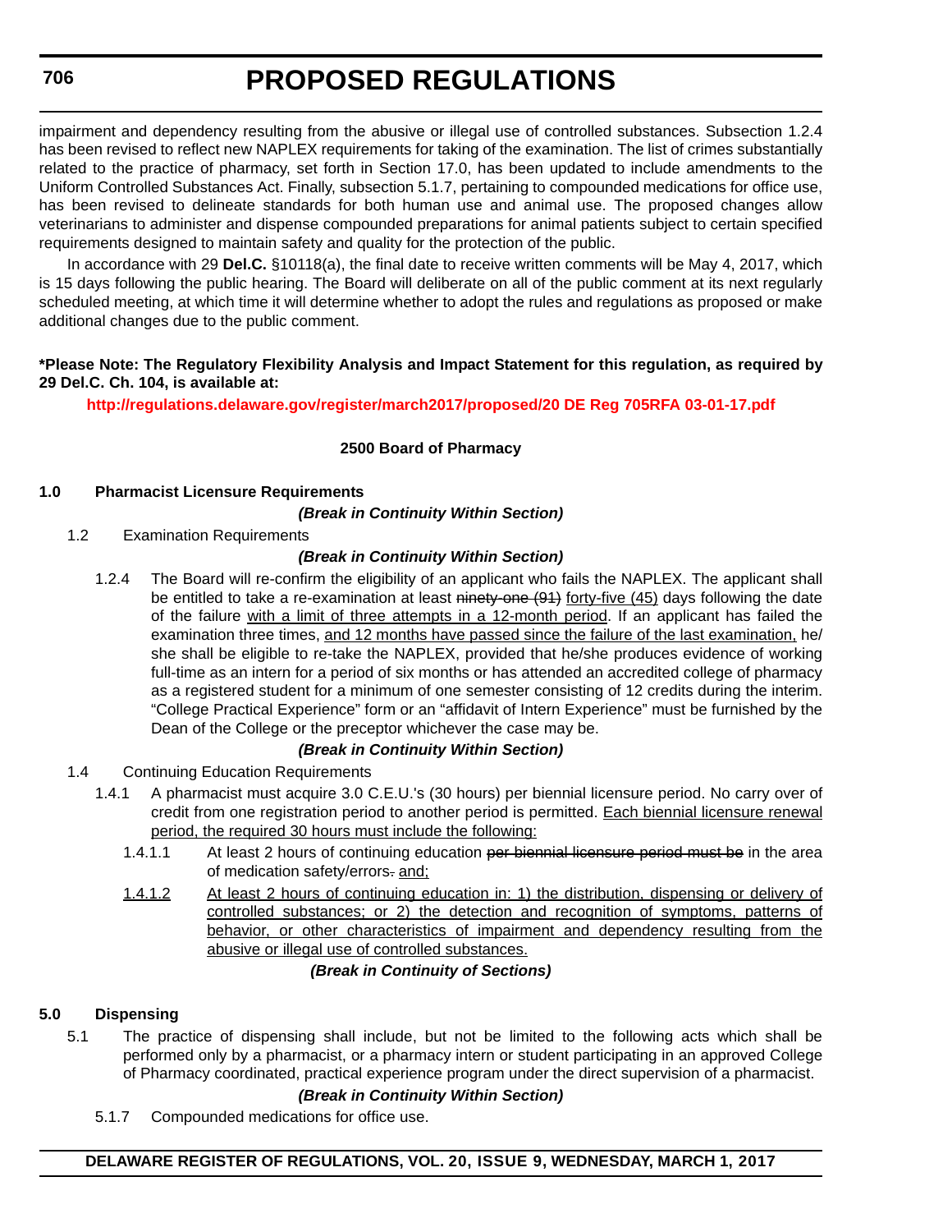impairment and dependency resulting from the abusive or illegal use of controlled substances. Subsection 1.2.4 has been revised to reflect new NAPLEX requirements for taking of the examination. The list of crimes substantially related to the practice of pharmacy, set forth in Section 17.0, has been updated to include amendments to the Uniform Controlled Substances Act. Finally, subsection 5.1.7, pertaining to compounded medications for office use, has been revised to delineate standards for both human use and animal use. The proposed changes allow veterinarians to administer and dispense compounded preparations for animal patients subject to certain specified requirements designed to maintain safety and quality for the protection of the public.

In accordance with 29 **Del.C.** §10118(a), the final date to receive written comments will be May 4, 2017, which is 15 days following the public hearing. The Board will deliberate on all of the public comment at its next regularly scheduled meeting, at which time it will determine whether to adopt the rules and regulations as proposed or make additional changes due to the public comment.

**\*Please Note: The Regulatory Flexibility Analysis and Impact Statement for this regulation, as required by 29 Del.C. Ch. 104, is available at:**

**http://regulations.delaware.gov/register/march2017/proposed/20 DE Reg 705RFA 03-01-17.pdf**

**2500 Board of Pharmacy**

**1.0 Pharmacist Licensure Requirements**

***(Break in Continuity Within Section)***

1.2 Examination Requirements

***(Break in Continuity Within Section)***

1.2.4 The Board will re-confirm the eligibility of an applicant who fails the NAPLEX. The applicant shall be entitled to take a re-examination at least ~~ninety-one (91)~~ <u>forty-five (45)</u> days following the date of the failure <u>with a limit of three attempts in a 12-month period</u>. If an applicant has failed the examination three times, <u>and 12 months have passed since the failure of the last examination,</u> he/she shall be eligible to re-take the NAPLEX, provided that he/she produces evidence of working full-time as an intern for a period of six months or has attended an accredited college of pharmacy as a registered student for a minimum of one semester consisting of 12 credits during the interim. "College Practical Experience" form or an "affidavit of Intern Experience" must be furnished by the Dean of the College or the preceptor whichever the case may be.

***(Break in Continuity Within Section)***

1.4 Continuing Education Requirements

1.4.1 A pharmacist must acquire 3.0 C.E.U.'s (30 hours) per biennial licensure period. No carry over of credit from one registration period to another period is permitted. <u>Each biennial licensure renewal period, the required 30 hours must include the following:</u>

1.4.1.1 At least 2 hours of continuing education ~~per biennial licensure period must be~~ in the area of medication safety/errors~~.~~ <u>and;</u>

<u>1.4.1.2</u> <u>At least 2 hours of continuing education in: 1) the distribution, dispensing or delivery of controlled substances; or 2) the detection and recognition of symptoms, patterns of behavior, or other characteristics of impairment and dependency resulting from the abusive or illegal use of controlled substances.</u>

***(Break in Continuity of Sections)***

**5.0 Dispensing**

5.1 The practice of dispensing shall include, but not be limited to the following acts which shall be performed only by a pharmacist, or a pharmacy intern or student participating in an approved College of Pharmacy coordinated, practical experience program under the direct supervision of a pharmacist.

***(Break in Continuity Within Section)***

5.1.7 Compounded medications for office use.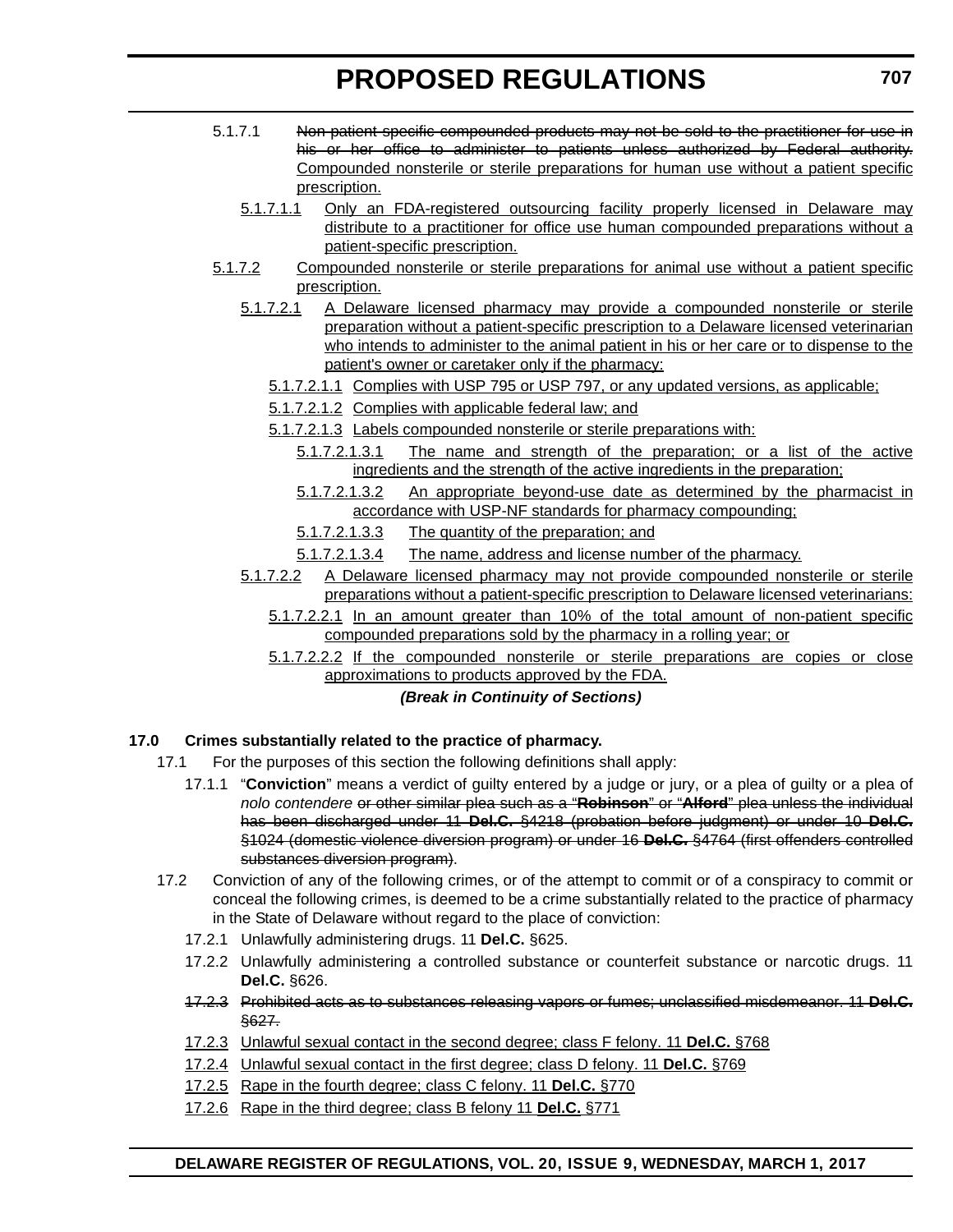5.1.7.1 ~~Non-patient specific compounded products may not be sold to the practitioner for use in his or her office to administer to patients unless authorized by Federal authority.~~ <u>Compounded nonsterile or sterile preparations for human use without a patient specific prescription.</u>

<u>5.1.7.1.1</u> <u>Only an FDA-registered outsourcing facility properly licensed in Delaware may distribute to a practitioner for office use human compounded preparations without a patient-specific prescription.</u>

<u>5.1.7.2</u> <u>Compounded nonsterile or sterile preparations for animal use without a patient specific prescription.</u>

<u>5.1.7.2.1</u> <u>A Delaware licensed pharmacy may provide a compounded nonsterile or sterile preparation without a patient-specific prescription to a Delaware licensed veterinarian who intends to administer to the animal patient in his or her care or to dispense to the patient's owner or caretaker only if the pharmacy:</u>

<u>5.1.7.2.1.1</u> <u>Complies with USP 795 or USP 797, or any updated versions, as applicable;</u>

<u>5.1.7.2.1.2</u> <u>Complies with applicable federal law; and</u>

<u>5.1.7.2.1.3</u> <u>Labels compounded nonsterile or sterile preparations with:</u>

<u>5.1.7.2.1.3.1</u> <u>The name and strength of the preparation; or a list of the active ingredients and the strength of the active ingredients in the preparation;</u>

<u>5.1.7.2.1.3.2</u> <u>An appropriate beyond-use date as determined by the pharmacist in accordance with USP-NF standards for pharmacy compounding;</u>

<u>5.1.7.2.1.3.3</u> <u>The quantity of the preparation; and</u>

<u>5.1.7.2.1.3.4</u> <u>The name, address and license number of the pharmacy.</u>

<u>5.1.7.2.2</u> <u>A Delaware licensed pharmacy may not provide compounded nonsterile or sterile preparations without a patient-specific prescription to Delaware licensed veterinarians:</u>

<u>5.1.7.2.2.1</u> <u>In an amount greater than 10% of the total amount of non-patient specific compounded preparations sold by the pharmacy in a rolling year; or</u>

<u>5.1.7.2.2.2</u> <u>If the compounded nonsterile or sterile preparations are copies or close approximations to products approved by the FDA.</u>

***(Break in Continuity of Sections)***

**17.0 Crimes substantially related to the practice of pharmacy.**

17.1 For the purposes of this section the following definitions shall apply:

17.1.1 "**Conviction**" means a verdict of guilty entered by a judge or jury, or a plea of guilty or a plea of *nolo contendere* ~~or other similar plea such as a "**Robinson**" or "**Alford**" plea unless the individual has been discharged under 11 **Del.C.** §4218 (probation before judgment) or under 10 **Del.C.** §1024 (domestic violence diversion program) or under 16 **Del.C.** §4764 (first offenders controlled substances diversion program)~~.

17.2 Conviction of any of the following crimes, or of the attempt to commit or of a conspiracy to commit or conceal the following crimes, is deemed to be a crime substantially related to the practice of pharmacy in the State of Delaware without regard to the place of conviction:

17.2.1 Unlawfully administering drugs. 11 **Del.C.** §625.

17.2.2 Unlawfully administering a controlled substance or counterfeit substance or narcotic drugs. 11 **Del.C.** §626.

~~17.2.3 Prohibited acts as to substances releasing vapors or fumes; unclassified misdemeanor. 11 **Del.C.** §627.~~

<u>17.2.3</u> <u>Unlawful sexual contact in the second degree; class F felony. 11 **Del.C.** §768</u>

<u>17.2.4</u> <u>Unlawful sexual contact in the first degree; class D felony. 11 **Del.C.** §769</u>

<u>17.2.5</u> <u>Rape in the fourth degree; class C felony. 11 **Del.C.** §770</u>

<u>17.2.6</u> <u>Rape in the third degree; class B felony 11 **Del.C.** §771</u>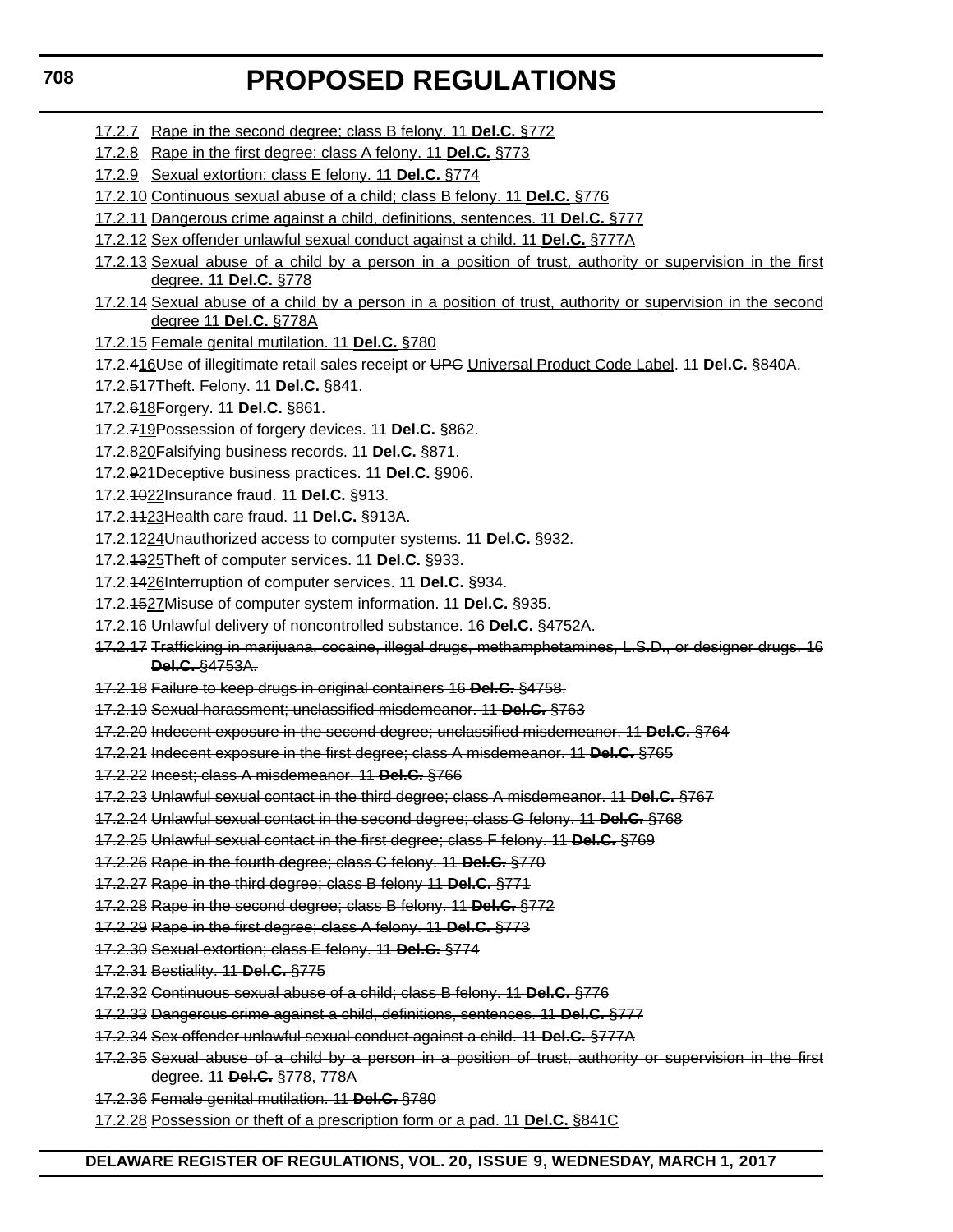17.2.7 Rape in the second degree; class B felony. 11 **Del.C.** §772

17.2.8 Rape in the first degree; class A felony. 11 **Del.C.** §773

17.2.9 Sexual extortion; class E felony. 11 **Del.C.** §774

17.2.10 Continuous sexual abuse of a child; class B felony. 11 **Del.C.** §776

17.2.11 Dangerous crime against a child, definitions, sentences. 11 **Del.C.** §777

17.2.12 Sex offender unlawful sexual conduct against a child. 11 **Del.C.** §777A

17.2.13 Sexual abuse of a child by a person in a position of trust, authority or supervision in the first degree. 11 **Del.C.** §778

17.2.14 Sexual abuse of a child by a person in a position of trust, authority or supervision in the second degree 11 **Del.C.** §778A

17.2.15 Female genital mutilation. 11 **Del.C.** §780

17.2.~~4~~16 Use of illegitimate retail sales receipt or ~~UPC~~ Universal Product Code Label. 11 **Del.C.** §840A.

17.2.~~5~~17 Theft. Felony. 11 **Del.C.** §841.

17.2.~~6~~18 Forgery. 11 **Del.C.** §861.

17.2.~~7~~19 Possession of forgery devices. 11 **Del.C.** §862.

17.2.~~8~~20 Falsifying business records. 11 **Del.C.** §871.

17.2.~~9~~21 Deceptive business practices. 11 **Del.C.** §906.

17.2.~~10~~22 Insurance fraud. 11 **Del.C.** §913.

17.2.~~11~~23 Health care fraud. 11 **Del.C.** §913A.

17.2.~~12~~24 Unauthorized access to computer systems. 11 **Del.C.** §932.

17.2.~~13~~25 Theft of computer services. 11 **Del.C.** §933.

17.2.~~14~~26 Interruption of computer services. 11 **Del.C.** §934.

17.2.~~15~~27 Misuse of computer system information. 11 **Del.C.** §935.

~~17.2.16 Unlawful delivery of noncontrolled substance. 16 **Del.C.** §4752A.~~

~~17.2.17 Trafficking in marijuana, cocaine, illegal drugs, methamphetamines, L.S.D., or designer drugs. 16 **Del.C.** §4753A.~~

~~17.2.18 Failure to keep drugs in original containers 16 **Del.C.** §4758.~~

~~17.2.19 Sexual harassment; unclassified misdemeanor. 11 **Del.C.** §763~~

~~17.2.20 Indecent exposure in the second degree; unclassified misdemeanor. 11 **Del.C.** §764~~

~~17.2.21 Indecent exposure in the first degree; class A misdemeanor. 11 **Del.C.** §765~~

~~17.2.22 Incest; class A misdemeanor. 11 **Del.C.** §766~~

~~17.2.23 Unlawful sexual contact in the third degree; class A misdemeanor. 11 **Del.C.** §767~~

~~17.2.24 Unlawful sexual contact in the second degree; class G felony. 11 **Del.C.** §768~~

~~17.2.25 Unlawful sexual contact in the first degree; class F felony. 11 **Del.C.** §769~~

~~17.2.26 Rape in the fourth degree; class C felony. 11 **Del.C.** §770~~

~~17.2.27 Rape in the third degree; class B felony 11 **Del.C.** §771~~

~~17.2.28 Rape in the second degree; class B felony. 11 **Del.C.** §772~~

~~17.2.29 Rape in the first degree; class A felony. 11 **Del.C.** §773~~

~~17.2.30 Sexual extortion; class E felony. 11 **Del.C.** §774~~

~~17.2.31 Bestiality. 11 **Del.C.** §775~~

~~17.2.32 Continuous sexual abuse of a child; class B felony. 11 **Del.C.** §776~~

~~17.2.33 Dangerous crime against a child, definitions, sentences. 11 **Del.C.** §777~~

~~17.2.34 Sex offender unlawful sexual conduct against a child. 11 **Del.C.** §777A~~

~~17.2.35 Sexual abuse of a child by a person in a position of trust, authority or supervision in the first degree. 11 **Del.C.** §778, 778A~~

~~17.2.36 Female genital mutilation. 11 **Del.C.** §780~~

17.2.28 Possession or theft of a prescription form or a pad. 11 **Del.C.** §841C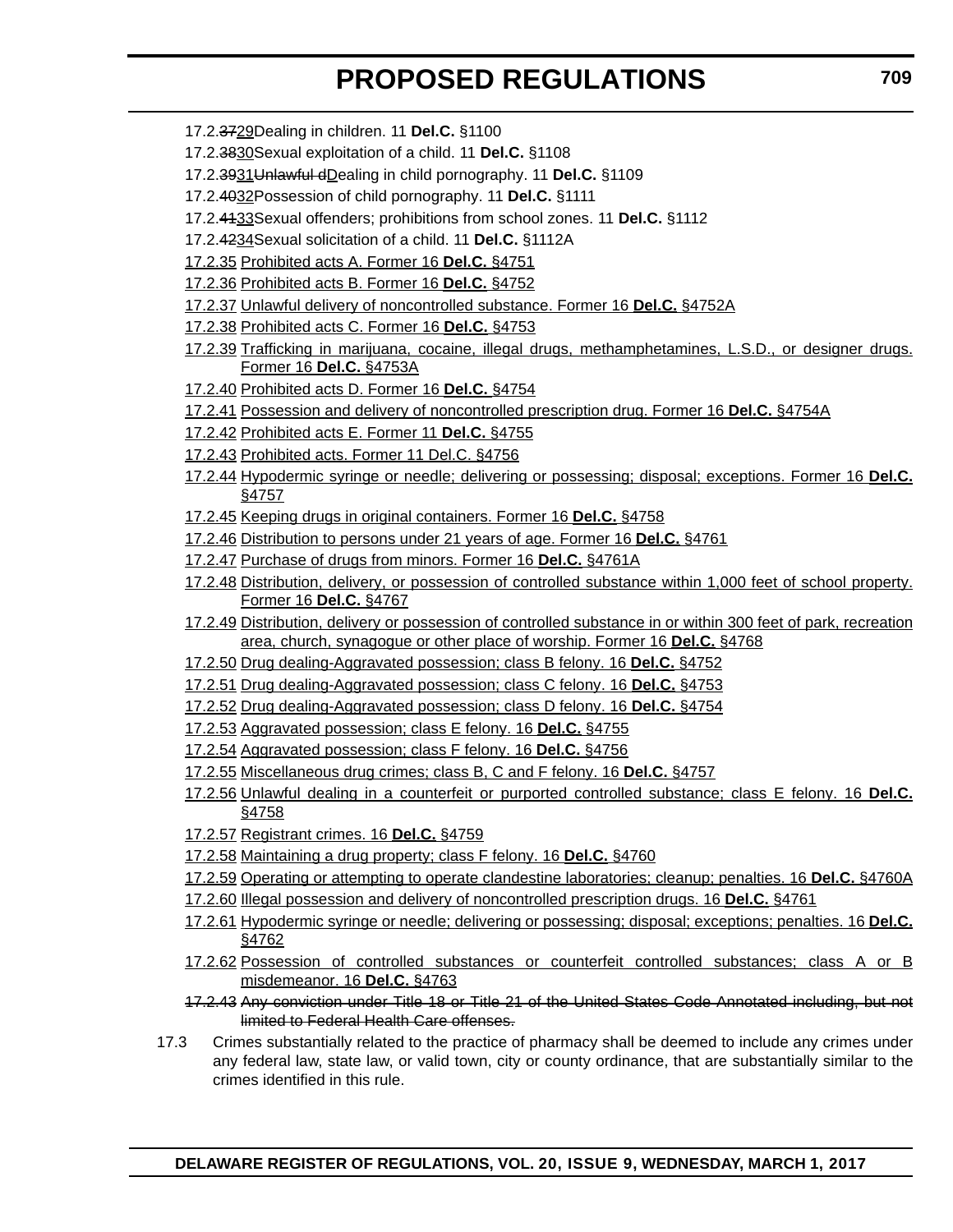17.2.~~37~~<u>29</u>Dealing in children. 11 **Del.C.** §1100

17.2.~~38~~<u>30</u>Sexual exploitation of a child. 11 **Del.C.** §1108

17.2.~~39~~<u>31</u>~~Unlawful d~~<u>D</u>ealing in child pornography. 11 **Del.C.** §1109

17.2.~~40~~<u>32</u>Possession of child pornography. 11 **Del.C.** §1111

17.2.~~41~~<u>33</u>Sexual offenders; prohibitions from school zones. 11 **Del.C.** §1112

17.2.~~42~~<u>34</u>Sexual solicitation of a child. 11 **Del.C.** §1112A

<u>17.2.35 Prohibited acts A. Former 16 **Del.C.** §4751</u>

<u>17.2.36 Prohibited acts B. Former 16 **Del.C.** §4752</u>

<u>17.2.37 Unlawful delivery of noncontrolled substance. Former 16 **Del.C.** §4752A</u>

<u>17.2.38 Prohibited acts C. Former 16 **Del.C.** §4753</u>

<u>17.2.39 Trafficking in marijuana, cocaine, illegal drugs, methamphetamines, L.S.D., or designer drugs. Former 16 **Del.C.** §4753A</u>

<u>17.2.40 Prohibited acts D. Former 16 **Del.C.** §4754</u>

<u>17.2.41 Possession and delivery of noncontrolled prescription drug. Former 16 **Del.C.** §4754A</u>

<u>17.2.42 Prohibited acts E. Former 11 **Del.C.** §4755</u>

<u>17.2.43 Prohibited acts. Former 11 Del.C. §4756</u>

<u>17.2.44 Hypodermic syringe or needle; delivering or possessing; disposal; exceptions. Former 16 **Del.C.** §4757</u>

<u>17.2.45 Keeping drugs in original containers. Former 16 **Del.C.** §4758</u>

<u>17.2.46 Distribution to persons under 21 years of age. Former 16 **Del.C.** §4761</u>

<u>17.2.47 Purchase of drugs from minors. Former 16 **Del.C.** §4761A</u>

<u>17.2.48 Distribution, delivery, or possession of controlled substance within 1,000 feet of school property. Former 16 **Del.C.** §4767</u>

<u>17.2.49 Distribution, delivery or possession of controlled substance in or within 300 feet of park, recreation area, church, synagogue or other place of worship. Former 16 **Del.C.** §4768</u>

<u>17.2.50 Drug dealing-Aggravated possession; class B felony. 16 **Del.C.** §4752</u>

<u>17.2.51 Drug dealing-Aggravated possession; class C felony. 16 **Del.C.** §4753</u>

<u>17.2.52 Drug dealing-Aggravated possession; class D felony. 16 **Del.C.** §4754</u>

<u>17.2.53 Aggravated possession; class E felony. 16 **Del.C.** §4755</u>

<u>17.2.54 Aggravated possession; class F felony. 16 **Del.C.** §4756</u>

<u>17.2.55 Miscellaneous drug crimes; class B, C and F felony. 16 **Del.C.** §4757</u>

<u>17.2.56 Unlawful dealing in a counterfeit or purported controlled substance; class E felony. 16 **Del.C.** §4758</u>

<u>17.2.57 Registrant crimes. 16 **Del.C.** §4759</u>

<u>17.2.58 Maintaining a drug property; class F felony. 16 **Del.C.** §4760</u>

<u>17.2.59 Operating or attempting to operate clandestine laboratories; cleanup; penalties. 16 **Del.C.** §4760A</u>

<u>17.2.60 Illegal possession and delivery of noncontrolled prescription drugs. 16 **Del.C.** §4761</u>

<u>17.2.61 Hypodermic syringe or needle; delivering or possessing; disposal; exceptions; penalties. 16 **Del.C.** §4762</u>

<u>17.2.62 Possession of controlled substances or counterfeit controlled substances; class A or B misdemeanor. 16 **Del.C.** §4763</u>

~~17.2.43 Any conviction under Title 18 or Title 21 of the United States Code Annotated including, but not limited to Federal Health Care offenses.~~

17.3 Crimes substantially related to the practice of pharmacy shall be deemed to include any crimes under any federal law, state law, or valid town, city or county ordinance, that are substantially similar to the crimes identified in this rule.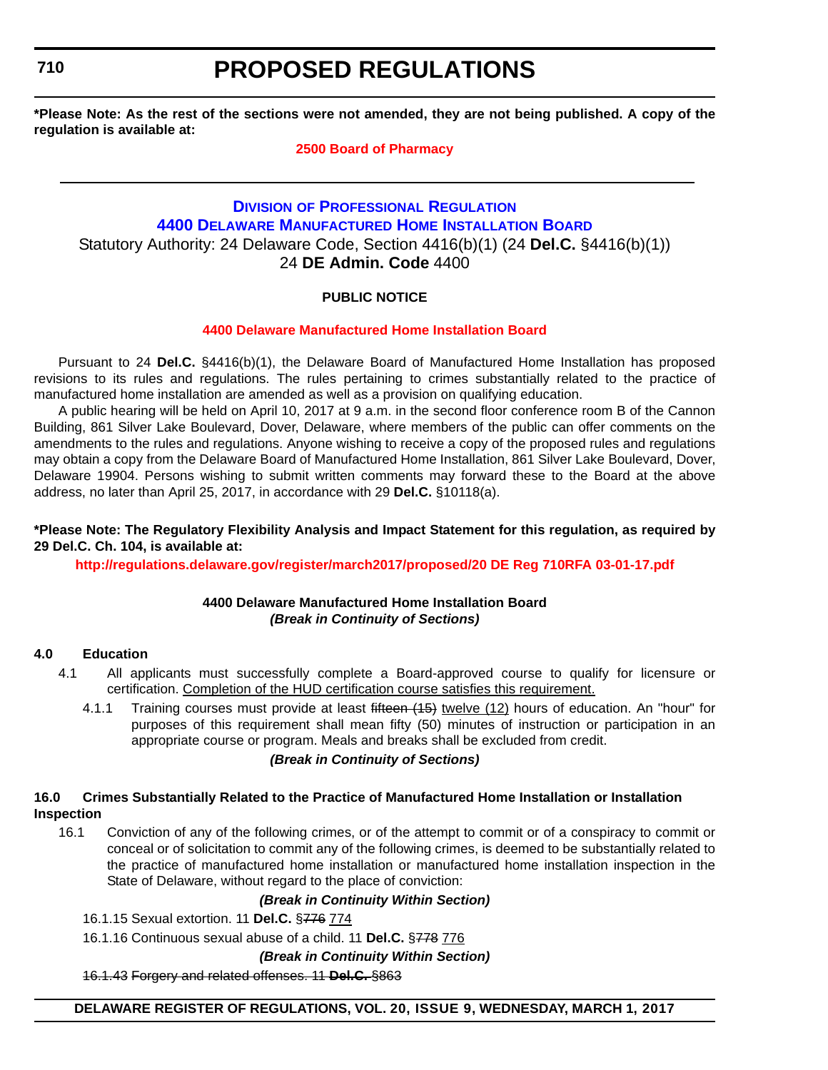**\*Please Note: As the rest of the sections were not amended, they are not being published. A copy of the regulation is available at:**

**2500 Board of Pharmacy**

---

## DIVISION OF PROFESSIONAL REGULATION
## 4400 DELAWARE MANUFACTURED HOME INSTALLATION BOARD

Statutory Authority: 24 Delaware Code, Section 4416(b)(1) (24 **Del.C.** §4416(b)(1))
24 **DE Admin. Code** 4400

**PUBLIC NOTICE**

**4400 Delaware Manufactured Home Installation Board**

Pursuant to 24 **Del.C.** §4416(b)(1), the Delaware Board of Manufactured Home Installation has proposed revisions to its rules and regulations. The rules pertaining to crimes substantially related to the practice of manufactured home installation are amended as well as a provision on qualifying education.

A public hearing will be held on April 10, 2017 at 9 a.m. in the second floor conference room B of the Cannon Building, 861 Silver Lake Boulevard, Dover, Delaware, where members of the public can offer comments on the amendments to the rules and regulations. Anyone wishing to receive a copy of the proposed rules and regulations may obtain a copy from the Delaware Board of Manufactured Home Installation, 861 Silver Lake Boulevard, Dover, Delaware 19904. Persons wishing to submit written comments may forward these to the Board at the above address, no later than April 25, 2017, in accordance with 29 **Del.C.** §10118(a).

**\*Please Note: The Regulatory Flexibility Analysis and Impact Statement for this regulation, as required by 29 Del.C. Ch. 104, is available at:**

**http://regulations.delaware.gov/register/march2017/proposed/20 DE Reg 710RFA 03-01-17.pdf**

**4400 Delaware Manufactured Home Installation Board**
***(Break in Continuity of Sections)***

**4.0 Education**

4.1 All applicants must successfully complete a Board-approved course to qualify for licensure or certification. <u>Completion of the HUD certification course satisfies this requirement.</u>

4.1.1 Training courses must provide at least ~~fifteen (15)~~ <u>twelve (12)</u> hours of education. An "hour" for purposes of this requirement shall mean fifty (50) minutes of instruction or participation in an appropriate course or program. Meals and breaks shall be excluded from credit.

***(Break in Continuity of Sections)***

**16.0 Crimes Substantially Related to the Practice of Manufactured Home Installation or Installation Inspection**

16.1 Conviction of any of the following crimes, or of the attempt to commit or of a conspiracy to commit or conceal or of solicitation to commit any of the following crimes, is deemed to be substantially related to the practice of manufactured home installation or manufactured home installation inspection in the State of Delaware, without regard to the place of conviction:

***(Break in Continuity Within Section)***

16.1.15 Sexual extortion. 11 **Del.C.** §~~776~~ <u>774</u>

16.1.16 Continuous sexual abuse of a child. 11 **Del.C.** §~~778~~ <u>776</u>

***(Break in Continuity Within Section)***

~~16.1.43 Forgery and related offenses. 11 **Del.C.** §863~~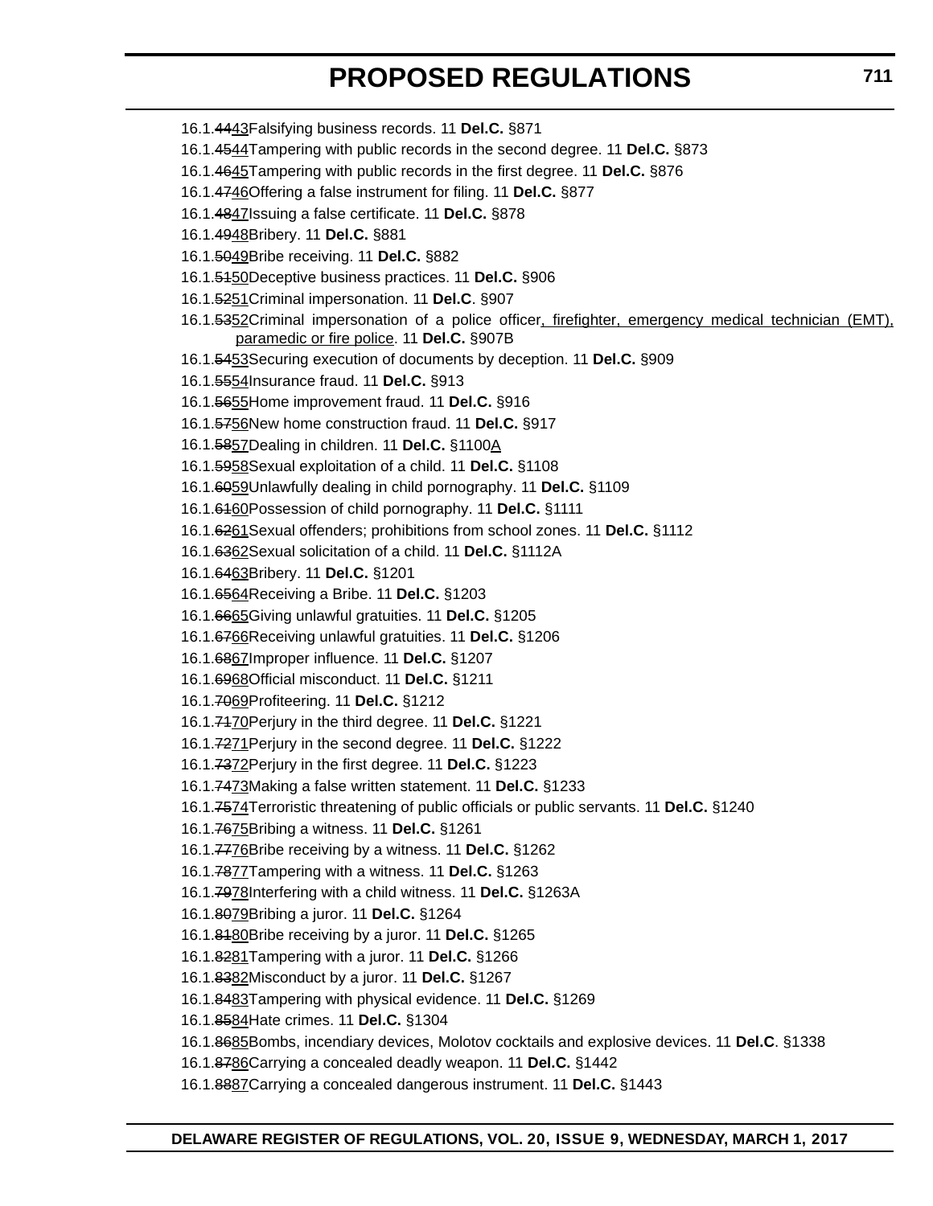16.1.~~44~~<u>43</u>Falsifying business records. 11 **Del.C.** §871

16.1.~~45~~<u>44</u>Tampering with public records in the second degree. 11 **Del.C.** §873

16.1.~~46~~<u>45</u>Tampering with public records in the first degree. 11 **Del.C.** §876

16.1.~~47~~<u>46</u>Offering a false instrument for filing. 11 **Del.C.** §877

16.1.~~48~~<u>47</u>Issuing a false certificate. 11 **Del.C.** §878

16.1.~~49~~<u>48</u>Bribery. 11 **Del.C.** §881

16.1.~~50~~<u>49</u>Bribe receiving. 11 **Del.C.** §882

16.1.~~51~~<u>50</u>Deceptive business practices. 11 **Del.C.** §906

16.1.~~52~~<u>51</u>Criminal impersonation. 11 **Del.C**. §907

16.1.~~53~~<u>52</u>Criminal impersonation of a police officer<u>, firefighter, emergency medical technician (EMT), paramedic or fire police</u>. 11 **Del.C.** §907B

16.1.~~54~~<u>53</u>Securing execution of documents by deception. 11 **Del.C.** §909

16.1.~~55~~<u>54</u>Insurance fraud. 11 **Del.C.** §913

16.1.~~56~~<u>55</u>Home improvement fraud. 11 **Del.C.** §916

16.1.~~57~~<u>56</u>New home construction fraud. 11 **Del.C.** §917

16.1.~~58~~<u>57</u>Dealing in children. 11 **Del.C.** §1100<u>A</u>

16.1.~~59~~<u>58</u>Sexual exploitation of a child. 11 **Del.C.** §1108

16.1.~~60~~<u>59</u>Unlawfully dealing in child pornography. 11 **Del.C.** §1109

16.1.~~61~~<u>60</u>Possession of child pornography. 11 **Del.C.** §1111

16.1.~~62~~<u>61</u>Sexual offenders; prohibitions from school zones. 11 **Del.C.** §1112

16.1.~~63~~<u>62</u>Sexual solicitation of a child. 11 **Del.C.** §1112A

16.1.~~64~~<u>63</u>Bribery. 11 **Del.C.** §1201

16.1.~~65~~<u>64</u>Receiving a Bribe. 11 **Del.C.** §1203

16.1.~~66~~<u>65</u>Giving unlawful gratuities. 11 **Del.C.** §1205

16.1.~~67~~<u>66</u>Receiving unlawful gratuities. 11 **Del.C.** §1206

16.1.~~68~~<u>67</u>Improper influence. 11 **Del.C.** §1207

16.1.~~69~~<u>68</u>Official misconduct. 11 **Del.C.** §1211

16.1.~~70~~<u>69</u>Profiteering. 11 **Del.C.** §1212

16.1.~~71~~<u>70</u>Perjury in the third degree. 11 **Del.C.** §1221

16.1.~~72~~<u>71</u>Perjury in the second degree. 11 **Del.C.** §1222

16.1.~~73~~<u>72</u>Perjury in the first degree. 11 **Del.C.** §1223

16.1.~~74~~<u>73</u>Making a false written statement. 11 **Del.C.** §1233

16.1.~~75~~<u>74</u>Terroristic threatening of public officials or public servants. 11 **Del.C.** §1240

16.1.~~76~~<u>75</u>Bribing a witness. 11 **Del.C.** §1261

16.1.~~77~~<u>76</u>Bribe receiving by a witness. 11 **Del.C.** §1262

16.1.~~78~~<u>77</u>Tampering with a witness. 11 **Del.C.** §1263

16.1.~~79~~<u>78</u>Interfering with a child witness. 11 **Del.C.** §1263A

16.1.~~80~~<u>79</u>Bribing a juror. 11 **Del.C.** §1264

16.1.~~81~~<u>80</u>Bribe receiving by a juror. 11 **Del.C.** §1265

16.1.~~82~~<u>81</u>Tampering with a juror. 11 **Del.C.** §1266

16.1.~~83~~<u>82</u>Misconduct by a juror. 11 **Del.C.** §1267

16.1.~~84~~<u>83</u>Tampering with physical evidence. 11 **Del.C.** §1269

16.1.~~85~~<u>84</u>Hate crimes. 11 **Del.C.** §1304

16.1.~~86~~<u>85</u>Bombs, incendiary devices, Molotov cocktails and explosive devices. 11 **Del.C**. §1338

16.1.~~87~~<u>86</u>Carrying a concealed deadly weapon. 11 **Del.C.** §1442

16.1.~~88~~<u>87</u>Carrying a concealed dangerous instrument. 11 **Del.C.** §1443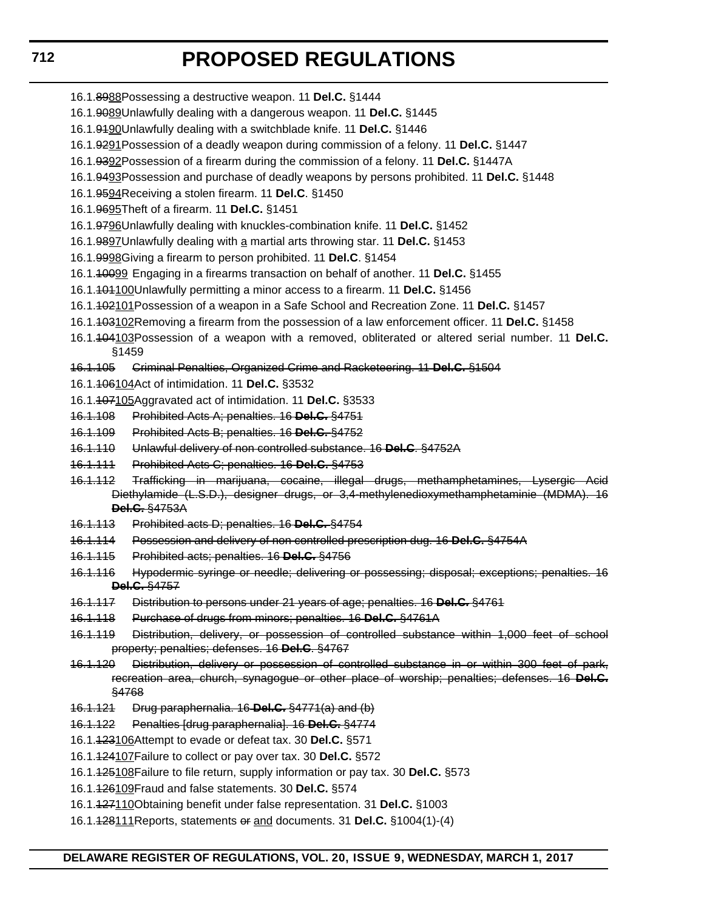16.1.~~89~~<u>88</u>Possessing a destructive weapon. 11 **Del.C.** §1444

16.1.~~90~~<u>89</u>Unlawfully dealing with a dangerous weapon. 11 **Del.C.** §1445

16.1.~~91~~<u>90</u>Unlawfully dealing with a switchblade knife. 11 **Del.C.** §1446

16.1.~~92~~<u>91</u>Possession of a deadly weapon during commission of a felony. 11 **Del.C.** §1447

16.1.~~93~~<u>92</u>Possession of a firearm during the commission of a felony. 11 **Del.C.** §1447A

16.1.~~94~~<u>93</u>Possession and purchase of deadly weapons by persons prohibited. 11 **Del.C.** §1448

16.1.~~95~~<u>94</u>Receiving a stolen firearm. 11 **Del.C**. §1450

16.1.~~96~~<u>95</u>Theft of a firearm. 11 **Del.C.** §1451

16.1.~~97~~<u>96</u>Unlawfully dealing with knuckles-combination knife. 11 **Del.C.** §1452

16.1.~~98~~<u>97</u>Unlawfully dealing with <u>a</u> martial arts throwing star. 11 **Del.C.** §1453

16.1.~~99~~<u>98</u>Giving a firearm to person prohibited. 11 **Del.C**. §1454

16.1.~~100~~<u>99</u> Engaging in a firearms transaction on behalf of another. 11 **Del.C.** §1455

16.1.~~101~~<u>100</u>Unlawfully permitting a minor access to a firearm. 11 **Del.C.** §1456

16.1.~~102~~<u>101</u>Possession of a weapon in a Safe School and Recreation Zone. 11 **Del.C.** §1457

16.1.~~103~~<u>102</u>Removing a firearm from the possession of a law enforcement officer. 11 **Del.C.** §1458

16.1.~~104~~<u>103</u>Possession of a weapon with a removed, obliterated or altered serial number. 11 **Del.C.** §1459

~~16.1.105 Criminal Penalties, Organized Crime and Racketeering. 11 **Del.C.** §1504~~

16.1.~~106~~<u>104</u>Act of intimidation. 11 **Del.C.** §3532

16.1.~~107~~<u>105</u>Aggravated act of intimidation. 11 **Del.C.** §3533

~~16.1.108 Prohibited Acts A; penalties. 16 **Del.C.** §4751~~

~~16.1.109 Prohibited Acts B; penalties. 16 **Del.C.** §4752~~

~~16.1.110 Unlawful delivery of non controlled substance. 16 **Del.C**. §4752A~~

~~16.1.111 Prohibited Acts C; penalties. 16 **Del.C.** §4753~~

~~16.1.112 Trafficking in marijuana, cocaine, illegal drugs, methamphetamines, Lysergic Acid Diethylamide (L.S.D.), designer drugs, or 3,4-methylenedioxymethamphetaminie (MDMA). 16 **Del.C.** §4753A~~

~~16.1.113 Prohibited acts D; penalties. 16 **Del.C.** §4754~~

~~16.1.114 Possession and delivery of non controlled prescription dug. 16 **Del.C.** §4754A~~

~~16.1.115 Prohibited acts; penalties. 16 **Del.C.** §4756~~

~~16.1.116 Hypodermic syringe or needle; delivering or possessing; disposal; exceptions; penalties. 16 **Del.C.** §4757~~

~~16.1.117 Distribution to persons under 21 years of age; penalties. 16 **Del.C.** §4761~~

~~16.1.118 Purchase of drugs from minors; penalties. 16 **Del.C.** §4761A~~

~~16.1.119 Distribution, delivery, or possession of controlled substance within 1,000 feet of school property; penalties; defenses. 16 **Del.C**. §4767~~

~~16.1.120 Distribution, delivery or possession of controlled substance in or within 300 feet of park, recreation area, church, synagogue or other place of worship; penalties; defenses. 16 **Del.C.** §4768~~

~~16.1.121 Drug paraphernalia. 16 **Del.C.** §4771(a) and (b)~~

~~16.1.122 Penalties [drug paraphernalia]. 16 **Del.C.** §4774~~

16.1.~~123~~<u>106</u>Attempt to evade or defeat tax. 30 **Del.C.** §571

16.1.~~124~~<u>107</u>Failure to collect or pay over tax. 30 **Del.C.** §572

16.1.~~125~~<u>108</u>Failure to file return, supply information or pay tax. 30 **Del.C.** §573

16.1.~~126~~<u>109</u>Fraud and false statements. 30 **Del.C.** §574

16.1.~~127~~<u>110</u>Obtaining benefit under false representation. 31 **Del.C.** §1003

16.1.~~128~~<u>111</u>Reports, statements ~~or~~ <u>and</u> documents. 31 **Del.C.** §1004(1)-(4)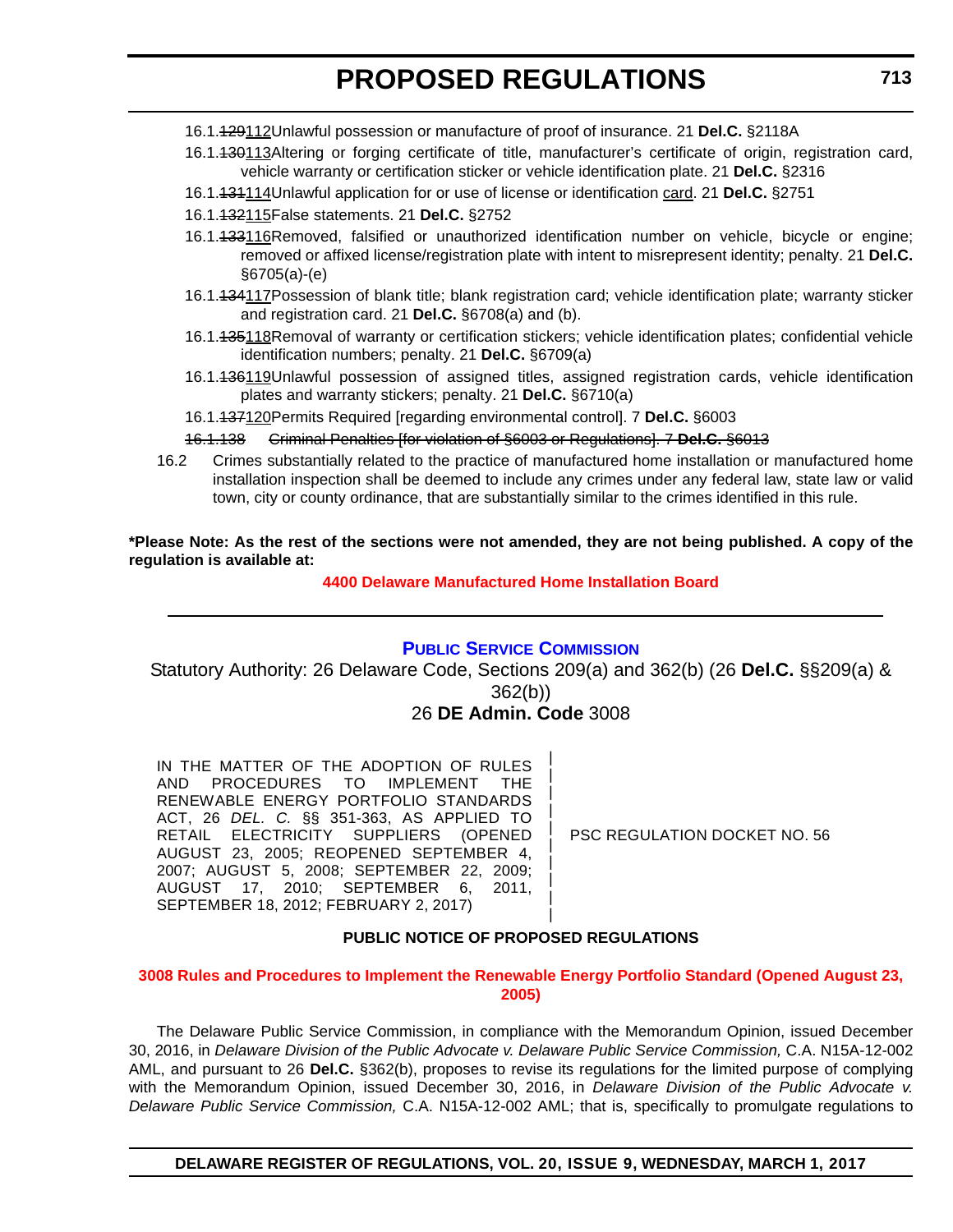16.1.~~129~~112Unlawful possession or manufacture of proof of insurance. 21 **Del.C.** §2118A

16.1.~~130~~113Altering or forging certificate of title, manufacturer's certificate of origin, registration card, vehicle warranty or certification sticker or vehicle identification plate. 21 **Del.C.** §2316

16.1.~~131~~114Unlawful application for or use of license or identification card. 21 **Del.C.** §2751

16.1.~~132~~115False statements. 21 **Del.C.** §2752

16.1.~~133~~116Removed, falsified or unauthorized identification number on vehicle, bicycle or engine; removed or affixed license/registration plate with intent to misrepresent identity; penalty. 21 **Del.C.** §6705(a)-(e)

16.1.~~134~~117Possession of blank title; blank registration card; vehicle identification plate; warranty sticker and registration card. 21 **Del.C.** §6708(a) and (b).

16.1.~~135~~118Removal of warranty or certification stickers; vehicle identification plates; confidential vehicle identification numbers; penalty. 21 **Del.C.** §6709(a)

16.1.~~136~~119Unlawful possession of assigned titles, assigned registration cards, vehicle identification plates and warranty stickers; penalty. 21 **Del.C.** §6710(a)

16.1.~~137~~120Permits Required [regarding environmental control]. 7 **Del.C.** §6003

~~16.1.138 Criminal Penalties [for violation of §6003 or Regulations]. 7 **Del.C.** §6013~~

16.2 Crimes substantially related to the practice of manufactured home installation or manufactured home installation inspection shall be deemed to include any crimes under any federal law, state law or valid town, city or county ordinance, that are substantially similar to the crimes identified in this rule.

**\*Please Note: As the rest of the sections were not amended, they are not being published. A copy of the regulation is available at:**

**4400 Delaware Manufactured Home Installation Board**

---

## PUBLIC SERVICE COMMISSION

Statutory Authority: 26 Delaware Code, Sections 209(a) and 362(b) (26 **Del.C.** §§209(a) & 362(b))

26 **DE Admin. Code** 3008

| IN THE MATTER OF THE ADOPTION OF RULES AND PROCEDURES TO IMPLEMENT THE RENEWABLE ENERGY PORTFOLIO STANDARDS ACT, 26 *DEL. C.* §§ 351-363, AS APPLIED TO RETAIL ELECTRICITY SUPPLIERS (OPENED AUGUST 23, 2005; REOPENED SEPTEMBER 4, 2007; AUGUST 5, 2008; SEPTEMBER 22, 2009; AUGUST 17, 2010; SEPTEMBER 6, 2011, SEPTEMBER 18, 2012; FEBRUARY 2, 2017) | PSC REGULATION DOCKET NO. 56 |
|---|---|

**PUBLIC NOTICE OF PROPOSED REGULATIONS**

**3008 Rules and Procedures to Implement the Renewable Energy Portfolio Standard (Opened August 23, 2005)**

The Delaware Public Service Commission, in compliance with the Memorandum Opinion, issued December 30, 2016, in *Delaware Division of the Public Advocate v. Delaware Public Service Commission,* C.A. N15A-12-002 AML, and pursuant to 26 **Del.C.** §362(b), proposes to revise its regulations for the limited purpose of complying with the Memorandum Opinion, issued December 30, 2016, in *Delaware Division of the Public Advocate v. Delaware Public Service Commission,* C.A. N15A-12-002 AML; that is, specifically to promulgate regulations to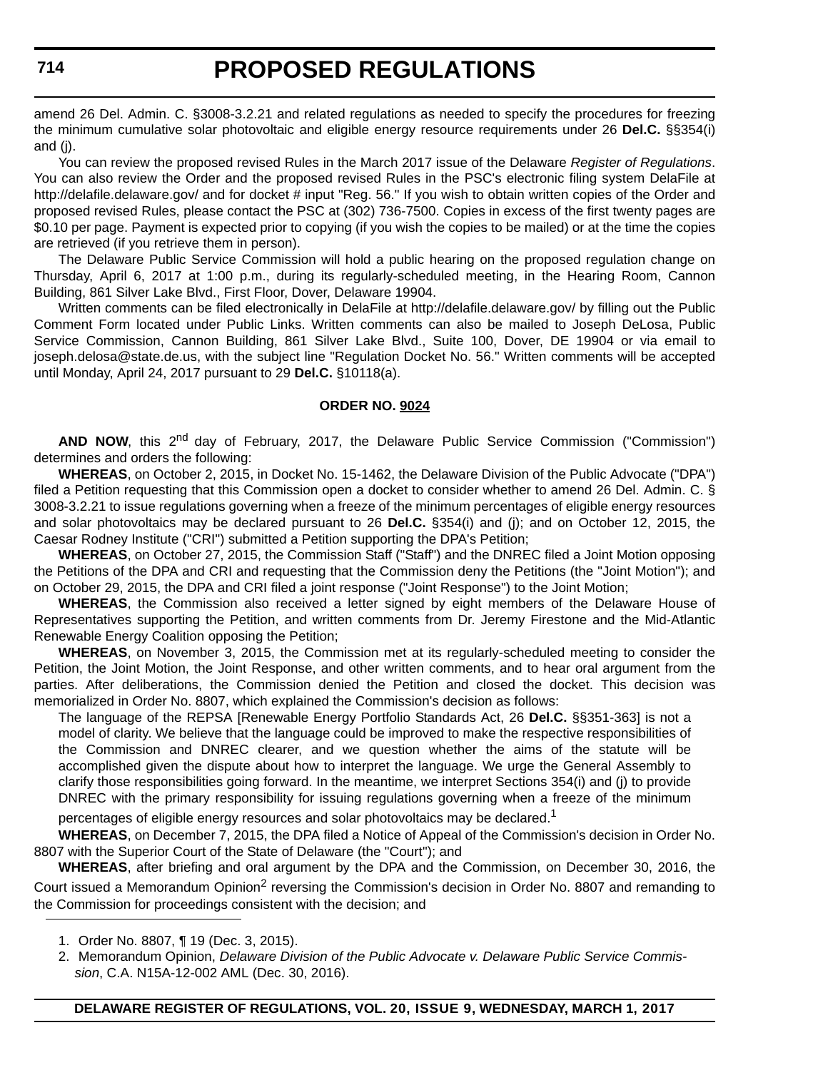amend 26 Del. Admin. C. §3008-3.2.21 and related regulations as needed to specify the procedures for freezing the minimum cumulative solar photovoltaic and eligible energy resource requirements under 26 **Del.C.** §§354(i) and (j).

You can review the proposed revised Rules in the March 2017 issue of the Delaware *Register of Regulations*. You can also review the Order and the proposed revised Rules in the PSC's electronic filing system DelaFile at http://delafile.delaware.gov/ and for docket # input "Reg. 56." If you wish to obtain written copies of the Order and proposed revised Rules, please contact the PSC at (302) 736-7500. Copies in excess of the first twenty pages are $0.10 per page. Payment is expected prior to copying (if you wish the copies to be mailed) or at the time the copies are retrieved (if you retrieve them in person).

The Delaware Public Service Commission will hold a public hearing on the proposed regulation change on Thursday, April 6, 2017 at 1:00 p.m., during its regularly-scheduled meeting, in the Hearing Room, Cannon Building, 861 Silver Lake Blvd., First Floor, Dover, Delaware 19904.

Written comments can be filed electronically in DelaFile at http://delafile.delaware.gov/ by filling out the Public Comment Form located under Public Links. Written comments can also be mailed to Joseph DeLosa, Public Service Commission, Cannon Building, 861 Silver Lake Blvd., Suite 100, Dover, DE 19904 or via email to joseph.delosa@state.de.us, with the subject line "Regulation Docket No. 56." Written comments will be accepted until Monday, April 24, 2017 pursuant to 29 **Del.C.** §10118(a).

**ORDER NO. 9024**

**AND NOW**, this 2nd day of February, 2017, the Delaware Public Service Commission ("Commission") determines and orders the following:

**WHEREAS**, on October 2, 2015, in Docket No. 15-1462, the Delaware Division of the Public Advocate ("DPA") filed a Petition requesting that this Commission open a docket to consider whether to amend 26 Del. Admin. C. § 3008-3.2.21 to issue regulations governing when a freeze of the minimum percentages of eligible energy resources and solar photovoltaics may be declared pursuant to 26 **Del.C.** §354(i) and (j); and on October 12, 2015, the Caesar Rodney Institute ("CRI") submitted a Petition supporting the DPA's Petition;

**WHEREAS**, on October 27, 2015, the Commission Staff ("Staff") and the DNREC filed a Joint Motion opposing the Petitions of the DPA and CRI and requesting that the Commission deny the Petitions (the "Joint Motion"); and on October 29, 2015, the DPA and CRI filed a joint response ("Joint Response") to the Joint Motion;

**WHEREAS**, the Commission also received a letter signed by eight members of the Delaware House of Representatives supporting the Petition, and written comments from Dr. Jeremy Firestone and the Mid-Atlantic Renewable Energy Coalition opposing the Petition;

**WHEREAS**, on November 3, 2015, the Commission met at its regularly-scheduled meeting to consider the Petition, the Joint Motion, the Joint Response, and other written comments, and to hear oral argument from the parties. After deliberations, the Commission denied the Petition and closed the docket. This decision was memorialized in Order No. 8807, which explained the Commission's decision as follows:

> The language of the REPSA [Renewable Energy Portfolio Standards Act, 26 **Del.C.** §§351-363] is not a model of clarity. We believe that the language could be improved to make the respective responsibilities of the Commission and DNREC clearer, and we question whether the aims of the statute will be accomplished given the dispute about how to interpret the language. We urge the General Assembly to clarify those responsibilities going forward. In the meantime, we interpret Sections 354(i) and (j) to provide DNREC with the primary responsibility for issuing regulations governing when a freeze of the minimum percentages of eligible energy resources and solar photovoltaics may be declared.[1]

**WHEREAS**, on December 7, 2015, the DPA filed a Notice of Appeal of the Commission's decision in Order No. 8807 with the Superior Court of the State of Delaware (the "Court"); and

**WHEREAS**, after briefing and oral argument by the DPA and the Commission, on December 30, 2016, the Court issued a Memorandum Opinion[2] reversing the Commission's decision in Order No. 8807 and remanding to the Commission for proceedings consistent with the decision; and

1. Order No. 8807, ¶ 19 (Dec. 3, 2015).
2. Memorandum Opinion, *Delaware Division of the Public Advocate v. Delaware Public Service Commission*, C.A. N15A-12-002 AML (Dec. 30, 2016).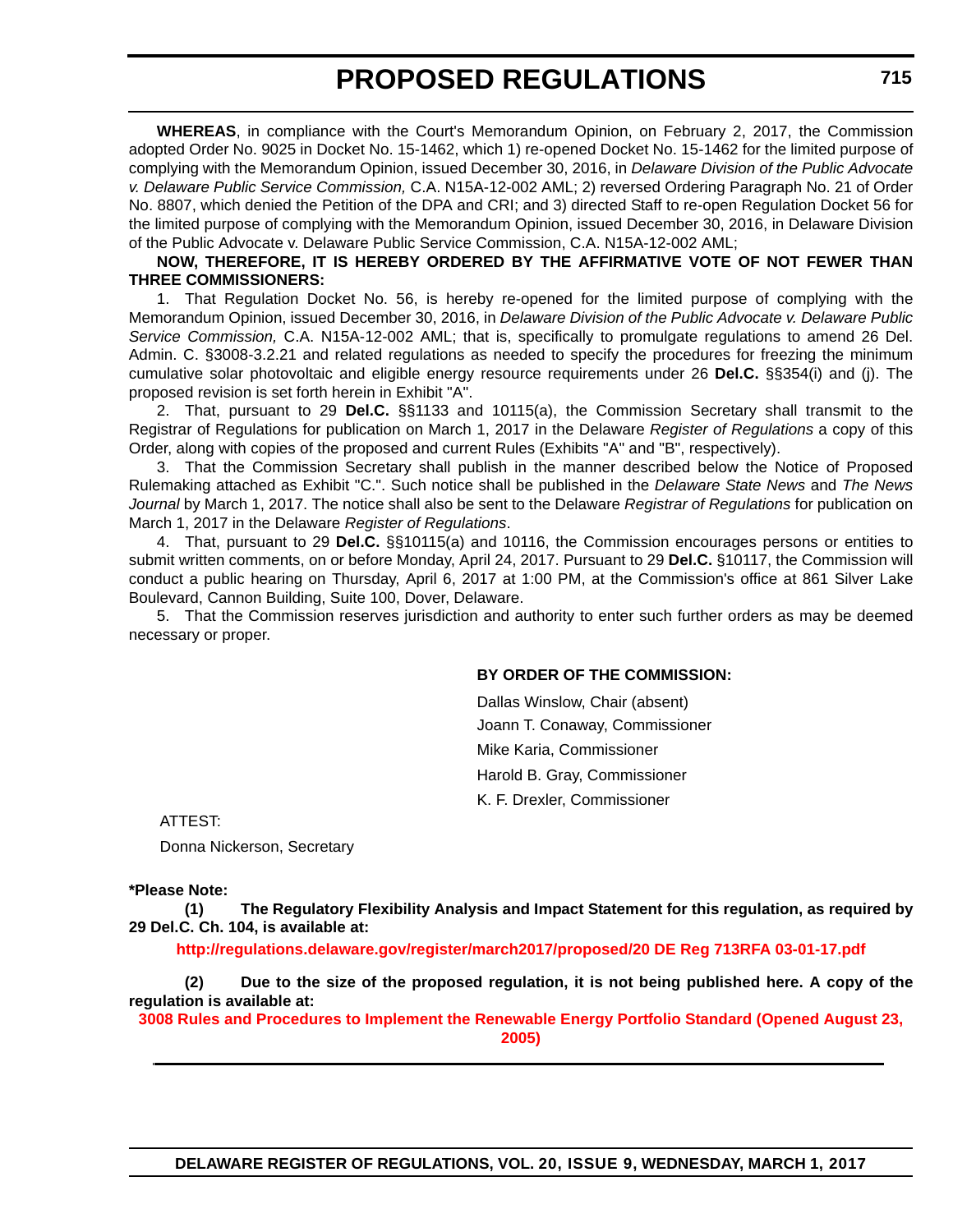**WHEREAS**, in compliance with the Court's Memorandum Opinion, on February 2, 2017, the Commission adopted Order No. 9025 in Docket No. 15-1462, which 1) re-opened Docket No. 15-1462 for the limited purpose of complying with the Memorandum Opinion, issued December 30, 2016, in *Delaware Division of the Public Advocate v. Delaware Public Service Commission,* C.A. N15A-12-002 AML; 2) reversed Ordering Paragraph No. 21 of Order No. 8807, which denied the Petition of the DPA and CRI; and 3) directed Staff to re-open Regulation Docket 56 for the limited purpose of complying with the Memorandum Opinion, issued December 30, 2016, in Delaware Division of the Public Advocate v. Delaware Public Service Commission, C.A. N15A-12-002 AML;

**NOW, THEREFORE, IT IS HEREBY ORDERED BY THE AFFIRMATIVE VOTE OF NOT FEWER THAN THREE COMMISSIONERS:**

1. That Regulation Docket No. 56, is hereby re-opened for the limited purpose of complying with the Memorandum Opinion, issued December 30, 2016, in *Delaware Division of the Public Advocate v. Delaware Public Service Commission,* C.A. N15A-12-002 AML; that is, specifically to promulgate regulations to amend 26 Del. Admin. C. §3008-3.2.21 and related regulations as needed to specify the procedures for freezing the minimum cumulative solar photovoltaic and eligible energy resource requirements under 26 **Del.C.** §§354(i) and (j). The proposed revision is set forth herein in Exhibit "A".

2. That, pursuant to 29 **Del.C.** §§1133 and 10115(a), the Commission Secretary shall transmit to the Registrar of Regulations for publication on March 1, 2017 in the Delaware *Register of Regulations* a copy of this Order, along with copies of the proposed and current Rules (Exhibits "A" and "B", respectively).

3. That the Commission Secretary shall publish in the manner described below the Notice of Proposed Rulemaking attached as Exhibit "C.". Such notice shall be published in the *Delaware State News* and *The News Journal* by March 1, 2017. The notice shall also be sent to the Delaware *Registrar of Regulations* for publication on March 1, 2017 in the Delaware *Register of Regulations*.

4. That, pursuant to 29 **Del.C.** §§10115(a) and 10116, the Commission encourages persons or entities to submit written comments, on or before Monday, April 24, 2017. Pursuant to 29 **Del.C.** §10117, the Commission will conduct a public hearing on Thursday, April 6, 2017 at 1:00 PM, at the Commission's office at 861 Silver Lake Boulevard, Cannon Building, Suite 100, Dover, Delaware.

5. That the Commission reserves jurisdiction and authority to enter such further orders as may be deemed necessary or proper.

**BY ORDER OF THE COMMISSION:**

Dallas Winslow, Chair (absent)

Joann T. Conaway, Commissioner

Mike Karia, Commissioner

Harold B. Gray, Commissioner

K. F. Drexler, Commissioner

ATTEST:

Donna Nickerson, Secretary

**\*Please Note:**

**(1) The Regulatory Flexibility Analysis and Impact Statement for this regulation, as required by 29 Del.C. Ch. 104, is available at:**

**http://regulations.delaware.gov/register/march2017/proposed/20 DE Reg 713RFA 03-01-17.pdf**

**(2) Due to the size of the proposed regulation, it is not being published here. A copy of the regulation is available at:**

**3008 Rules and Procedures to Implement the Renewable Energy Portfolio Standard (Opened August 23, 2005)**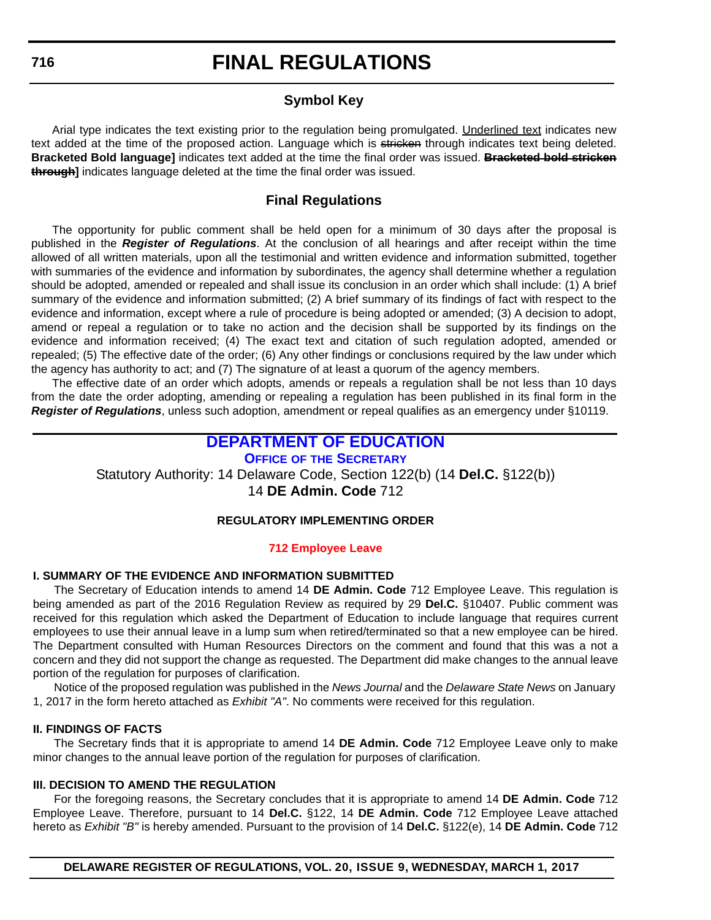# FINAL REGULATIONS

## Symbol Key

Arial type indicates the text existing prior to the regulation being promulgated. Underlined text indicates new text added at the time of the proposed action. Language which is ~~stricken~~ through indicates text being deleted. **Bracketed Bold language]** indicates text added at the time the final order was issued. **~~Bracketed bold stricken through~~]** indicates language deleted at the time the final order was issued.

## Final Regulations

The opportunity for public comment shall be held open for a minimum of 30 days after the proposal is published in the ***Register of Regulations***. At the conclusion of all hearings and after receipt within the time allowed of all written materials, upon all the testimonial and written evidence and information submitted, together with summaries of the evidence and information by subordinates, the agency shall determine whether a regulation should be adopted, amended or repealed and shall issue its conclusion in an order which shall include: (1) A brief summary of the evidence and information submitted; (2) A brief summary of its findings of fact with respect to the evidence and information, except where a rule of procedure is being adopted or amended; (3) A decision to adopt, amend or repeal a regulation or to take no action and the decision shall be supported by its findings on the evidence and information received; (4) The exact text and citation of such regulation adopted, amended or repealed; (5) The effective date of the order; (6) Any other findings or conclusions required by the law under which the agency has authority to act; and (7) The signature of at least a quorum of the agency members.

The effective date of an order which adopts, amends or repeals a regulation shall be not less than 10 days from the date the order adopting, amending or repealing a regulation has been published in its final form in the ***Register of Regulations***, unless such adoption, amendment or repeal qualifies as an emergency under §10119.

## DEPARTMENT OF EDUCATION

### OFFICE OF THE SECRETARY

Statutory Authority: 14 Delaware Code, Section 122(b) (14 **Del.C.** §122(b))
14 **DE Admin. Code** 712

#### REGULATORY IMPLEMENTING ORDER

#### 712 Employee Leave

**I. SUMMARY OF THE EVIDENCE AND INFORMATION SUBMITTED**

The Secretary of Education intends to amend 14 **DE Admin. Code** 712 Employee Leave. This regulation is being amended as part of the 2016 Regulation Review as required by 29 **Del.C.** §10407. Public comment was received for this regulation which asked the Department of Education to include language that requires current employees to use their annual leave in a lump sum when retired/terminated so that a new employee can be hired. The Department consulted with Human Resources Directors on the comment and found that this was a not a concern and they did not support the change as requested. The Department did make changes to the annual leave portion of the regulation for purposes of clarification.

Notice of the proposed regulation was published in the *News Journal* and the *Delaware State News* on January 1, 2017 in the form hereto attached as *Exhibit "A"*. No comments were received for this regulation.

**II. FINDINGS OF FACTS**

The Secretary finds that it is appropriate to amend 14 **DE Admin. Code** 712 Employee Leave only to make minor changes to the annual leave portion of the regulation for purposes of clarification.

**III. DECISION TO AMEND THE REGULATION**

For the foregoing reasons, the Secretary concludes that it is appropriate to amend 14 **DE Admin. Code** 712 Employee Leave. Therefore, pursuant to 14 **Del.C.** §122, 14 **DE Admin. Code** 712 Employee Leave attached hereto as *Exhibit "B"* is hereby amended. Pursuant to the provision of 14 **Del.C.** §122(e), 14 **DE Admin. Code** 712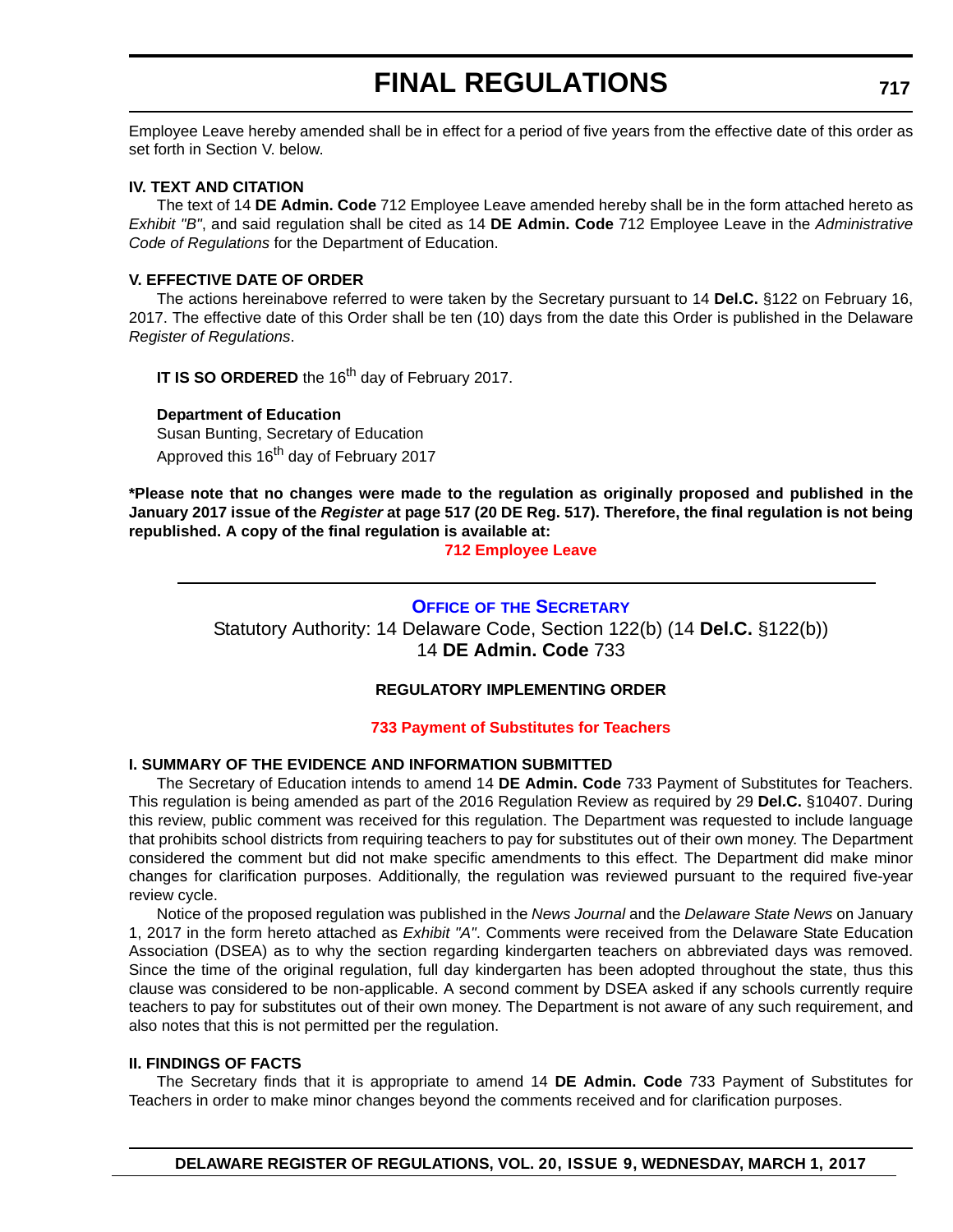Employee Leave hereby amended shall be in effect for a period of five years from the effective date of this order as set forth in Section V. below.

**IV. TEXT AND CITATION**

The text of 14 **DE Admin. Code** 712 Employee Leave amended hereby shall be in the form attached hereto as *Exhibit "B"*, and said regulation shall be cited as 14 **DE Admin. Code** 712 Employee Leave in the *Administrative Code of Regulations* for the Department of Education.

**V. EFFECTIVE DATE OF ORDER**

The actions hereinabove referred to were taken by the Secretary pursuant to 14 **Del.C.** §122 on February 16, 2017. The effective date of this Order shall be ten (10) days from the date this Order is published in the Delaware *Register of Regulations*.

**IT IS SO ORDERED** the 16th day of February 2017.

**Department of Education**
Susan Bunting, Secretary of Education
Approved this 16th day of February 2017

**\*Please note that no changes were made to the regulation as originally proposed and published in the January 2017 issue of the *Register* at page 517 (20 DE Reg. 517). Therefore, the final regulation is not being republished. A copy of the final regulation is available at:**

**712 Employee Leave**

---

## OFFICE OF THE SECRETARY

Statutory Authority: 14 Delaware Code, Section 122(b) (14 **Del.C.** §122(b))
14 **DE Admin. Code** 733

### REGULATORY IMPLEMENTING ORDER

**733 Payment of Substitutes for Teachers**

**I. SUMMARY OF THE EVIDENCE AND INFORMATION SUBMITTED**

The Secretary of Education intends to amend 14 **DE Admin. Code** 733 Payment of Substitutes for Teachers. This regulation is being amended as part of the 2016 Regulation Review as required by 29 **Del.C.** §10407. During this review, public comment was received for this regulation. The Department was requested to include language that prohibits school districts from requiring teachers to pay for substitutes out of their own money. The Department considered the comment but did not make specific amendments to this effect. The Department did make minor changes for clarification purposes. Additionally, the regulation was reviewed pursuant to the required five-year review cycle.

Notice of the proposed regulation was published in the *News Journal* and the *Delaware State News* on January 1, 2017 in the form hereto attached as *Exhibit "A"*. Comments were received from the Delaware State Education Association (DSEA) as to why the section regarding kindergarten teachers on abbreviated days was removed. Since the time of the original regulation, full day kindergarten has been adopted throughout the state, thus this clause was considered to be non-applicable. A second comment by DSEA asked if any schools currently require teachers to pay for substitutes out of their own money. The Department is not aware of any such requirement, and also notes that this is not permitted per the regulation.

**II. FINDINGS OF FACTS**

The Secretary finds that it is appropriate to amend 14 **DE Admin. Code** 733 Payment of Substitutes for Teachers in order to make minor changes beyond the comments received and for clarification purposes.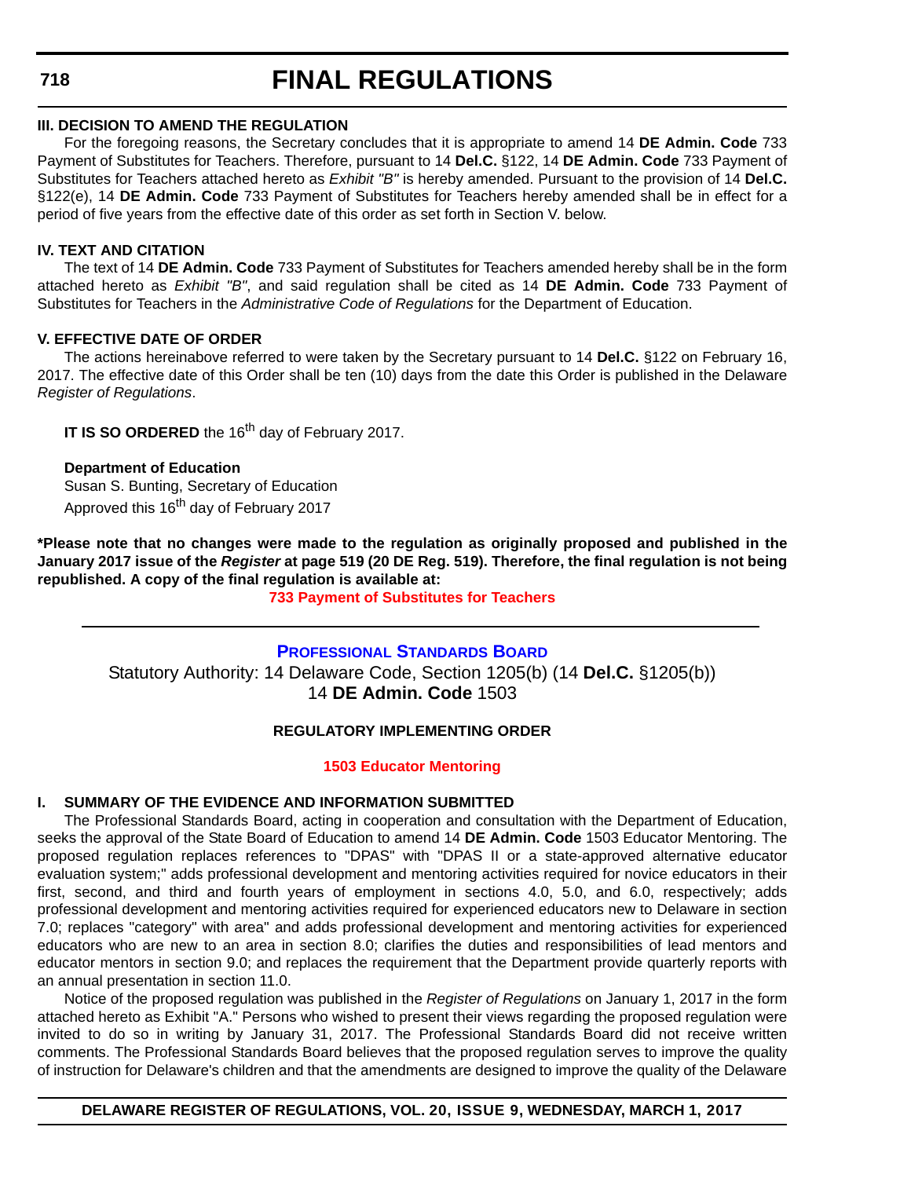### III. DECISION TO AMEND THE REGULATION

For the foregoing reasons, the Secretary concludes that it is appropriate to amend 14 **DE Admin. Code** 733 Payment of Substitutes for Teachers. Therefore, pursuant to 14 **Del.C.** §122, 14 **DE Admin. Code** 733 Payment of Substitutes for Teachers attached hereto as *Exhibit "B"* is hereby amended. Pursuant to the provision of 14 **Del.C.** §122(e), 14 **DE Admin. Code** 733 Payment of Substitutes for Teachers hereby amended shall be in effect for a period of five years from the effective date of this order as set forth in Section V. below.

### IV. TEXT AND CITATION

The text of 14 **DE Admin. Code** 733 Payment of Substitutes for Teachers amended hereby shall be in the form attached hereto as *Exhibit "B"*, and said regulation shall be cited as 14 **DE Admin. Code** 733 Payment of Substitutes for Teachers in the *Administrative Code of Regulations* for the Department of Education.

### V. EFFECTIVE DATE OF ORDER

The actions hereinabove referred to were taken by the Secretary pursuant to 14 **Del.C.** §122 on February 16, 2017. The effective date of this Order shall be ten (10) days from the date this Order is published in the Delaware *Register of Regulations*.

**IT IS SO ORDERED** the 16th day of February 2017.

**Department of Education**
Susan S. Bunting, Secretary of Education
Approved this 16th day of February 2017

**\*Please note that no changes were made to the regulation as originally proposed and published in the January 2017 issue of the *Register* at page 519 (20 DE Reg. 519). Therefore, the final regulation is not being republished. A copy of the final regulation is available at:**

**733 Payment of Substitutes for Teachers**

---

## PROFESSIONAL STANDARDS BOARD

Statutory Authority: 14 Delaware Code, Section 1205(b) (14 **Del.C.** §1205(b))
14 **DE Admin. Code** 1503

### REGULATORY IMPLEMENTING ORDER

**1503 Educator Mentoring**

### I. SUMMARY OF THE EVIDENCE AND INFORMATION SUBMITTED

The Professional Standards Board, acting in cooperation and consultation with the Department of Education, seeks the approval of the State Board of Education to amend 14 **DE Admin. Code** 1503 Educator Mentoring. The proposed regulation replaces references to "DPAS" with "DPAS II or a state-approved alternative educator evaluation system;" adds professional development and mentoring activities required for novice educators in their first, second, and third and fourth years of employment in sections 4.0, 5.0, and 6.0, respectively; adds professional development and mentoring activities required for experienced educators new to Delaware in section 7.0; replaces "category" with area" and adds professional development and mentoring activities for experienced educators who are new to an area in section 8.0; clarifies the duties and responsibilities of lead mentors and educator mentors in section 9.0; and replaces the requirement that the Department provide quarterly reports with an annual presentation in section 11.0.

Notice of the proposed regulation was published in the *Register of Regulations* on January 1, 2017 in the form attached hereto as Exhibit "A." Persons who wished to present their views regarding the proposed regulation were invited to do so in writing by January 31, 2017. The Professional Standards Board did not receive written comments. The Professional Standards Board believes that the proposed regulation serves to improve the quality of instruction for Delaware's children and that the amendments are designed to improve the quality of the Delaware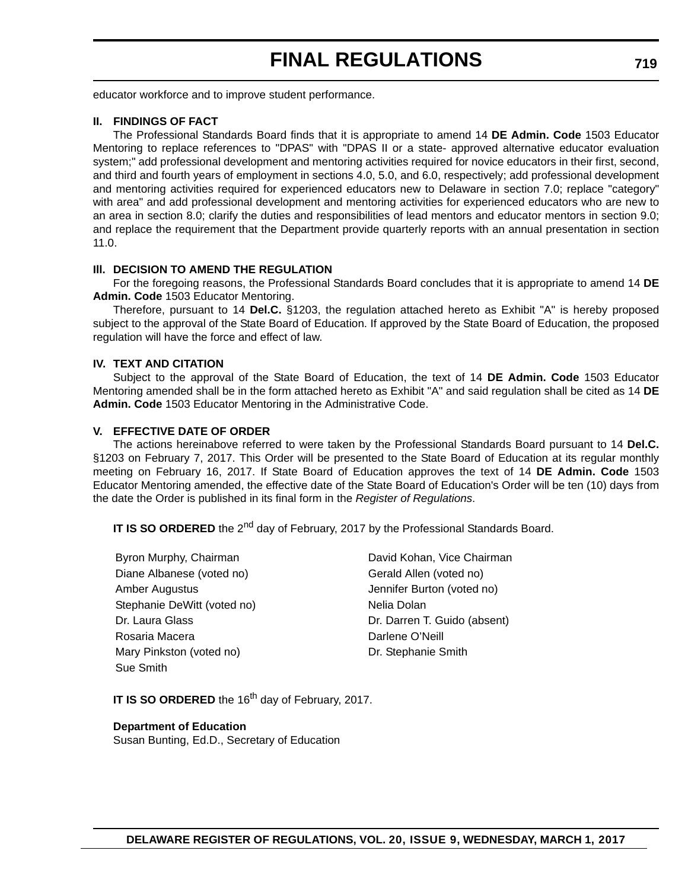educator workforce and to improve student performance.

**II. FINDINGS OF FACT**

The Professional Standards Board finds that it is appropriate to amend 14 **DE Admin. Code** 1503 Educator Mentoring to replace references to "DPAS" with "DPAS II or a state- approved alternative educator evaluation system;" add professional development and mentoring activities required for novice educators in their first, second, and third and fourth years of employment in sections 4.0, 5.0, and 6.0, respectively; add professional development and mentoring activities required for experienced educators new to Delaware in section 7.0; replace "category" with area" and add professional development and mentoring activities for experienced educators who are new to an area in section 8.0; clarify the duties and responsibilities of lead mentors and educator mentors in section 9.0; and replace the requirement that the Department provide quarterly reports with an annual presentation in section 11.0.

**III. DECISION TO AMEND THE REGULATION**

For the foregoing reasons, the Professional Standards Board concludes that it is appropriate to amend 14 **DE Admin. Code** 1503 Educator Mentoring.

Therefore, pursuant to 14 **Del.C.** §1203, the regulation attached hereto as Exhibit "A" is hereby proposed subject to the approval of the State Board of Education. If approved by the State Board of Education, the proposed regulation will have the force and effect of law.

**IV. TEXT AND CITATION**

Subject to the approval of the State Board of Education, the text of 14 **DE Admin. Code** 1503 Educator Mentoring amended shall be in the form attached hereto as Exhibit "A" and said regulation shall be cited as 14 **DE Admin. Code** 1503 Educator Mentoring in the Administrative Code.

**V. EFFECTIVE DATE OF ORDER**

The actions hereinabove referred to were taken by the Professional Standards Board pursuant to 14 **Del.C.** §1203 on February 7, 2017. This Order will be presented to the State Board of Education at its regular monthly meeting on February 16, 2017. If State Board of Education approves the text of 14 **DE Admin. Code** 1503 Educator Mentoring amended, the effective date of the State Board of Education's Order will be ten (10) days from the date the Order is published in its final form in the *Register of Regulations*.

**IT IS SO ORDERED** the 2nd day of February, 2017 by the Professional Standards Board.

Byron Murphy, Chairman
David Kohan, Vice Chairman
Diane Albanese (voted no)
Gerald Allen (voted no)
Amber Augustus
Jennifer Burton (voted no)
Stephanie DeWitt (voted no)
Nelia Dolan
Dr. Laura Glass
Dr. Darren T. Guido (absent)
Rosaria Macera
Darlene O'Neill
Mary Pinkston (voted no)
Dr. Stephanie Smith
Sue Smith

**IT IS SO ORDERED** the 16th day of February, 2017.

**Department of Education**
Susan Bunting, Ed.D., Secretary of Education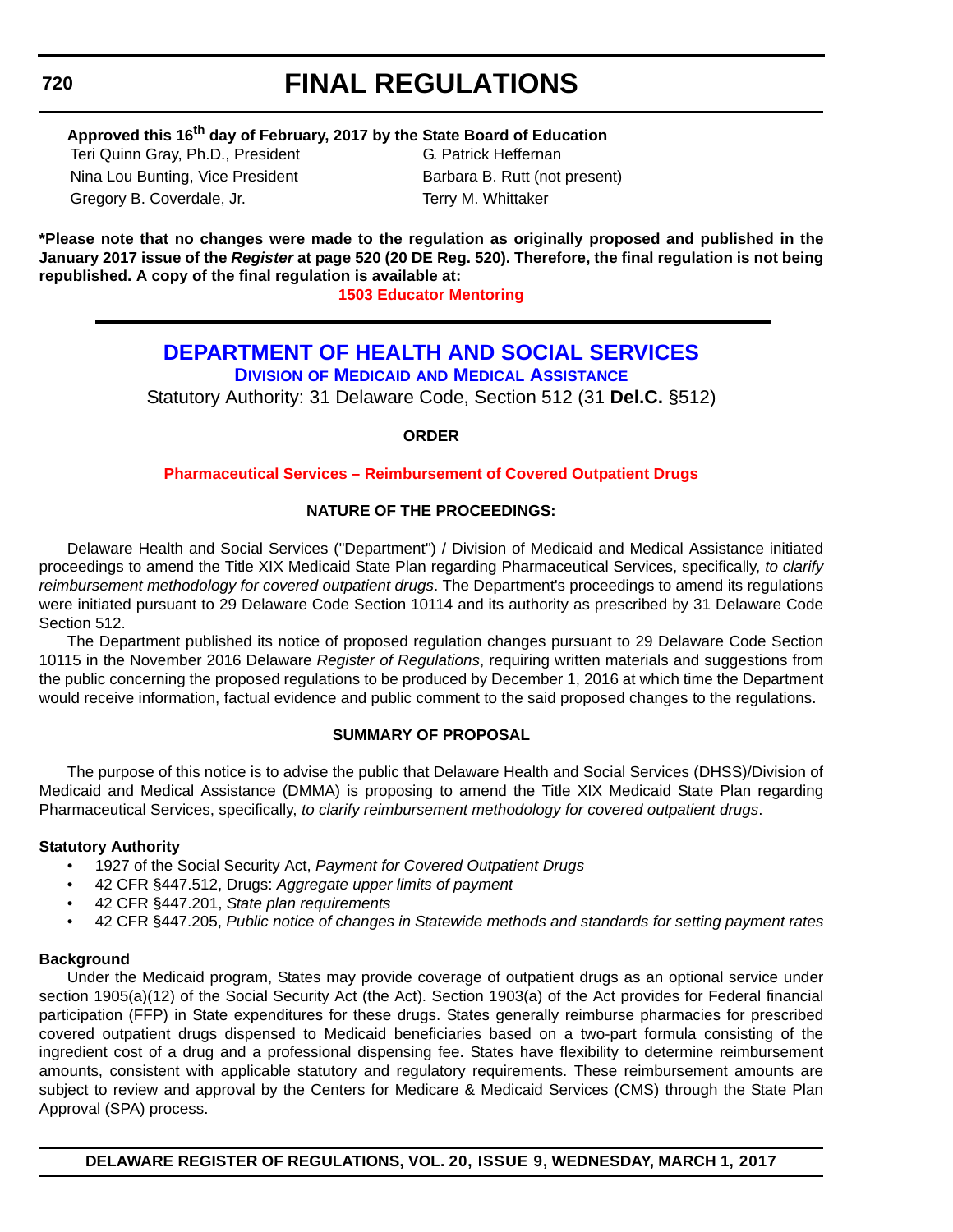**Approved this 16th day of February, 2017 by the State Board of Education**

Teri Quinn Gray, Ph.D., President
Nina Lou Bunting, Vice President
Gregory B. Coverdale, Jr.
G. Patrick Heffernan
Barbara B. Rutt (not present)
Terry M. Whittaker

**\*Please note that no changes were made to the regulation as originally proposed and published in the January 2017 issue of the *Register* at page 520 (20 DE Reg. 520). Therefore, the final regulation is not being republished. A copy of the final regulation is available at:**

**1503 Educator Mentoring**

# DEPARTMENT OF HEALTH AND SOCIAL SERVICES

## DIVISION OF MEDICAID AND MEDICAL ASSISTANCE

Statutory Authority: 31 Delaware Code, Section 512 (31 **Del.C.** §512)

**ORDER**

**Pharmaceutical Services – Reimbursement of Covered Outpatient Drugs**

**NATURE OF THE PROCEEDINGS:**

Delaware Health and Social Services ("Department") / Division of Medicaid and Medical Assistance initiated proceedings to amend the Title XIX Medicaid State Plan regarding Pharmaceutical Services, specifically, *to clarify reimbursement methodology for covered outpatient drugs*. The Department's proceedings to amend its regulations were initiated pursuant to 29 Delaware Code Section 10114 and its authority as prescribed by 31 Delaware Code Section 512.

The Department published its notice of proposed regulation changes pursuant to 29 Delaware Code Section 10115 in the November 2016 Delaware *Register of Regulations*, requiring written materials and suggestions from the public concerning the proposed regulations to be produced by December 1, 2016 at which time the Department would receive information, factual evidence and public comment to the said proposed changes to the regulations.

**SUMMARY OF PROPOSAL**

The purpose of this notice is to advise the public that Delaware Health and Social Services (DHSS)/Division of Medicaid and Medical Assistance (DMMA) is proposing to amend the Title XIX Medicaid State Plan regarding Pharmaceutical Services, specifically, *to clarify reimbursement methodology for covered outpatient drugs*.

**Statutory Authority**

- 1927 of the Social Security Act, *Payment for Covered Outpatient Drugs*
- 42 CFR §447.512, Drugs: *Aggregate upper limits of payment*
- 42 CFR §447.201, *State plan requirements*
- 42 CFR §447.205, *Public notice of changes in Statewide methods and standards for setting payment rates*

**Background**

Under the Medicaid program, States may provide coverage of outpatient drugs as an optional service under section 1905(a)(12) of the Social Security Act (the Act). Section 1903(a) of the Act provides for Federal financial participation (FFP) in State expenditures for these drugs. States generally reimburse pharmacies for prescribed covered outpatient drugs dispensed to Medicaid beneficiaries based on a two-part formula consisting of the ingredient cost of a drug and a professional dispensing fee. States have flexibility to determine reimbursement amounts, consistent with applicable statutory and regulatory requirements. These reimbursement amounts are subject to review and approval by the Centers for Medicare & Medicaid Services (CMS) through the State Plan Approval (SPA) process.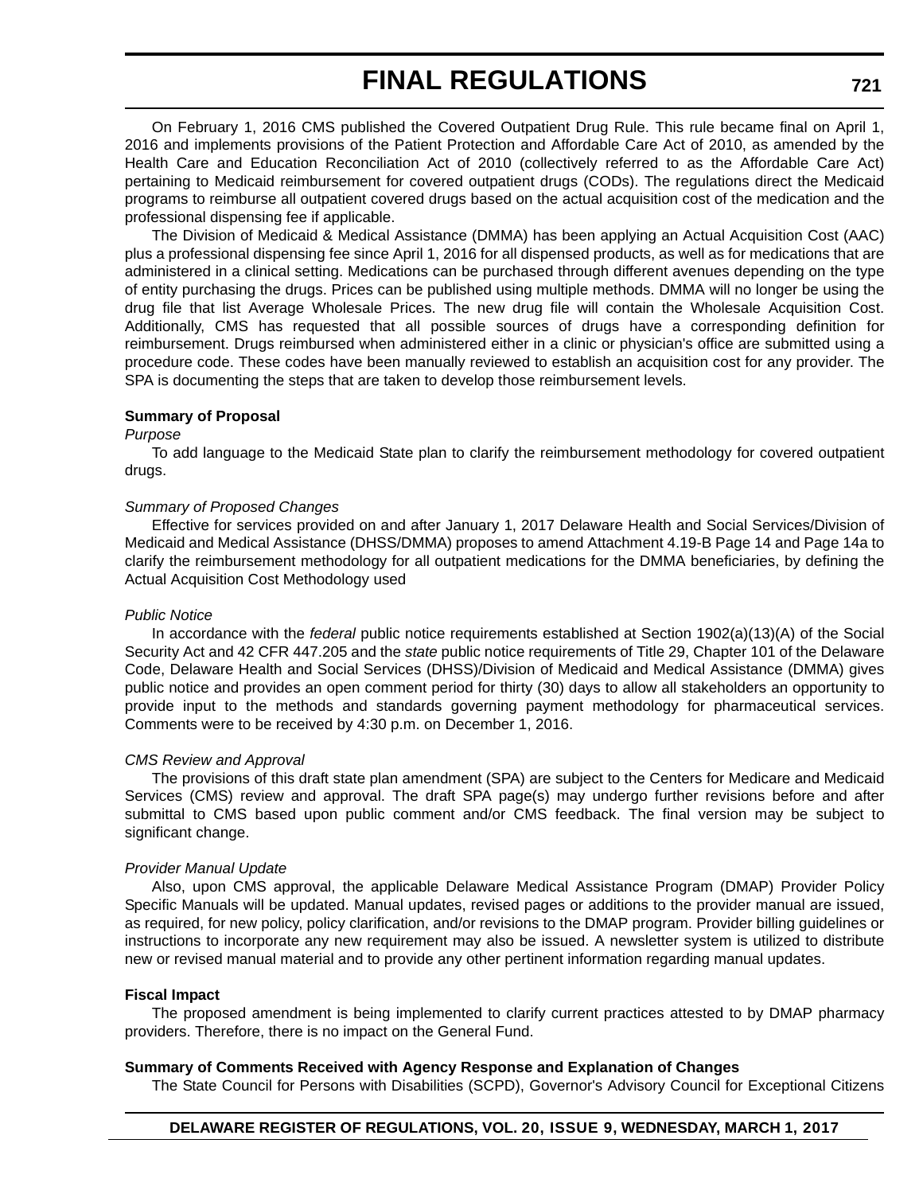On February 1, 2016 CMS published the Covered Outpatient Drug Rule. This rule became final on April 1, 2016 and implements provisions of the Patient Protection and Affordable Care Act of 2010, as amended by the Health Care and Education Reconciliation Act of 2010 (collectively referred to as the Affordable Care Act) pertaining to Medicaid reimbursement for covered outpatient drugs (CODs). The regulations direct the Medicaid programs to reimburse all outpatient covered drugs based on the actual acquisition cost of the medication and the professional dispensing fee if applicable.

The Division of Medicaid & Medical Assistance (DMMA) has been applying an Actual Acquisition Cost (AAC) plus a professional dispensing fee since April 1, 2016 for all dispensed products, as well as for medications that are administered in a clinical setting. Medications can be purchased through different avenues depending on the type of entity purchasing the drugs. Prices can be published using multiple methods. DMMA will no longer be using the drug file that list Average Wholesale Prices. The new drug file will contain the Wholesale Acquisition Cost. Additionally, CMS has requested that all possible sources of drugs have a corresponding definition for reimbursement. Drugs reimbursed when administered either in a clinic or physician's office are submitted using a procedure code. These codes have been manually reviewed to establish an acquisition cost for any provider. The SPA is documenting the steps that are taken to develop those reimbursement levels.

**Summary of Proposal**

*Purpose*

To add language to the Medicaid State plan to clarify the reimbursement methodology for covered outpatient drugs.

*Summary of Proposed Changes*

Effective for services provided on and after January 1, 2017 Delaware Health and Social Services/Division of Medicaid and Medical Assistance (DHSS/DMMA) proposes to amend Attachment 4.19-B Page 14 and Page 14a to clarify the reimbursement methodology for all outpatient medications for the DMMA beneficiaries, by defining the Actual Acquisition Cost Methodology used

*Public Notice*

In accordance with the *federal* public notice requirements established at Section 1902(a)(13)(A) of the Social Security Act and 42 CFR 447.205 and the *state* public notice requirements of Title 29, Chapter 101 of the Delaware Code, Delaware Health and Social Services (DHSS)/Division of Medicaid and Medical Assistance (DMMA) gives public notice and provides an open comment period for thirty (30) days to allow all stakeholders an opportunity to provide input to the methods and standards governing payment methodology for pharmaceutical services. Comments were to be received by 4:30 p.m. on December 1, 2016.

*CMS Review and Approval*

The provisions of this draft state plan amendment (SPA) are subject to the Centers for Medicare and Medicaid Services (CMS) review and approval. The draft SPA page(s) may undergo further revisions before and after submittal to CMS based upon public comment and/or CMS feedback. The final version may be subject to significant change.

*Provider Manual Update*

Also, upon CMS approval, the applicable Delaware Medical Assistance Program (DMAP) Provider Policy Specific Manuals will be updated. Manual updates, revised pages or additions to the provider manual are issued, as required, for new policy, policy clarification, and/or revisions to the DMAP program. Provider billing guidelines or instructions to incorporate any new requirement may also be issued. A newsletter system is utilized to distribute new or revised manual material and to provide any other pertinent information regarding manual updates.

**Fiscal Impact**

The proposed amendment is being implemented to clarify current practices attested to by DMAP pharmacy providers. Therefore, there is no impact on the General Fund.

**Summary of Comments Received with Agency Response and Explanation of Changes**

The State Council for Persons with Disabilities (SCPD), Governor's Advisory Council for Exceptional Citizens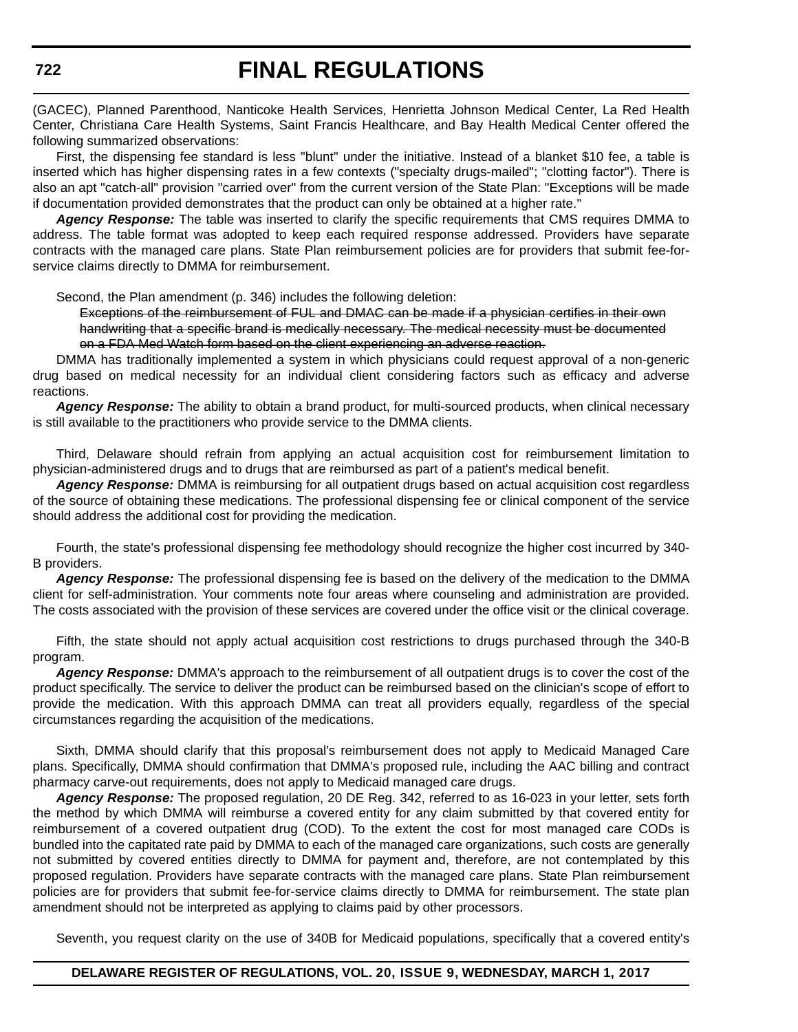(GACEC), Planned Parenthood, Nanticoke Health Services, Henrietta Johnson Medical Center, La Red Health Center, Christiana Care Health Systems, Saint Francis Healthcare, and Bay Health Medical Center offered the following summarized observations:

First, the dispensing fee standard is less "blunt" under the initiative. Instead of a blanket $10 fee, a table is inserted which has higher dispensing rates in a few contexts ("specialty drugs-mailed"; "clotting factor"). There is also an apt "catch-all" provision "carried over" from the current version of the State Plan: "Exceptions will be made if documentation provided demonstrates that the product can only be obtained at a higher rate."

***Agency Response:*** The table was inserted to clarify the specific requirements that CMS requires DMMA to address. The table format was adopted to keep each required response addressed. Providers have separate contracts with the managed care plans. State Plan reimbursement policies are for providers that submit fee-for-service claims directly to DMMA for reimbursement.

Second, the Plan amendment (p. 346) includes the following deletion:

> ~~Exceptions of the reimbursement of FUL and DMAC can be made if a physician certifies in their own handwriting that a specific brand is medically necessary. The medical necessity must be documented on a FDA Med Watch form based on the client experiencing an adverse reaction.~~

DMMA has traditionally implemented a system in which physicians could request approval of a non-generic drug based on medical necessity for an individual client considering factors such as efficacy and adverse reactions.

***Agency Response:*** The ability to obtain a brand product, for multi-sourced products, when clinical necessary is still available to the practitioners who provide service to the DMMA clients.

Third, Delaware should refrain from applying an actual acquisition cost for reimbursement limitation to physician-administered drugs and to drugs that are reimbursed as part of a patient's medical benefit.

***Agency Response:*** DMMA is reimbursing for all outpatient drugs based on actual acquisition cost regardless of the source of obtaining these medications. The professional dispensing fee or clinical component of the service should address the additional cost for providing the medication.

Fourth, the state's professional dispensing fee methodology should recognize the higher cost incurred by 340-B providers.

***Agency Response:*** The professional dispensing fee is based on the delivery of the medication to the DMMA client for self-administration. Your comments note four areas where counseling and administration are provided. The costs associated with the provision of these services are covered under the office visit or the clinical coverage.

Fifth, the state should not apply actual acquisition cost restrictions to drugs purchased through the 340-B program.

***Agency Response:*** DMMA's approach to the reimbursement of all outpatient drugs is to cover the cost of the product specifically. The service to deliver the product can be reimbursed based on the clinician's scope of effort to provide the medication. With this approach DMMA can treat all providers equally, regardless of the special circumstances regarding the acquisition of the medications.

Sixth, DMMA should clarify that this proposal's reimbursement does not apply to Medicaid Managed Care plans. Specifically, DMMA should confirmation that DMMA's proposed rule, including the AAC billing and contract pharmacy carve-out requirements, does not apply to Medicaid managed care drugs.

***Agency Response:*** The proposed regulation, 20 DE Reg. 342, referred to as 16-023 in your letter, sets forth the method by which DMMA will reimburse a covered entity for any claim submitted by that covered entity for reimbursement of a covered outpatient drug (COD). To the extent the cost for most managed care CODs is bundled into the capitated rate paid by DMMA to each of the managed care organizations, such costs are generally not submitted by covered entities directly to DMMA for payment and, therefore, are not contemplated by this proposed regulation. Providers have separate contracts with the managed care plans. State Plan reimbursement policies are for providers that submit fee-for-service claims directly to DMMA for reimbursement. The state plan amendment should not be interpreted as applying to claims paid by other processors.

Seventh, you request clarity on the use of 340B for Medicaid populations, specifically that a covered entity's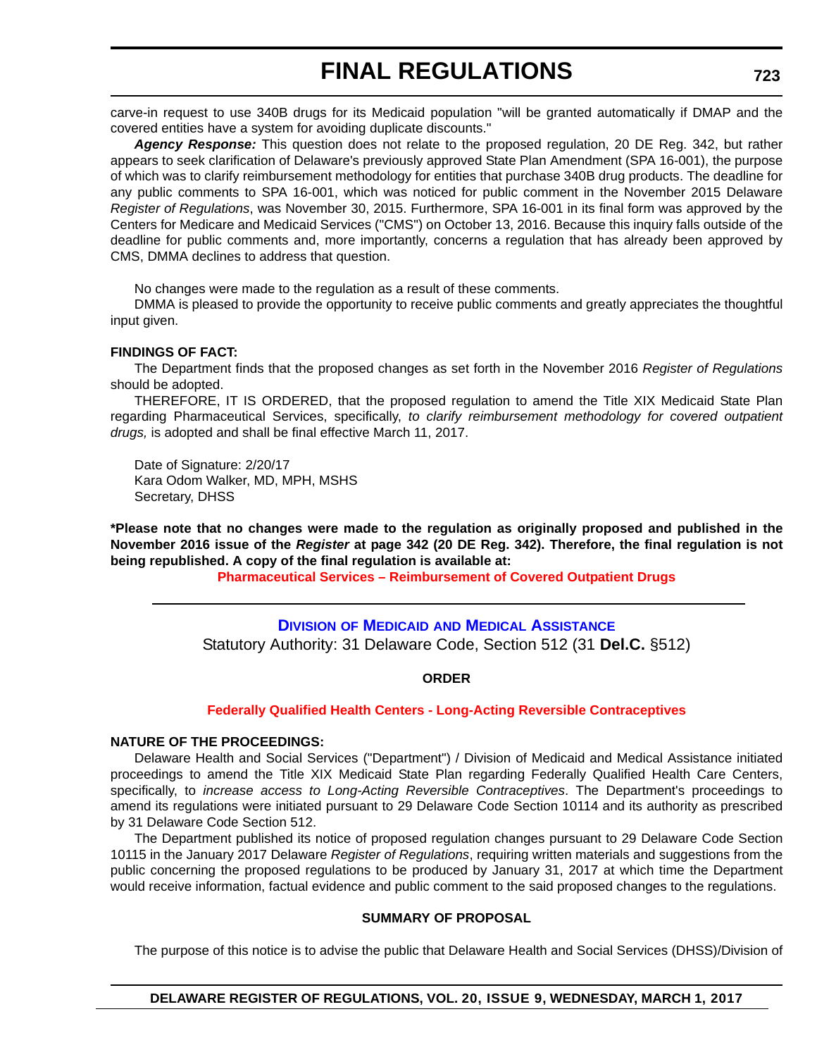carve-in request to use 340B drugs for its Medicaid population "will be granted automatically if DMAP and the covered entities have a system for avoiding duplicate discounts."

***Agency Response:*** This question does not relate to the proposed regulation, 20 DE Reg. 342, but rather appears to seek clarification of Delaware's previously approved State Plan Amendment (SPA 16-001), the purpose of which was to clarify reimbursement methodology for entities that purchase 340B drug products. The deadline for any public comments to SPA 16-001, which was noticed for public comment in the November 2015 Delaware *Register of Regulations*, was November 30, 2015. Furthermore, SPA 16-001 in its final form was approved by the Centers for Medicare and Medicaid Services ("CMS") on October 13, 2016. Because this inquiry falls outside of the deadline for public comments and, more importantly, concerns a regulation that has already been approved by CMS, DMMA declines to address that question.

No changes were made to the regulation as a result of these comments.

DMMA is pleased to provide the opportunity to receive public comments and greatly appreciates the thoughtful input given.

**FINDINGS OF FACT:**

The Department finds that the proposed changes as set forth in the November 2016 *Register of Regulations* should be adopted.

THEREFORE, IT IS ORDERED, that the proposed regulation to amend the Title XIX Medicaid State Plan regarding Pharmaceutical Services, specifically, *to clarify reimbursement methodology for covered outpatient drugs,* is adopted and shall be final effective March 11, 2017.

Date of Signature: 2/20/17
Kara Odom Walker, MD, MPH, MSHS
Secretary, DHSS

**\*Please note that no changes were made to the regulation as originally proposed and published in the November 2016 issue of the *Register* at page 342 (20 DE Reg. 342). Therefore, the final regulation is not being republished. A copy of the final regulation is available at:**

**Pharmaceutical Services – Reimbursement of Covered Outpatient Drugs**

---

## Division of Medicaid and Medical Assistance

Statutory Authority: 31 Delaware Code, Section 512 (31 **Del.C.** §512)

**ORDER**

**Federally Qualified Health Centers - Long-Acting Reversible Contraceptives**

**NATURE OF THE PROCEEDINGS:**

Delaware Health and Social Services ("Department") / Division of Medicaid and Medical Assistance initiated proceedings to amend the Title XIX Medicaid State Plan regarding Federally Qualified Health Care Centers, specifically, to *increase access to Long-Acting Reversible Contraceptives*. The Department's proceedings to amend its regulations were initiated pursuant to 29 Delaware Code Section 10114 and its authority as prescribed by 31 Delaware Code Section 512.

The Department published its notice of proposed regulation changes pursuant to 29 Delaware Code Section 10115 in the January 2017 Delaware *Register of Regulations*, requiring written materials and suggestions from the public concerning the proposed regulations to be produced by January 31, 2017 at which time the Department would receive information, factual evidence and public comment to the said proposed changes to the regulations.

**SUMMARY OF PROPOSAL**

The purpose of this notice is to advise the public that Delaware Health and Social Services (DHSS)/Division of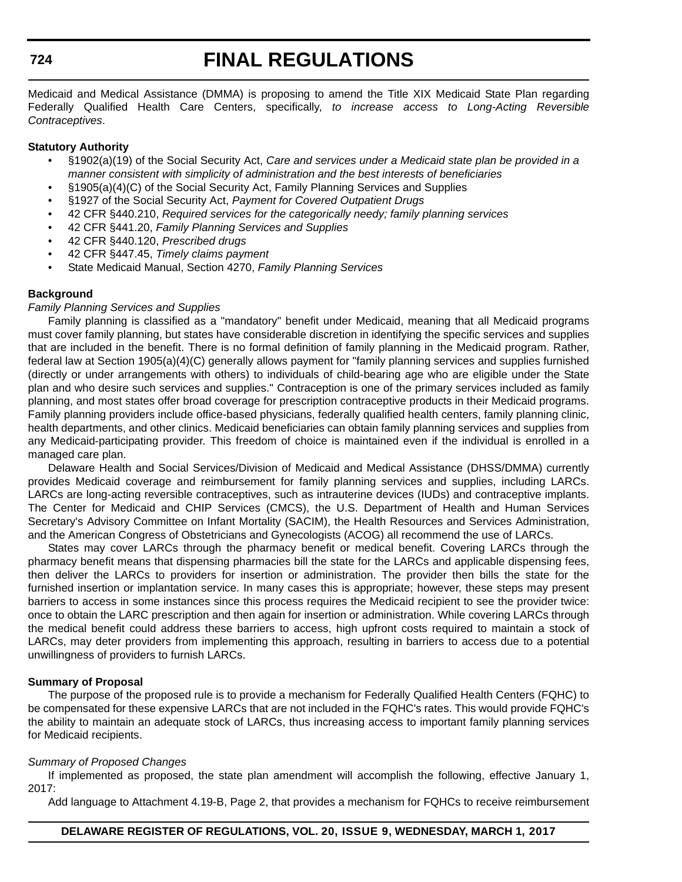Medicaid and Medical Assistance (DMMA) is proposing to amend the Title XIX Medicaid State Plan regarding Federally Qualified Health Care Centers, specifically, *to increase access to Long-Acting Reversible Contraceptives*.

**Statutory Authority**

- §1902(a)(19) of the Social Security Act, *Care and services under a Medicaid state plan be provided in a manner consistent with simplicity of administration and the best interests of beneficiaries*
- §1905(a)(4)(C) of the Social Security Act, Family Planning Services and Supplies
- §1927 of the Social Security Act, *Payment for Covered Outpatient Drugs*
- 42 CFR §440.210, *Required services for the categorically needy; family planning services*
- 42 CFR §441.20, *Family Planning Services and Supplies*
- 42 CFR §440.120, *Prescribed drugs*
- 42 CFR §447.45, *Timely claims payment*
- State Medicaid Manual, Section 4270, *Family Planning Services*

**Background**

*Family Planning Services and Supplies*

Family planning is classified as a "mandatory" benefit under Medicaid, meaning that all Medicaid programs must cover family planning, but states have considerable discretion in identifying the specific services and supplies that are included in the benefit. There is no formal definition of family planning in the Medicaid program. Rather, federal law at Section 1905(a)(4)(C) generally allows payment for "family planning services and supplies furnished (directly or under arrangements with others) to individuals of child-bearing age who are eligible under the State plan and who desire such services and supplies." Contraception is one of the primary services included as family planning, and most states offer broad coverage for prescription contraceptive products in their Medicaid programs. Family planning providers include office-based physicians, federally qualified health centers, family planning clinic, health departments, and other clinics. Medicaid beneficiaries can obtain family planning services and supplies from any Medicaid-participating provider. This freedom of choice is maintained even if the individual is enrolled in a managed care plan.

Delaware Health and Social Services/Division of Medicaid and Medical Assistance (DHSS/DMMA) currently provides Medicaid coverage and reimbursement for family planning services and supplies, including LARCs. LARCs are long-acting reversible contraceptives, such as intrauterine devices (IUDs) and contraceptive implants. The Center for Medicaid and CHIP Services (CMCS), the U.S. Department of Health and Human Services Secretary's Advisory Committee on Infant Mortality (SACIM), the Health Resources and Services Administration, and the American Congress of Obstetricians and Gynecologists (ACOG) all recommend the use of LARCs.

States may cover LARCs through the pharmacy benefit or medical benefit. Covering LARCs through the pharmacy benefit means that dispensing pharmacies bill the state for the LARCs and applicable dispensing fees, then deliver the LARCs to providers for insertion or administration. The provider then bills the state for the furnished insertion or implantation service. In many cases this is appropriate; however, these steps may present barriers to access in some instances since this process requires the Medicaid recipient to see the provider twice: once to obtain the LARC prescription and then again for insertion or administration. While covering LARCs through the medical benefit could address these barriers to access, high upfront costs required to maintain a stock of LARCs, may deter providers from implementing this approach, resulting in barriers to access due to a potential unwillingness of providers to furnish LARCs.

**Summary of Proposal**

The purpose of the proposed rule is to provide a mechanism for Federally Qualified Health Centers (FQHC) to be compensated for these expensive LARCs that are not included in the FQHC's rates. This would provide FQHC's the ability to maintain an adequate stock of LARCs, thus increasing access to important family planning services for Medicaid recipients.

*Summary of Proposed Changes*

If implemented as proposed, the state plan amendment will accomplish the following, effective January 1, 2017:

Add language to Attachment 4.19-B, Page 2, that provides a mechanism for FQHCs to receive reimbursement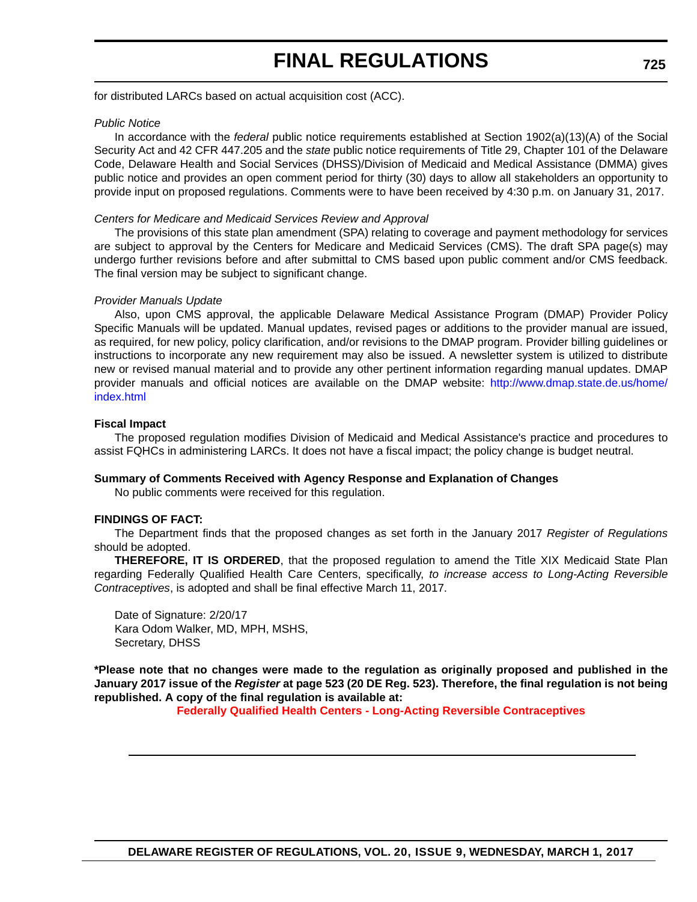for distributed LARCs based on actual acquisition cost (ACC).

*Public Notice*

In accordance with the *federal* public notice requirements established at Section 1902(a)(13)(A) of the Social Security Act and 42 CFR 447.205 and the *state* public notice requirements of Title 29, Chapter 101 of the Delaware Code, Delaware Health and Social Services (DHSS)/Division of Medicaid and Medical Assistance (DMMA) gives public notice and provides an open comment period for thirty (30) days to allow all stakeholders an opportunity to provide input on proposed regulations. Comments were to have been received by 4:30 p.m. on January 31, 2017.

*Centers for Medicare and Medicaid Services Review and Approval*

The provisions of this state plan amendment (SPA) relating to coverage and payment methodology for services are subject to approval by the Centers for Medicare and Medicaid Services (CMS). The draft SPA page(s) may undergo further revisions before and after submittal to CMS based upon public comment and/or CMS feedback. The final version may be subject to significant change.

*Provider Manuals Update*

Also, upon CMS approval, the applicable Delaware Medical Assistance Program (DMAP) Provider Policy Specific Manuals will be updated. Manual updates, revised pages or additions to the provider manual are issued, as required, for new policy, policy clarification, and/or revisions to the DMAP program. Provider billing guidelines or instructions to incorporate any new requirement may also be issued. A newsletter system is utilized to distribute new or revised manual material and to provide any other pertinent information regarding manual updates. DMAP provider manuals and official notices are available on the DMAP website: http://www.dmap.state.de.us/home/index.html

**Fiscal Impact**

The proposed regulation modifies Division of Medicaid and Medical Assistance's practice and procedures to assist FQHCs in administering LARCs. It does not have a fiscal impact; the policy change is budget neutral.

**Summary of Comments Received with Agency Response and Explanation of Changes**

No public comments were received for this regulation.

**FINDINGS OF FACT:**

The Department finds that the proposed changes as set forth in the January 2017 *Register of Regulations* should be adopted.

**THEREFORE, IT IS ORDERED**, that the proposed regulation to amend the Title XIX Medicaid State Plan regarding Federally Qualified Health Care Centers, specifically, *to increase access to Long-Acting Reversible Contraceptives*, is adopted and shall be final effective March 11, 2017.

Date of Signature: 2/20/17
Kara Odom Walker, MD, MPH, MSHS,
Secretary, DHSS

**\*Please note that no changes were made to the regulation as originally proposed and published in the January 2017 issue of the *Register* at page 523 (20 DE Reg. 523). Therefore, the final regulation is not being republished. A copy of the final regulation is available at:**

**Federally Qualified Health Centers - Long-Acting Reversible Contraceptives**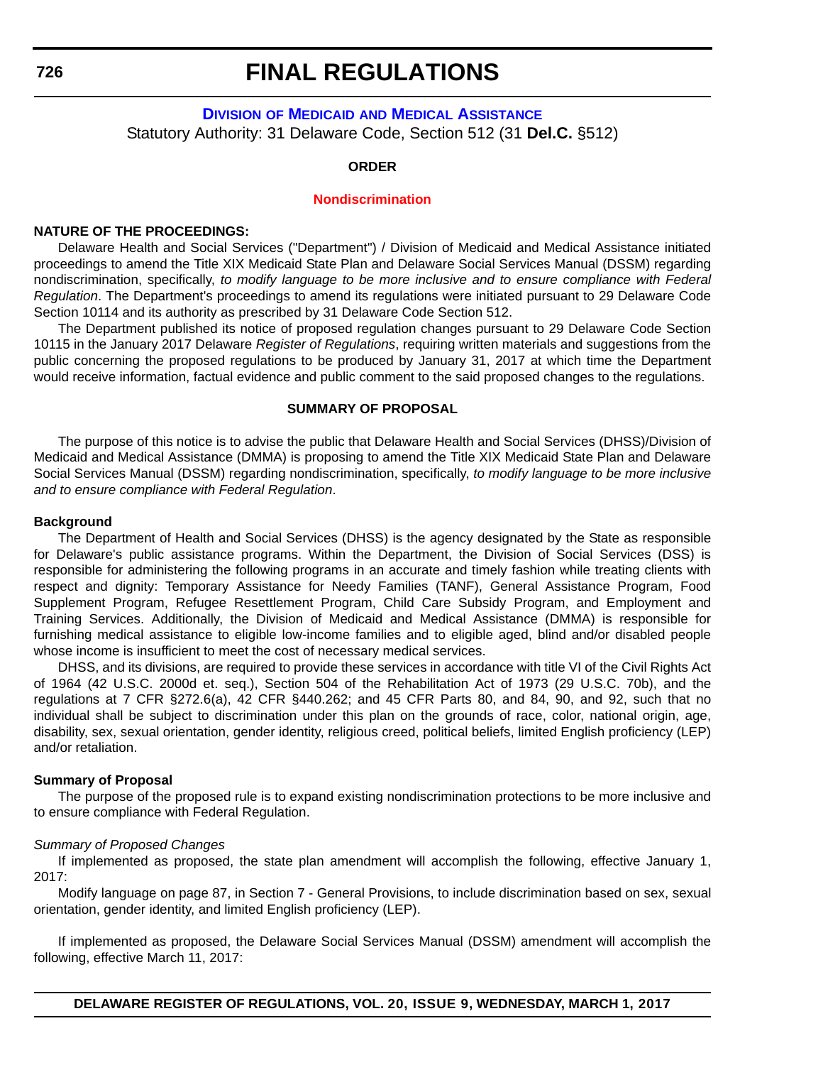# FINAL REGULATIONS

## DIVISION OF MEDICAID AND MEDICAL ASSISTANCE

Statutory Authority: 31 Delaware Code, Section 512 (31 **Del.C.** §512)

**ORDER**

**Nondiscrimination**

**NATURE OF THE PROCEEDINGS:**

Delaware Health and Social Services ("Department") / Division of Medicaid and Medical Assistance initiated proceedings to amend the Title XIX Medicaid State Plan and Delaware Social Services Manual (DSSM) regarding nondiscrimination, specifically, *to modify language to be more inclusive and to ensure compliance with Federal Regulation*. The Department's proceedings to amend its regulations were initiated pursuant to 29 Delaware Code Section 10114 and its authority as prescribed by 31 Delaware Code Section 512.

The Department published its notice of proposed regulation changes pursuant to 29 Delaware Code Section 10115 in the January 2017 Delaware *Register of Regulations*, requiring written materials and suggestions from the public concerning the proposed regulations to be produced by January 31, 2017 at which time the Department would receive information, factual evidence and public comment to the said proposed changes to the regulations.

**SUMMARY OF PROPOSAL**

The purpose of this notice is to advise the public that Delaware Health and Social Services (DHSS)/Division of Medicaid and Medical Assistance (DMMA) is proposing to amend the Title XIX Medicaid State Plan and Delaware Social Services Manual (DSSM) regarding nondiscrimination, specifically, *to modify language to be more inclusive and to ensure compliance with Federal Regulation*.

**Background**

The Department of Health and Social Services (DHSS) is the agency designated by the State as responsible for Delaware's public assistance programs. Within the Department, the Division of Social Services (DSS) is responsible for administering the following programs in an accurate and timely fashion while treating clients with respect and dignity: Temporary Assistance for Needy Families (TANF), General Assistance Program, Food Supplement Program, Refugee Resettlement Program, Child Care Subsidy Program, and Employment and Training Services. Additionally, the Division of Medicaid and Medical Assistance (DMMA) is responsible for furnishing medical assistance to eligible low-income families and to eligible aged, blind and/or disabled people whose income is insufficient to meet the cost of necessary medical services.

DHSS, and its divisions, are required to provide these services in accordance with title VI of the Civil Rights Act of 1964 (42 U.S.C. 2000d et. seq.), Section 504 of the Rehabilitation Act of 1973 (29 U.S.C. 70b), and the regulations at 7 CFR §272.6(a), 42 CFR §440.262; and 45 CFR Parts 80, and 84, 90, and 92, such that no individual shall be subject to discrimination under this plan on the grounds of race, color, national origin, age, disability, sex, sexual orientation, gender identity, religious creed, political beliefs, limited English proficiency (LEP) and/or retaliation.

**Summary of Proposal**

The purpose of the proposed rule is to expand existing nondiscrimination protections to be more inclusive and to ensure compliance with Federal Regulation.

*Summary of Proposed Changes*

If implemented as proposed, the state plan amendment will accomplish the following, effective January 1, 2017:

Modify language on page 87, in Section 7 - General Provisions, to include discrimination based on sex, sexual orientation, gender identity, and limited English proficiency (LEP).

If implemented as proposed, the Delaware Social Services Manual (DSSM) amendment will accomplish the following, effective March 11, 2017: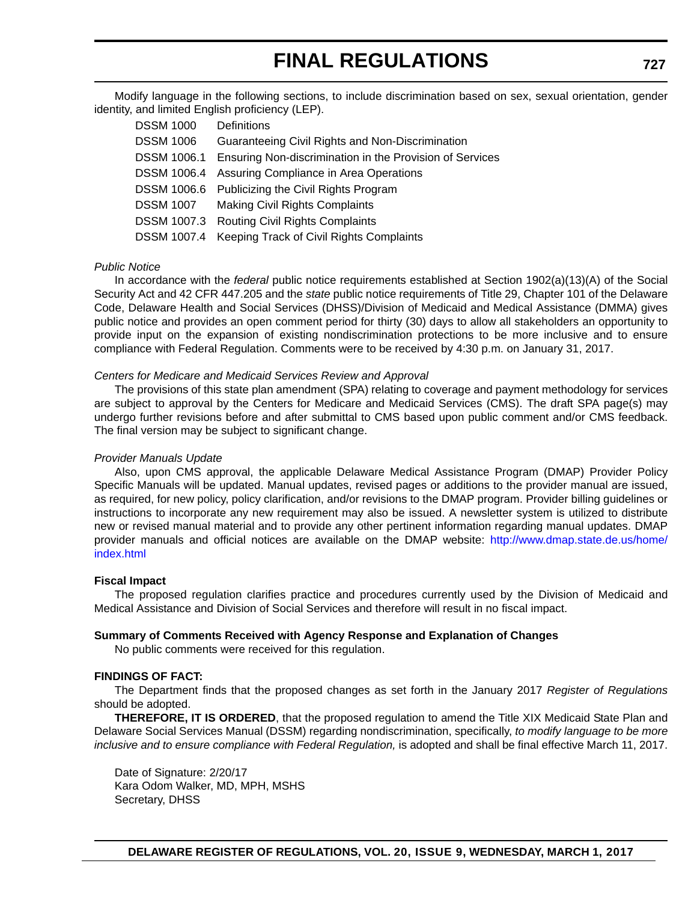Modify language in the following sections, to include discrimination based on sex, sexual orientation, gender identity, and limited English proficiency (LEP).

| | |
|---|---|
| DSSM 1000 | Definitions |
| DSSM 1006 | Guaranteeing Civil Rights and Non-Discrimination |
| DSSM 1006.1 | Ensuring Non-discrimination in the Provision of Services |
| DSSM 1006.4 | Assuring Compliance in Area Operations |
| DSSM 1006.6 | Publicizing the Civil Rights Program |
| DSSM 1007 | Making Civil Rights Complaints |
| DSSM 1007.3 | Routing Civil Rights Complaints |
| DSSM 1007.4 | Keeping Track of Civil Rights Complaints |

*Public Notice*

In accordance with the *federal* public notice requirements established at Section 1902(a)(13)(A) of the Social Security Act and 42 CFR 447.205 and the *state* public notice requirements of Title 29, Chapter 101 of the Delaware Code, Delaware Health and Social Services (DHSS)/Division of Medicaid and Medical Assistance (DMMA) gives public notice and provides an open comment period for thirty (30) days to allow all stakeholders an opportunity to provide input on the expansion of existing nondiscrimination protections to be more inclusive and to ensure compliance with Federal Regulation. Comments were to be received by 4:30 p.m. on January 31, 2017.

*Centers for Medicare and Medicaid Services Review and Approval*

The provisions of this state plan amendment (SPA) relating to coverage and payment methodology for services are subject to approval by the Centers for Medicare and Medicaid Services (CMS). The draft SPA page(s) may undergo further revisions before and after submittal to CMS based upon public comment and/or CMS feedback. The final version may be subject to significant change.

*Provider Manuals Update*

Also, upon CMS approval, the applicable Delaware Medical Assistance Program (DMAP) Provider Policy Specific Manuals will be updated. Manual updates, revised pages or additions to the provider manual are issued, as required, for new policy, policy clarification, and/or revisions to the DMAP program. Provider billing guidelines or instructions to incorporate any new requirement may also be issued. A newsletter system is utilized to distribute new or revised manual material and to provide any other pertinent information regarding manual updates. DMAP provider manuals and official notices are available on the DMAP website: http://www.dmap.state.de.us/home/index.html

**Fiscal Impact**

The proposed regulation clarifies practice and procedures currently used by the Division of Medicaid and Medical Assistance and Division of Social Services and therefore will result in no fiscal impact.

**Summary of Comments Received with Agency Response and Explanation of Changes**

No public comments were received for this regulation.

**FINDINGS OF FACT:**

The Department finds that the proposed changes as set forth in the January 2017 *Register of Regulations* should be adopted.

**THEREFORE, IT IS ORDERED**, that the proposed regulation to amend the Title XIX Medicaid State Plan and Delaware Social Services Manual (DSSM) regarding nondiscrimination, specifically, *to modify language to be more inclusive and to ensure compliance with Federal Regulation,* is adopted and shall be final effective March 11, 2017.

Date of Signature: 2/20/17
Kara Odom Walker, MD, MPH, MSHS
Secretary, DHSS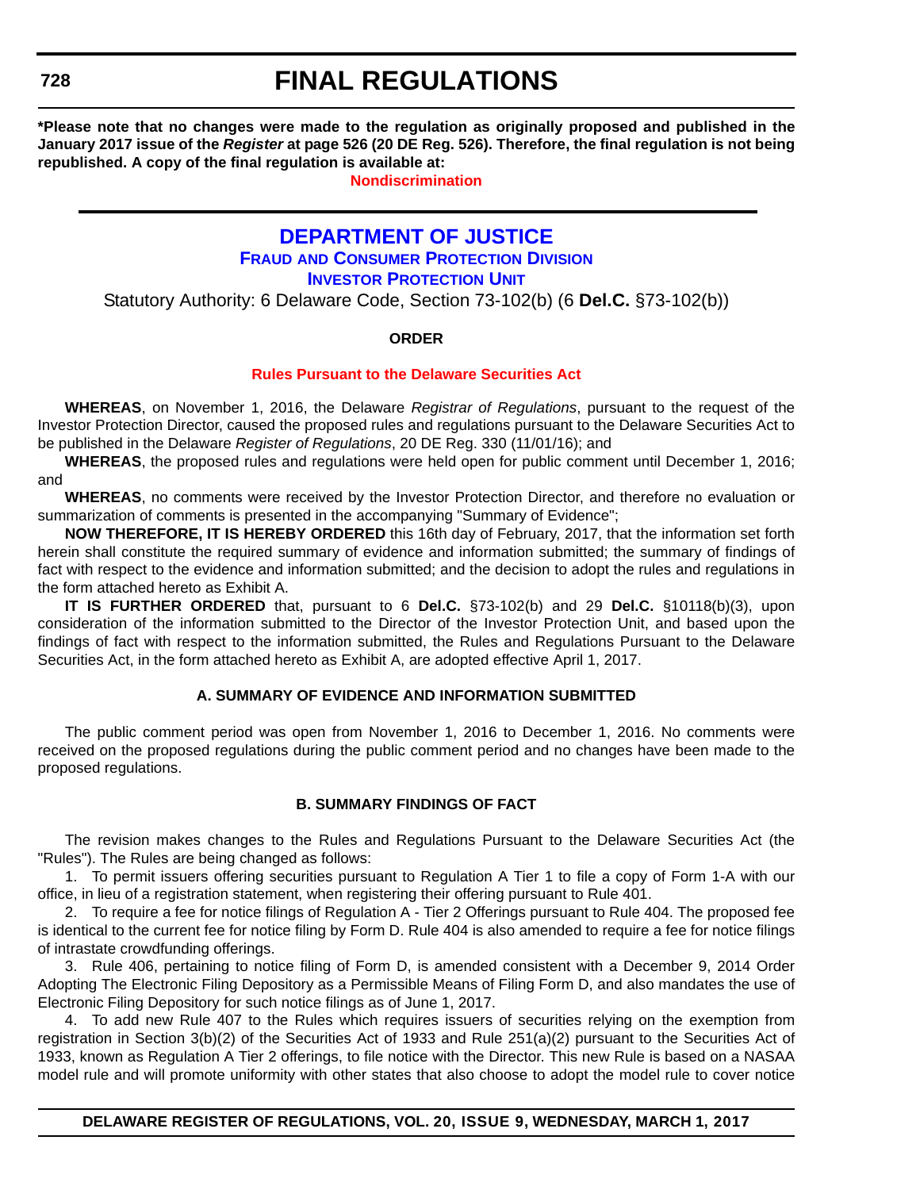**\*Please note that no changes were made to the regulation as originally proposed and published in the January 2017 issue of the *Register* at page 526 (20 DE Reg. 526). Therefore, the final regulation is not being republished. A copy of the final regulation is available at:**

**Nondiscrimination**

---

# DEPARTMENT OF JUSTICE

## Fraud and Consumer Protection Division

## Investor Protection Unit

Statutory Authority: 6 Delaware Code, Section 73-102(b) (6 **Del.C.** §73-102(b))

**ORDER**

**Rules Pursuant to the Delaware Securities Act**

**WHEREAS**, on November 1, 2016, the Delaware *Registrar of Regulations*, pursuant to the request of the Investor Protection Director, caused the proposed rules and regulations pursuant to the Delaware Securities Act to be published in the Delaware *Register of Regulations*, 20 DE Reg. 330 (11/01/16); and

**WHEREAS**, the proposed rules and regulations were held open for public comment until December 1, 2016; and

**WHEREAS**, no comments were received by the Investor Protection Director, and therefore no evaluation or summarization of comments is presented in the accompanying "Summary of Evidence";

**NOW THEREFORE, IT IS HEREBY ORDERED** this 16th day of February, 2017, that the information set forth herein shall constitute the required summary of evidence and information submitted; the summary of findings of fact with respect to the evidence and information submitted; and the decision to adopt the rules and regulations in the form attached hereto as Exhibit A.

**IT IS FURTHER ORDERED** that, pursuant to 6 **Del.C.** §73-102(b) and 29 **Del.C.** §10118(b)(3), upon consideration of the information submitted to the Director of the Investor Protection Unit, and based upon the findings of fact with respect to the information submitted, the Rules and Regulations Pursuant to the Delaware Securities Act, in the form attached hereto as Exhibit A, are adopted effective April 1, 2017.

**A. SUMMARY OF EVIDENCE AND INFORMATION SUBMITTED**

The public comment period was open from November 1, 2016 to December 1, 2016. No comments were received on the proposed regulations during the public comment period and no changes have been made to the proposed regulations.

**B. SUMMARY FINDINGS OF FACT**

The revision makes changes to the Rules and Regulations Pursuant to the Delaware Securities Act (the "Rules"). The Rules are being changed as follows:

1. To permit issuers offering securities pursuant to Regulation A Tier 1 to file a copy of Form 1-A with our office, in lieu of a registration statement, when registering their offering pursuant to Rule 401.
2. To require a fee for notice filings of Regulation A - Tier 2 Offerings pursuant to Rule 404. The proposed fee is identical to the current fee for notice filing by Form D. Rule 404 is also amended to require a fee for notice filings of intrastate crowdfunding offerings.
3. Rule 406, pertaining to notice filing of Form D, is amended consistent with a December 9, 2014 Order Adopting The Electronic Filing Depository as a Permissible Means of Filing Form D, and also mandates the use of Electronic Filing Depository for such notice filings as of June 1, 2017.
4. To add new Rule 407 to the Rules which requires issuers of securities relying on the exemption from registration in Section 3(b)(2) of the Securities Act of 1933 and Rule 251(a)(2) pursuant to the Securities Act of 1933, known as Regulation A Tier 2 offerings, to file notice with the Director. This new Rule is based on a NASAA model rule and will promote uniformity with other states that also choose to adopt the model rule to cover notice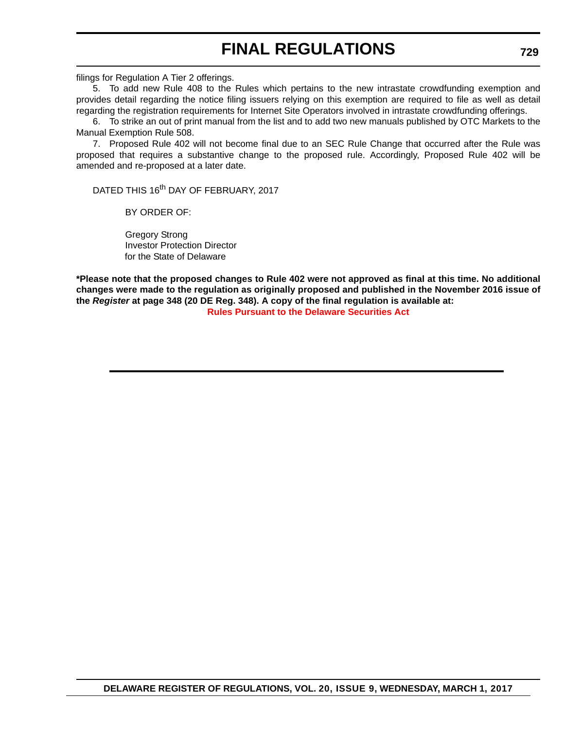filings for Regulation A Tier 2 offerings.

5. To add new Rule 408 to the Rules which pertains to the new intrastate crowdfunding exemption and provides detail regarding the notice filing issuers relying on this exemption are required to file as well as detail regarding the registration requirements for Internet Site Operators involved in intrastate crowdfunding offerings.

6. To strike an out of print manual from the list and to add two new manuals published by OTC Markets to the Manual Exemption Rule 508.

7. Proposed Rule 402 will not become final due to an SEC Rule Change that occurred after the Rule was proposed that requires a substantive change to the proposed rule. Accordingly, Proposed Rule 402 will be amended and re-proposed at a later date.

DATED THIS 16th DAY OF FEBRUARY, 2017

BY ORDER OF:

Gregory Strong
Investor Protection Director
for the State of Delaware

**\*Please note that the proposed changes to Rule 402 were not approved as final at this time. No additional changes were made to the regulation as originally proposed and published in the November 2016 issue of the *Register* at page 348 (20 DE Reg. 348). A copy of the final regulation is available at:**

**Rules Pursuant to the Delaware Securities Act**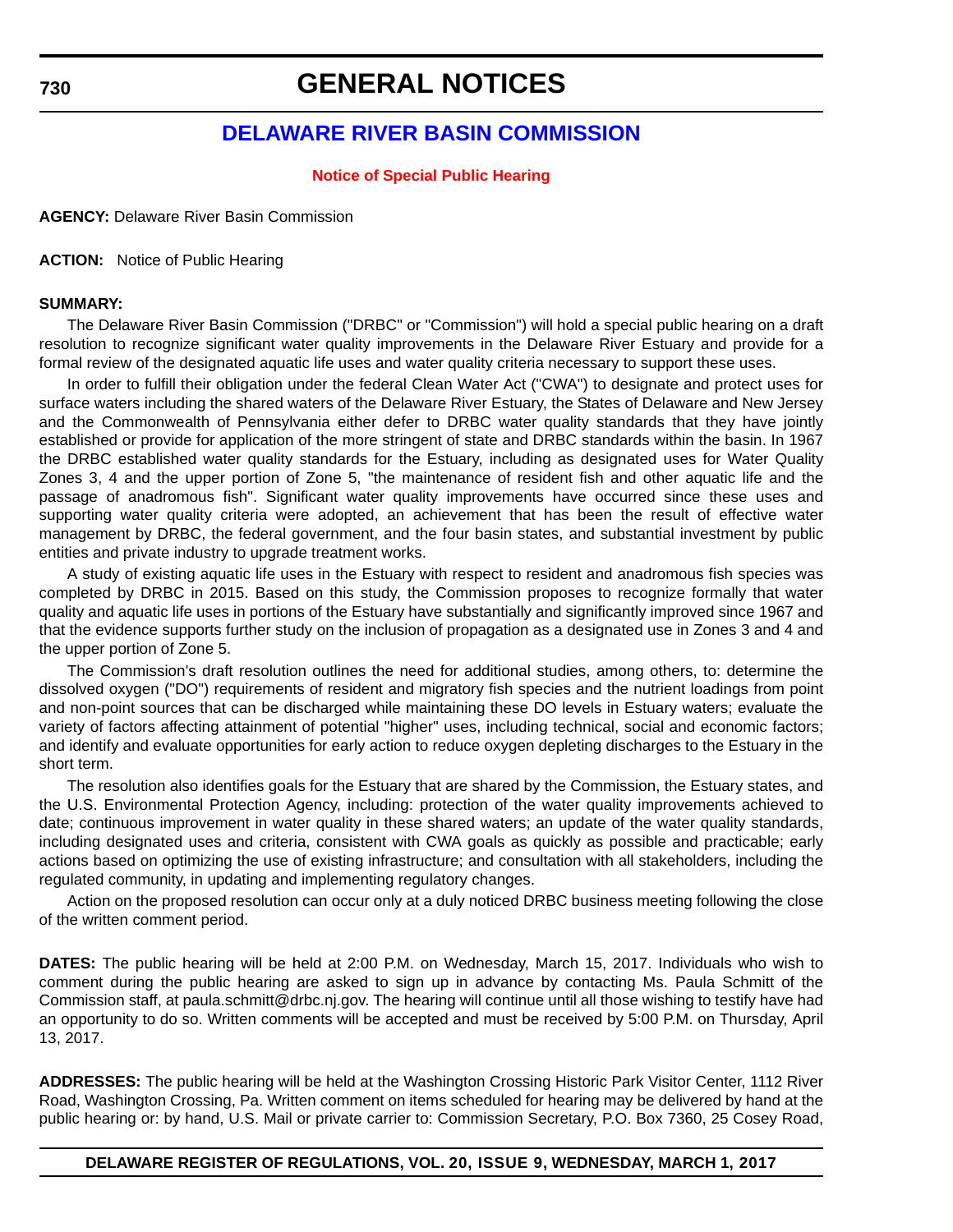# GENERAL NOTICES

## DELAWARE RIVER BASIN COMMISSION

### Notice of Special Public Hearing

**AGENCY:** Delaware River Basin Commission

**ACTION:** Notice of Public Hearing

**SUMMARY:**

The Delaware River Basin Commission ("DRBC" or "Commission") will hold a special public hearing on a draft resolution to recognize significant water quality improvements in the Delaware River Estuary and provide for a formal review of the designated aquatic life uses and water quality criteria necessary to support these uses.

In order to fulfill their obligation under the federal Clean Water Act ("CWA") to designate and protect uses for surface waters including the shared waters of the Delaware River Estuary, the States of Delaware and New Jersey and the Commonwealth of Pennsylvania either defer to DRBC water quality standards that they have jointly established or provide for application of the more stringent of state and DRBC standards within the basin. In 1967 the DRBC established water quality standards for the Estuary, including as designated uses for Water Quality Zones 3, 4 and the upper portion of Zone 5, "the maintenance of resident fish and other aquatic life and the passage of anadromous fish". Significant water quality improvements have occurred since these uses and supporting water quality criteria were adopted, an achievement that has been the result of effective water management by DRBC, the federal government, and the four basin states, and substantial investment by public entities and private industry to upgrade treatment works.

A study of existing aquatic life uses in the Estuary with respect to resident and anadromous fish species was completed by DRBC in 2015. Based on this study, the Commission proposes to recognize formally that water quality and aquatic life uses in portions of the Estuary have substantially and significantly improved since 1967 and that the evidence supports further study on the inclusion of propagation as a designated use in Zones 3 and 4 and the upper portion of Zone 5.

The Commission's draft resolution outlines the need for additional studies, among others, to: determine the dissolved oxygen ("DO") requirements of resident and migratory fish species and the nutrient loadings from point and non-point sources that can be discharged while maintaining these DO levels in Estuary waters; evaluate the variety of factors affecting attainment of potential "higher" uses, including technical, social and economic factors; and identify and evaluate opportunities for early action to reduce oxygen depleting discharges to the Estuary in the short term.

The resolution also identifies goals for the Estuary that are shared by the Commission, the Estuary states, and the U.S. Environmental Protection Agency, including: protection of the water quality improvements achieved to date; continuous improvement in water quality in these shared waters; an update of the water quality standards, including designated uses and criteria, consistent with CWA goals as quickly as possible and practicable; early actions based on optimizing the use of existing infrastructure; and consultation with all stakeholders, including the regulated community, in updating and implementing regulatory changes.

Action on the proposed resolution can occur only at a duly noticed DRBC business meeting following the close of the written comment period.

**DATES:** The public hearing will be held at 2:00 P.M. on Wednesday, March 15, 2017. Individuals who wish to comment during the public hearing are asked to sign up in advance by contacting Ms. Paula Schmitt of the Commission staff, at paula.schmitt@drbc.nj.gov. The hearing will continue until all those wishing to testify have had an opportunity to do so. Written comments will be accepted and must be received by 5:00 P.M. on Thursday, April 13, 2017.

**ADDRESSES:** The public hearing will be held at the Washington Crossing Historic Park Visitor Center, 1112 River Road, Washington Crossing, Pa. Written comment on items scheduled for hearing may be delivered by hand at the public hearing or: by hand, U.S. Mail or private carrier to: Commission Secretary, P.O. Box 7360, 25 Cosey Road,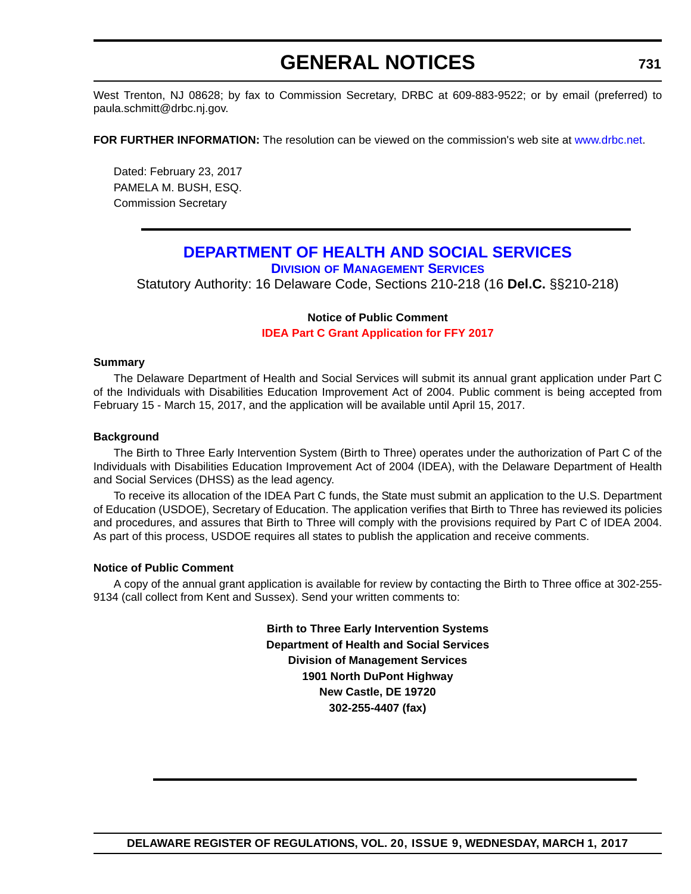West Trenton, NJ 08628; by fax to Commission Secretary, DRBC at 609-883-9522; or by email (preferred) to paula.schmitt@drbc.nj.gov.

**FOR FURTHER INFORMATION:** The resolution can be viewed on the commission's web site at www.drbc.net.

Dated: February 23, 2017
PAMELA M. BUSH, ESQ.
Commission Secretary

---

# DEPARTMENT OF HEALTH AND SOCIAL SERVICES

## Division of Management Services

Statutory Authority: 16 Delaware Code, Sections 210-218 (16 **Del.C.** §§210-218)

**Notice of Public Comment**

**IDEA Part C Grant Application for FFY 2017**

**Summary**

The Delaware Department of Health and Social Services will submit its annual grant application under Part C of the Individuals with Disabilities Education Improvement Act of 2004. Public comment is being accepted from February 15 - March 15, 2017, and the application will be available until April 15, 2017.

**Background**

The Birth to Three Early Intervention System (Birth to Three) operates under the authorization of Part C of the Individuals with Disabilities Education Improvement Act of 2004 (IDEA), with the Delaware Department of Health and Social Services (DHSS) as the lead agency.

To receive its allocation of the IDEA Part C funds, the State must submit an application to the U.S. Department of Education (USDOE), Secretary of Education. The application verifies that Birth to Three has reviewed its policies and procedures, and assures that Birth to Three will comply with the provisions required by Part C of IDEA 2004. As part of this process, USDOE requires all states to publish the application and receive comments.

**Notice of Public Comment**

A copy of the annual grant application is available for review by contacting the Birth to Three office at 302-255-9134 (call collect from Kent and Sussex). Send your written comments to:

**Birth to Three Early Intervention Systems**
**Department of Health and Social Services**
**Division of Management Services**
**1901 North DuPont Highway**
**New Castle, DE 19720**
**302-255-4407 (fax)**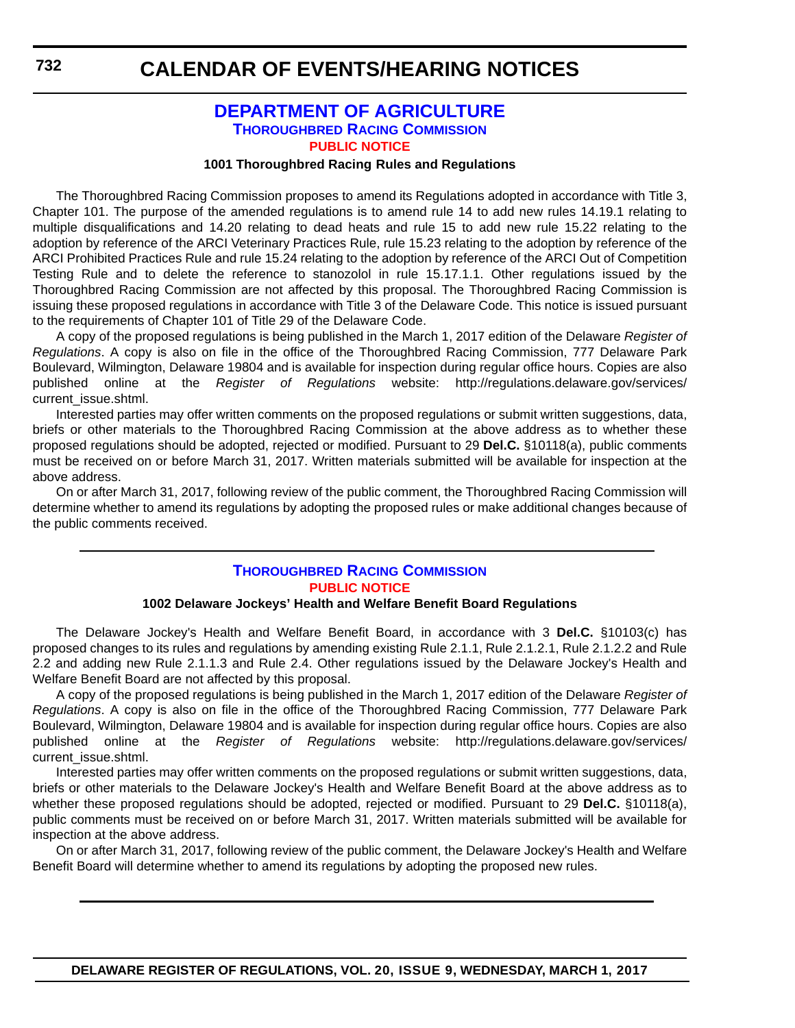# CALENDAR OF EVENTS/HEARING NOTICES

## DEPARTMENT OF AGRICULTURE

### THOROUGHBRED RACING COMMISSION

#### PUBLIC NOTICE

**1001 Thoroughbred Racing Rules and Regulations**

The Thoroughbred Racing Commission proposes to amend its Regulations adopted in accordance with Title 3, Chapter 101. The purpose of the amended regulations is to amend rule 14 to add new rules 14.19.1 relating to multiple disqualifications and 14.20 relating to dead heats and rule 15 to add new rule 15.22 relating to the adoption by reference of the ARCI Veterinary Practices Rule, rule 15.23 relating to the adoption by reference of the ARCI Prohibited Practices Rule and rule 15.24 relating to the adoption by reference of the ARCI Out of Competition Testing Rule and to delete the reference to stanozolol in rule 15.17.1.1. Other regulations issued by the Thoroughbred Racing Commission are not affected by this proposal. The Thoroughbred Racing Commission is issuing these proposed regulations in accordance with Title 3 of the Delaware Code. This notice is issued pursuant to the requirements of Chapter 101 of Title 29 of the Delaware Code.

A copy of the proposed regulations is being published in the March 1, 2017 edition of the Delaware *Register of Regulations*. A copy is also on file in the office of the Thoroughbred Racing Commission, 777 Delaware Park Boulevard, Wilmington, Delaware 19804 and is available for inspection during regular office hours. Copies are also published online at the *Register of Regulations* website: http://regulations.delaware.gov/services/current_issue.shtml.

Interested parties may offer written comments on the proposed regulations or submit written suggestions, data, briefs or other materials to the Thoroughbred Racing Commission at the above address as to whether these proposed regulations should be adopted, rejected or modified. Pursuant to 29 **Del.C.** §10118(a), public comments must be received on or before March 31, 2017. Written materials submitted will be available for inspection at the above address.

On or after March 31, 2017, following review of the public comment, the Thoroughbred Racing Commission will determine whether to amend its regulations by adopting the proposed rules or make additional changes because of the public comments received.

---

### THOROUGHBRED RACING COMMISSION

#### PUBLIC NOTICE

**1002 Delaware Jockeys' Health and Welfare Benefit Board Regulations**

The Delaware Jockey's Health and Welfare Benefit Board, in accordance with 3 **Del.C.** §10103(c) has proposed changes to its rules and regulations by amending existing Rule 2.1.1, Rule 2.1.2.1, Rule 2.1.2.2 and Rule 2.2 and adding new Rule 2.1.1.3 and Rule 2.4. Other regulations issued by the Delaware Jockey's Health and Welfare Benefit Board are not affected by this proposal.

A copy of the proposed regulations is being published in the March 1, 2017 edition of the Delaware *Register of Regulations*. A copy is also on file in the office of the Thoroughbred Racing Commission, 777 Delaware Park Boulevard, Wilmington, Delaware 19804 and is available for inspection during regular office hours. Copies are also published online at the *Register of Regulations* website: http://regulations.delaware.gov/services/current_issue.shtml.

Interested parties may offer written comments on the proposed regulations or submit written suggestions, data, briefs or other materials to the Delaware Jockey's Health and Welfare Benefit Board at the above address as to whether these proposed regulations should be adopted, rejected or modified. Pursuant to 29 **Del.C.** §10118(a), public comments must be received on or before March 31, 2017. Written materials submitted will be available for inspection at the above address.

On or after March 31, 2017, following review of the public comment, the Delaware Jockey's Health and Welfare Benefit Board will determine whether to amend its regulations by adopting the proposed new rules.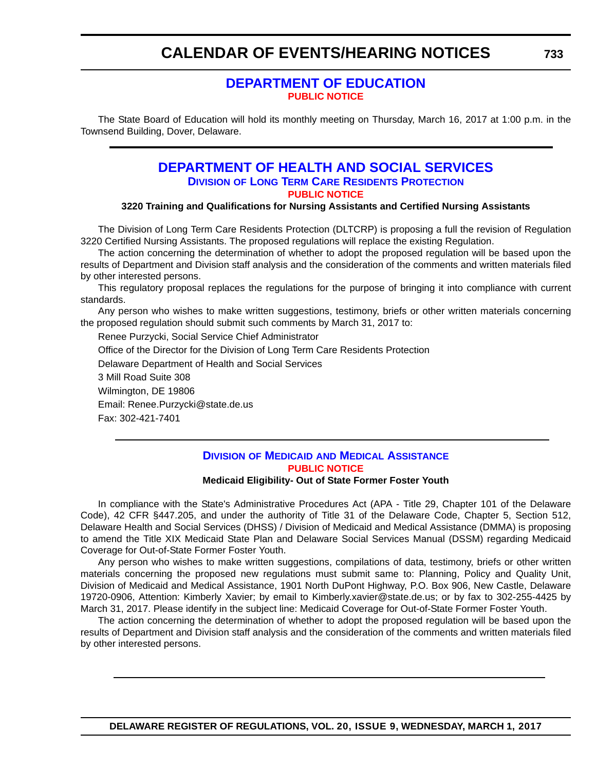# CALENDAR OF EVENTS/HEARING NOTICES

## DEPARTMENT OF EDUCATION

**PUBLIC NOTICE**

The State Board of Education will hold its monthly meeting on Thursday, March 16, 2017 at 1:00 p.m. in the Townsend Building, Dover, Delaware.

---

## DEPARTMENT OF HEALTH AND SOCIAL SERVICES

### Division of Long Term Care Residents Protection

**PUBLIC NOTICE**

**3220 Training and Qualifications for Nursing Assistants and Certified Nursing Assistants**

The Division of Long Term Care Residents Protection (DLTCRP) is proposing a full the revision of Regulation 3220 Certified Nursing Assistants. The proposed regulations will replace the existing Regulation.

The action concerning the determination of whether to adopt the proposed regulation will be based upon the results of Department and Division staff analysis and the consideration of the comments and written materials filed by other interested persons.

This regulatory proposal replaces the regulations for the purpose of bringing it into compliance with current standards.

Any person who wishes to make written suggestions, testimony, briefs or other written materials concerning the proposed regulation should submit such comments by March 31, 2017 to:

Renee Purzycki, Social Service Chief Administrator

Office of the Director for the Division of Long Term Care Residents Protection

Delaware Department of Health and Social Services

3 Mill Road Suite 308

Wilmington, DE 19806

Email: Renee.Purzycki@state.de.us

Fax: 302-421-7401

---

### Division of Medicaid and Medical Assistance

**PUBLIC NOTICE**

**Medicaid Eligibility- Out of State Former Foster Youth**

In compliance with the State's Administrative Procedures Act (APA - Title 29, Chapter 101 of the Delaware Code), 42 CFR §447.205, and under the authority of Title 31 of the Delaware Code, Chapter 5, Section 512, Delaware Health and Social Services (DHSS) / Division of Medicaid and Medical Assistance (DMMA) is proposing to amend the Title XIX Medicaid State Plan and Delaware Social Services Manual (DSSM) regarding Medicaid Coverage for Out-of-State Former Foster Youth.

Any person who wishes to make written suggestions, compilations of data, testimony, briefs or other written materials concerning the proposed new regulations must submit same to: Planning, Policy and Quality Unit, Division of Medicaid and Medical Assistance, 1901 North DuPont Highway, P.O. Box 906, New Castle, Delaware 19720-0906, Attention: Kimberly Xavier; by email to Kimberly.xavier@state.de.us; or by fax to 302-255-4425 by March 31, 2017. Please identify in the subject line: Medicaid Coverage for Out-of-State Former Foster Youth.

The action concerning the determination of whether to adopt the proposed regulation will be based upon the results of Department and Division staff analysis and the consideration of the comments and written materials filed by other interested persons.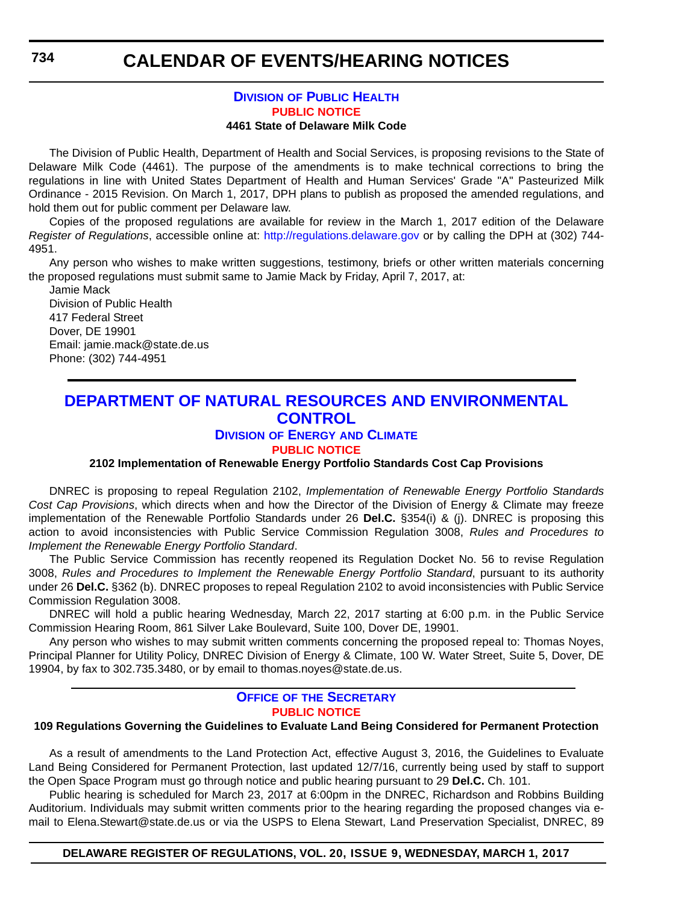## Division of Public Health

**PUBLIC NOTICE**

**4461 State of Delaware Milk Code**

The Division of Public Health, Department of Health and Social Services, is proposing revisions to the State of Delaware Milk Code (4461). The purpose of the amendments is to make technical corrections to bring the regulations in line with United States Department of Health and Human Services' Grade "A" Pasteurized Milk Ordinance - 2015 Revision. On March 1, 2017, DPH plans to publish as proposed the amended regulations, and hold them out for public comment per Delaware law.

Copies of the proposed regulations are available for review in the March 1, 2017 edition of the Delaware *Register of Regulations*, accessible online at: http://regulations.delaware.gov or by calling the DPH at (302) 744-4951.

Any person who wishes to make written suggestions, testimony, briefs or other written materials concerning the proposed regulations must submit same to Jamie Mack by Friday, April 7, 2017, at:

Jamie Mack
Division of Public Health
417 Federal Street
Dover, DE 19901
Email: jamie.mack@state.de.us
Phone: (302) 744-4951

# DEPARTMENT OF NATURAL RESOURCES AND ENVIRONMENTAL CONTROL

## Division of Energy and Climate

**PUBLIC NOTICE**

**2102 Implementation of Renewable Energy Portfolio Standards Cost Cap Provisions**

DNREC is proposing to repeal Regulation 2102, *Implementation of Renewable Energy Portfolio Standards Cost Cap Provisions*, which directs when and how the Director of the Division of Energy & Climate may freeze implementation of the Renewable Portfolio Standards under 26 **Del.C.** §354(i) & (j). DNREC is proposing this action to avoid inconsistencies with Public Service Commission Regulation 3008, *Rules and Procedures to Implement the Renewable Energy Portfolio Standard*.

The Public Service Commission has recently reopened its Regulation Docket No. 56 to revise Regulation 3008, *Rules and Procedures to Implement the Renewable Energy Portfolio Standard*, pursuant to its authority under 26 **Del.C.** §362 (b). DNREC proposes to repeal Regulation 2102 to avoid inconsistencies with Public Service Commission Regulation 3008.

DNREC will hold a public hearing Wednesday, March 22, 2017 starting at 6:00 p.m. in the Public Service Commission Hearing Room, 861 Silver Lake Boulevard, Suite 100, Dover DE, 19901.

Any person who wishes to may submit written comments concerning the proposed repeal to: Thomas Noyes, Principal Planner for Utility Policy, DNREC Division of Energy & Climate, 100 W. Water Street, Suite 5, Dover, DE 19904, by fax to 302.735.3480, or by email to thomas.noyes@state.de.us.

## Office of the Secretary

**PUBLIC NOTICE**

**109 Regulations Governing the Guidelines to Evaluate Land Being Considered for Permanent Protection**

As a result of amendments to the Land Protection Act, effective August 3, 2016, the Guidelines to Evaluate Land Being Considered for Permanent Protection, last updated 12/7/16, currently being used by staff to support the Open Space Program must go through notice and public hearing pursuant to 29 **Del.C.** Ch. 101.

Public hearing is scheduled for March 23, 2017 at 6:00pm in the DNREC, Richardson and Robbins Building Auditorium. Individuals may submit written comments prior to the hearing regarding the proposed changes via e-mail to Elena.Stewart@state.de.us or via the USPS to Elena Stewart, Land Preservation Specialist, DNREC, 89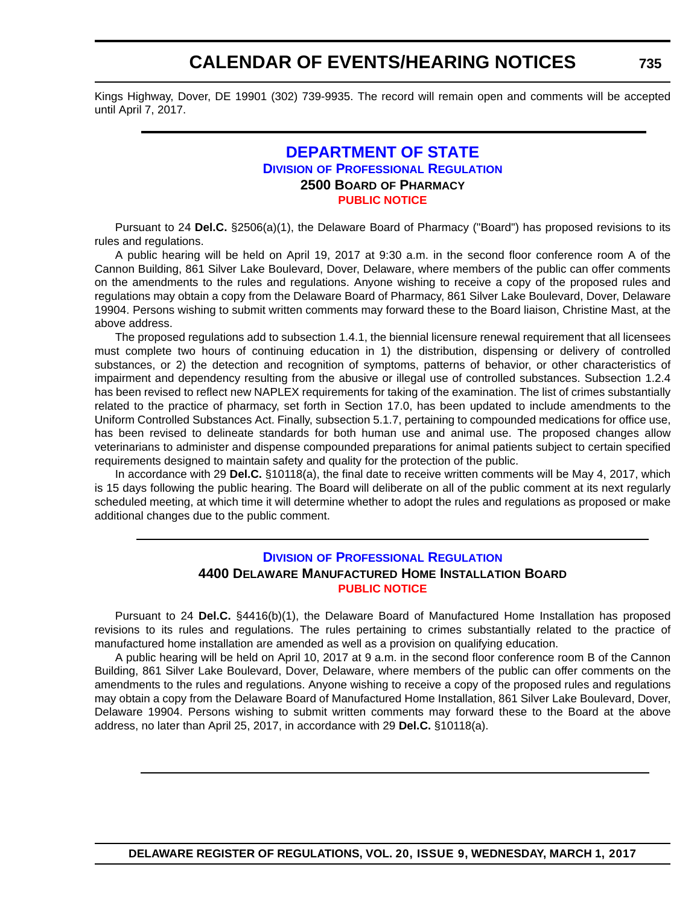Kings Highway, Dover, DE 19901 (302) 739-9935. The record will remain open and comments will be accepted until April 7, 2017.

---

# DEPARTMENT OF STATE

## DIVISION OF PROFESSIONAL REGULATION

### 2500 BOARD OF PHARMACY

**PUBLIC NOTICE**

Pursuant to 24 **Del.C.** §2506(a)(1), the Delaware Board of Pharmacy ("Board") has proposed revisions to its rules and regulations.

A public hearing will be held on April 19, 2017 at 9:30 a.m. in the second floor conference room A of the Cannon Building, 861 Silver Lake Boulevard, Dover, Delaware, where members of the public can offer comments on the amendments to the rules and regulations. Anyone wishing to receive a copy of the proposed rules and regulations may obtain a copy from the Delaware Board of Pharmacy, 861 Silver Lake Boulevard, Dover, Delaware 19904. Persons wishing to submit written comments may forward these to the Board liaison, Christine Mast, at the above address.

The proposed regulations add to subsection 1.4.1, the biennial licensure renewal requirement that all licensees must complete two hours of continuing education in 1) the distribution, dispensing or delivery of controlled substances, or 2) the detection and recognition of symptoms, patterns of behavior, or other characteristics of impairment and dependency resulting from the abusive or illegal use of controlled substances. Subsection 1.2.4 has been revised to reflect new NAPLEX requirements for taking of the examination. The list of crimes substantially related to the practice of pharmacy, set forth in Section 17.0, has been updated to include amendments to the Uniform Controlled Substances Act. Finally, subsection 5.1.7, pertaining to compounded medications for office use, has been revised to delineate standards for both human use and animal use. The proposed changes allow veterinarians to administer and dispense compounded preparations for animal patients subject to certain specified requirements designed to maintain safety and quality for the protection of the public.

In accordance with 29 **Del.C.** §10118(a), the final date to receive written comments will be May 4, 2017, which is 15 days following the public hearing. The Board will deliberate on all of the public comment at its next regularly scheduled meeting, at which time it will determine whether to adopt the rules and regulations as proposed or make additional changes due to the public comment.

---

## DIVISION OF PROFESSIONAL REGULATION

### 4400 DELAWARE MANUFACTURED HOME INSTALLATION BOARD

**PUBLIC NOTICE**

Pursuant to 24 **Del.C.** §4416(b)(1), the Delaware Board of Manufactured Home Installation has proposed revisions to its rules and regulations. The rules pertaining to crimes substantially related to the practice of manufactured home installation are amended as well as a provision on qualifying education.

A public hearing will be held on April 10, 2017 at 9 a.m. in the second floor conference room B of the Cannon Building, 861 Silver Lake Boulevard, Dover, Delaware, where members of the public can offer comments on the amendments to the rules and regulations. Anyone wishing to receive a copy of the proposed rules and regulations may obtain a copy from the Delaware Board of Manufactured Home Installation, 861 Silver Lake Boulevard, Dover, Delaware 19904. Persons wishing to submit written comments may forward these to the Board at the above address, no later than April 25, 2017, in accordance with 29 **Del.C.** §10118(a).

---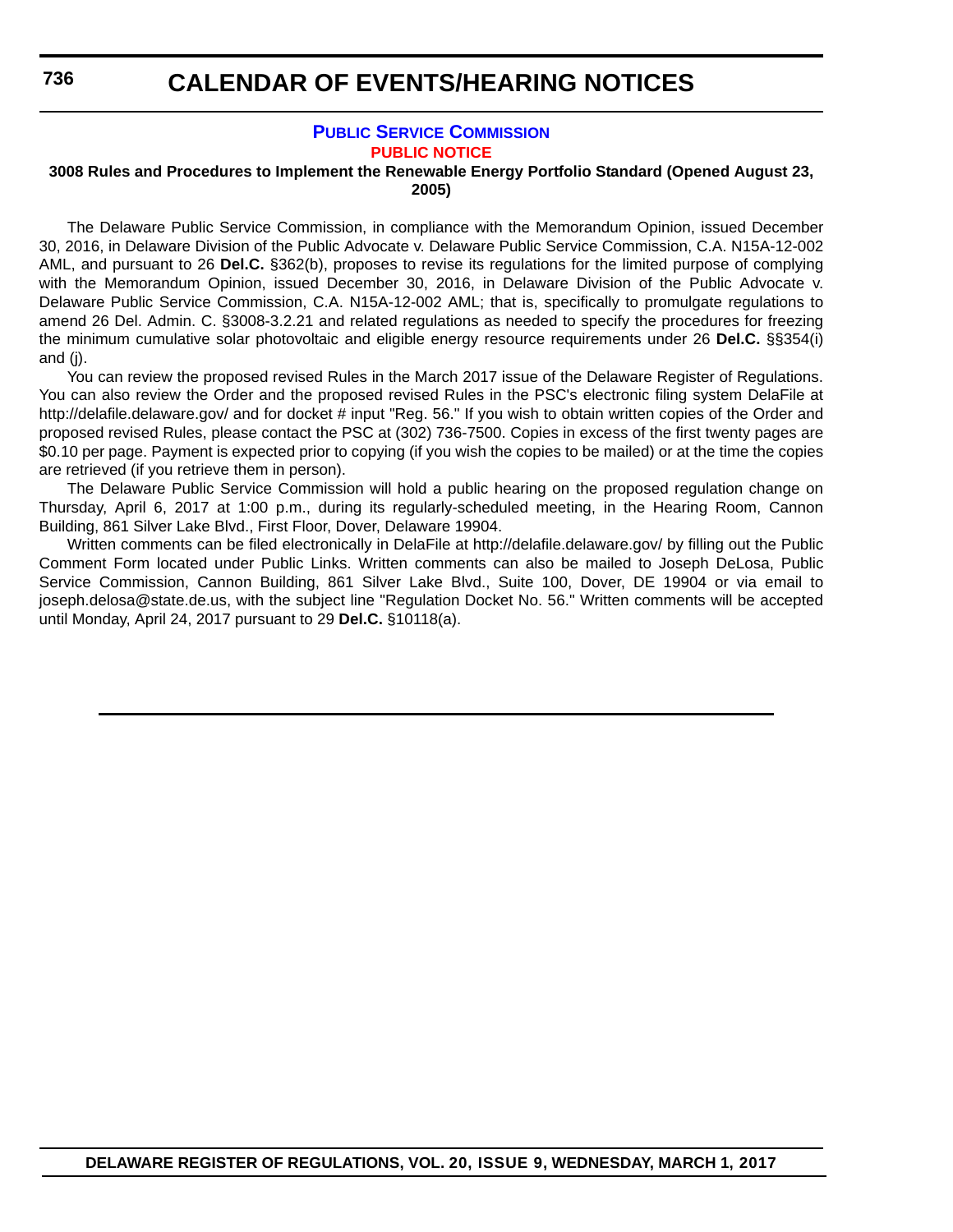# CALENDAR OF EVENTS/HEARING NOTICES

## PUBLIC SERVICE COMMISSION

### PUBLIC NOTICE

**3008 Rules and Procedures to Implement the Renewable Energy Portfolio Standard (Opened August 23, 2005)**

The Delaware Public Service Commission, in compliance with the Memorandum Opinion, issued December 30, 2016, in Delaware Division of the Public Advocate v. Delaware Public Service Commission, C.A. N15A-12-002 AML, and pursuant to 26 **Del.C.** §362(b), proposes to revise its regulations for the limited purpose of complying with the Memorandum Opinion, issued December 30, 2016, in Delaware Division of the Public Advocate v. Delaware Public Service Commission, C.A. N15A-12-002 AML; that is, specifically to promulgate regulations to amend 26 Del. Admin. C. §3008-3.2.21 and related regulations as needed to specify the procedures for freezing the minimum cumulative solar photovoltaic and eligible energy resource requirements under 26 **Del.C.** §§354(i) and (j).

You can review the proposed revised Rules in the March 2017 issue of the Delaware Register of Regulations. You can also review the Order and the proposed revised Rules in the PSC's electronic filing system DelaFile at http://delafile.delaware.gov/ and for docket # input "Reg. 56." If you wish to obtain written copies of the Order and proposed revised Rules, please contact the PSC at (302) 736-7500. Copies in excess of the first twenty pages are $0.10 per page. Payment is expected prior to copying (if you wish the copies to be mailed) or at the time the copies are retrieved (if you retrieve them in person).

The Delaware Public Service Commission will hold a public hearing on the proposed regulation change on Thursday, April 6, 2017 at 1:00 p.m., during its regularly-scheduled meeting, in the Hearing Room, Cannon Building, 861 Silver Lake Blvd., First Floor, Dover, Delaware 19904.

Written comments can be filed electronically in DelaFile at http://delafile.delaware.gov/ by filling out the Public Comment Form located under Public Links. Written comments can also be mailed to Joseph DeLosa, Public Service Commission, Cannon Building, 861 Silver Lake Blvd., Suite 100, Dover, DE 19904 or via email to joseph.delosa@state.de.us, with the subject line "Regulation Docket No. 56." Written comments will be accepted until Monday, April 24, 2017 pursuant to 29 **Del.C.** §10118(a).